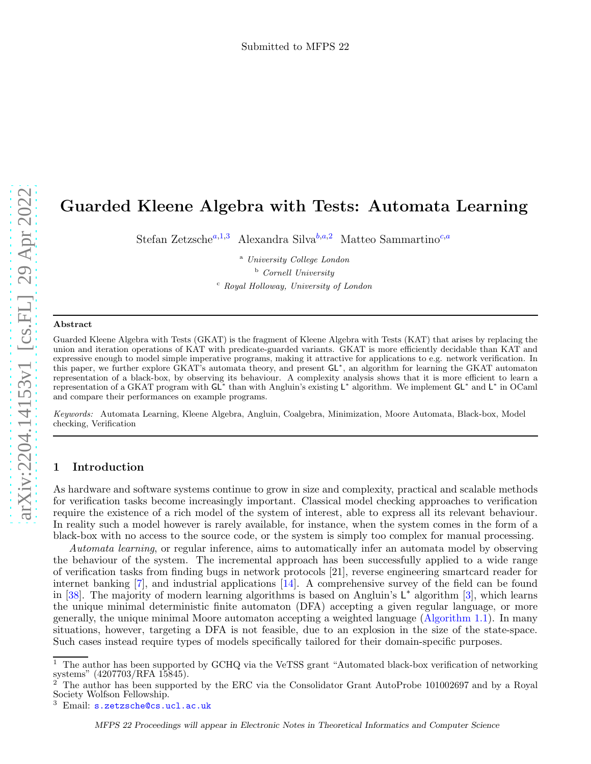Submitted to MFPS 22

# Guarded Kleene Algebra with Tests: Automata Learning

Stefan Zetzsche[a,1,3] Alexandra Silva[b,a,2] Matteo Sammartino[c,a]

[a] *University College London*

[b] *Cornell University*

[c] *Royal Holloway, University of London*

---

**Abstract**

Guarded Kleene Algebra with Tests (GKAT) is the fragment of Kleene Algebra with Tests (KAT) that arises by replacing the union and iteration operations of KAT with predicate-guarded variants. GKAT is more efficiently decidable than KAT and expressive enough to model simple imperative programs, making it attractive for applications to e.g. network verification. In this paper, we further explore GKAT's automata theory, and present $\mathsf{GL}^*$, an algorithm for learning the GKAT automaton representation of a black-box, by observing its behaviour. A complexity analysis shows that it is more efficient to learn a representation of a GKAT program with $\mathsf{GL}^*$ than with Angluin's existing $\mathsf{L}^*$ algorithm. We implement $\mathsf{GL}^*$ and $\mathsf{L}^*$ in OCaml and compare their performances on example programs.

*Keywords:* Automata Learning, Kleene Algebra, Angluin, Coalgebra, Minimization, Moore Automata, Black-box, Model checking, Verification

---

## 1 Introduction

As hardware and software systems continue to grow in size and complexity, practical and scalable methods for verification tasks become increasingly important. Classical model checking approaches to verification require the existence of a rich model of the system of interest, able to express all its relevant behaviour. In reality such a model however is rarely available, for instance, when the system comes in the form of a black-box with no access to the source code, or the system is simply too complex for manual processing.

*Automata learning*, or regular inference, aims to automatically infer an automata model by observing the behaviour of the system. The incremental approach has been successfully applied to a wide range of verification tasks from finding bugs in network protocols [21], reverse engineering smartcard reader for internet banking [7], and industrial applications [14]. A comprehensive survey of the field can be found in [38]. The majority of modern learning algorithms is based on Angluin's $\mathsf{L}^*$ algorithm [3], which learns the unique minimal deterministic finite automaton (DFA) accepting a given regular language, or more generally, the unique minimal Moore automaton accepting a weighted language (Algorithm 1.1). In many situations, however, targeting a DFA is not feasible, due to an explosion in the size of the state-space. Such cases instead require types of models specifically tailored for their domain-specific purposes.

---

[1] The author has been supported by GCHQ via the VeTSS grant "Automated black-box verification of networking systems" (4207703/RFA 15845).

[2] The author has been supported by the ERC via the Consolidator Grant AutoProbe 101002697 and by a Royal Society Wolfson Fellowship.

[3] Email: s.zetzsche@cs.ucl.ac.uk

MFPS 22 Proceedings will appear in Electronic Notes in Theoretical Informatics and Computer Science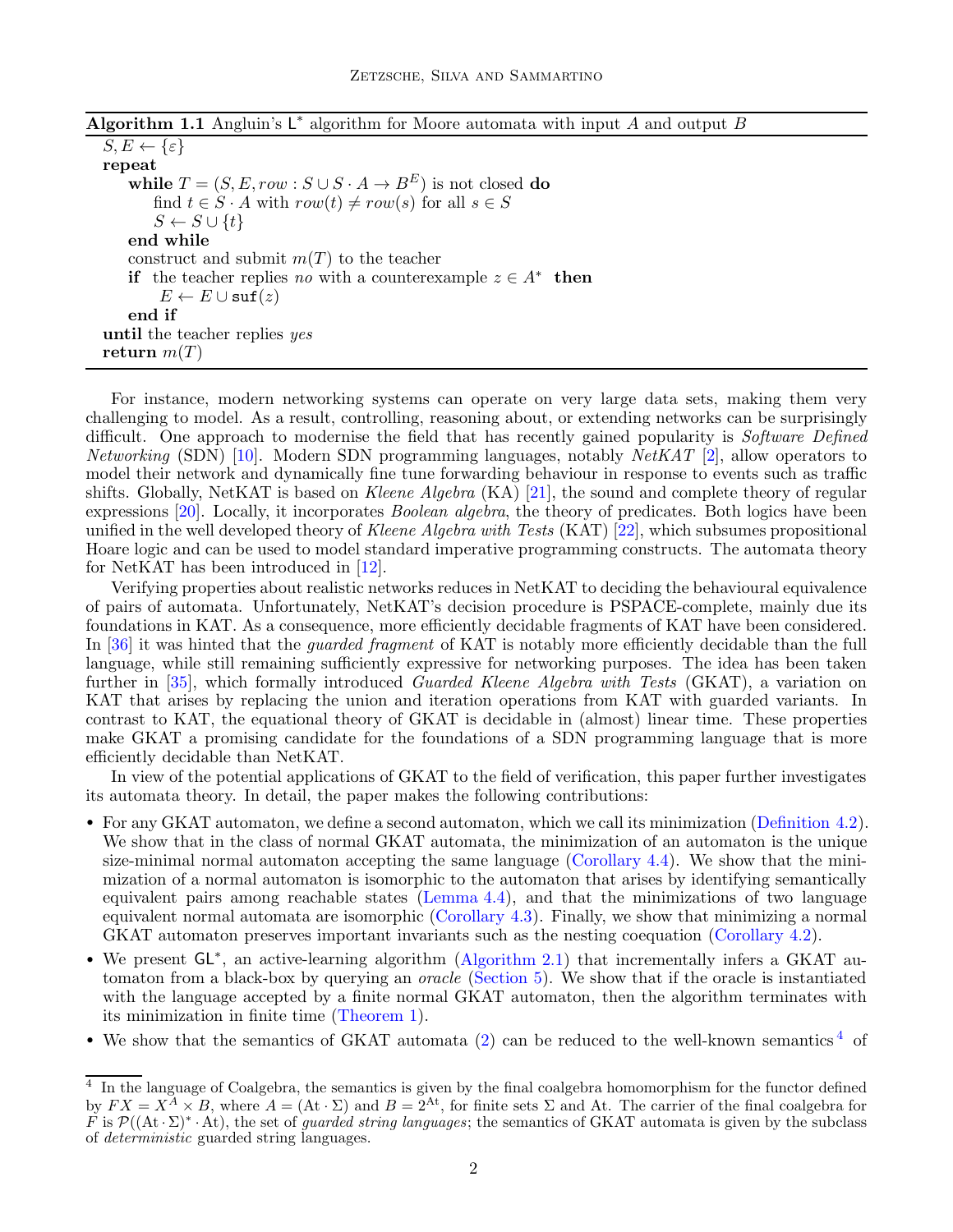**Algorithm 1.1** Angluin's $\mathsf{L}^*$ algorithm for Moore automata with input $A$ and output $B$

```
S, E ← {ε}
repeat
    while T = (S, E, row : S ∪ S · A → B^E) is not closed do
        find t ∈ S · A with row(t) ≠ row(s) for all s ∈ S
        S ← S ∪ {t}
    end while
    construct and submit m(T) to the teacher
    if  the teacher replies no with a counterexample z ∈ A*  then
        E ← E ∪ suf(z)
    end if
until the teacher replies yes
return m(T)
```

For instance, modern networking systems can operate on very large data sets, making them very challenging to model. As a result, controlling, reasoning about, or extending networks can be surprisingly difficult. One approach to modernise the field that has recently gained popularity is *Software Defined Networking* (SDN) [10]. Modern SDN programming languages, notably *NetKAT* [2], allow operators to model their network and dynamically fine tune forwarding behaviour in response to events such as traffic shifts. Globally, NetKAT is based on *Kleene Algebra* (KA) [21], the sound and complete theory of regular expressions [20]. Locally, it incorporates *Boolean algebra*, the theory of predicates. Both logics have been unified in the well developed theory of *Kleene Algebra with Tests* (KAT) [22], which subsumes propositional Hoare logic and can be used to model standard imperative programming constructs. The automata theory for NetKAT has been introduced in [12].

Verifying properties about realistic networks reduces in NetKAT to deciding the behavioural equivalence of pairs of automata. Unfortunately, NetKAT's decision procedure is PSPACE-complete, mainly due its foundations in KAT. As a consequence, more efficiently decidable fragments of KAT have been considered. In [36] it was hinted that the *guarded fragment* of KAT is notably more efficiently decidable than the full language, while still remaining sufficiently expressive for networking purposes. The idea has been taken further in [35], which formally introduced *Guarded Kleene Algebra with Tests* (GKAT), a variation on KAT that arises by replacing the union and iteration operations from KAT with guarded variants. In contrast to KAT, the equational theory of GKAT is decidable in (almost) linear time. These properties make GKAT a promising candidate for the foundations of a SDN programming language that is more efficiently decidable than NetKAT.

In view of the potential applications of GKAT to the field of verification, this paper further investigates its automata theory. In detail, the paper makes the following contributions:

- For any GKAT automaton, we define a second automaton, which we call its minimization (Definition 4.2). We show that in the class of normal GKAT automata, the minimization of an automaton is the unique size-minimal normal automaton accepting the same language (Corollary 4.4). We show that the minimization of a normal automaton is isomorphic to the automaton that arises by identifying semantically equivalent pairs among reachable states (Lemma 4.4), and that the minimizations of two language equivalent normal automata are isomorphic (Corollary 4.3). Finally, we show that minimizing a normal GKAT automaton preserves important invariants such as the nesting coequation (Corollary 4.2).
- We present $\mathsf{GL}^*$, an active-learning algorithm (Algorithm 2.1) that incrementally infers a GKAT automaton from a black-box by querying an *oracle* (Section 5). We show that if the oracle is instantiated with the language accepted by a finite normal GKAT automaton, then the algorithm terminates with its minimization in finite time (Theorem 1).
- We show that the semantics of GKAT automata (2) can be reduced to the well-known semantics [4] of

[4] In the language of Coalgebra, the semantics is given by the final coalgebra homomorphism for the functor defined by $FX = X^A \times B$, where $A = (\mathrm{At} \cdot \Sigma)$ and $B = 2^{\mathrm{At}}$, for finite sets $\Sigma$ and At. The carrier of the final coalgebra for $F$ is $\mathcal{P}((\mathrm{At} \cdot \Sigma)^* \cdot \mathrm{At})$, the set of *guarded string languages*; the semantics of GKAT automata is given by the subclass of *deterministic* guarded string languages.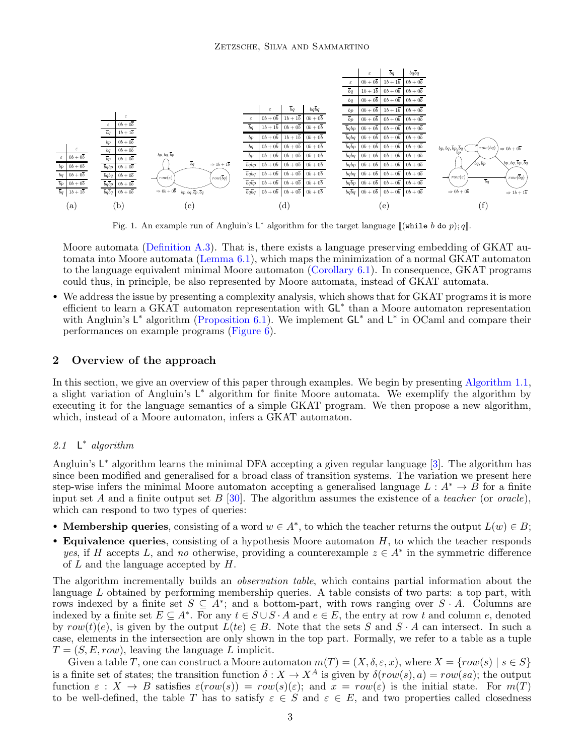Fig. 1. An example run of Angluin's $\mathsf{L}^*$ algorithm for the target language $[\![(\texttt{while}\ b\ \texttt{do}\ p); q]\!]$.

Moore automata (Definition A.3). That is, there exists a language preserving embedding of GKAT automata into Moore automata (Lemma 6.1), which maps the minimization of a normal GKAT automaton to the language equivalent minimal Moore automaton (Corollary 6.1). In consequence, GKAT programs could thus, in principle, be also represented by Moore automata, instead of GKAT automata.

- We address the issue by presenting a complexity analysis, which shows that for GKAT programs it is more efficient to learn a GKAT automaton representation with $\mathsf{GL}^*$ than a Moore automaton representation with Angluin's $\mathsf{L}^*$ algorithm (Proposition 6.1). We implement $\mathsf{GL}^*$ and $\mathsf{L}^*$ in OCaml and compare their performances on example programs (Figure 6).

## 2 Overview of the approach

In this section, we give an overview of this paper through examples. We begin by presenting Algorithm 1.1, a slight variation of Angluin's $\mathsf{L}^*$ algorithm for finite Moore automata. We exemplify the algorithm by executing it for the language semantics of a simple GKAT program. We then propose a new algorithm, which, instead of a Moore automaton, infers a GKAT automaton.

### 2.1 $\mathsf{L}^*$ algorithm

Angluin's $\mathsf{L}^*$ algorithm learns the minimal DFA accepting a given regular language [3]. The algorithm has since been modified and generalised for a broad class of transition systems. The variation we present here step-wise infers the minimal Moore automaton accepting a generalised language $L : A^* \to B$ for a finite input set $A$ and a finite output set $B$ [30]. The algorithm assumes the existence of a *teacher* (or *oracle*), which can respond to two types of queries:

- **Membership queries**, consisting of a word $w \in A^*$, to which the teacher returns the output $L(w) \in B$;
- **Equivalence queries**, consisting of a hypothesis Moore automaton $H$, to which the teacher responds *yes*, if $H$ accepts $L$, and *no* otherwise, providing a counterexample $z \in A^*$ in the symmetric difference of $L$ and the language accepted by $H$.

The algorithm incrementally builds an *observation table*, which contains partial information about the language $L$ obtained by performing membership queries. A table consists of two parts: a top part, with rows indexed by a finite set $S \subseteq A^*$; and a bottom-part, with rows ranging over $S \cdot A$. Columns are indexed by a finite set $E \subseteq A^*$. For any $t \in S \cup S \cdot A$ and $e \in E$, the entry at row $t$ and column $e$, denoted by $row(t)(e)$, is given by the output $L(te) \in B$. Note that the sets $S$ and $S \cdot A$ can intersect. In such a case, elements in the intersection are only shown in the top part. Formally, we refer to a table as a tuple $T = (S, E, row)$, leaving the language $L$ implicit.

Given a table $T$, one can construct a Moore automaton $m(T) = (X, \delta, \varepsilon, x)$, where $X = \{row(s) \mid s \in S\}$ is a finite set of states; the transition function $\delta : X \to X^A$ is given by $\delta(row(s), a) = row(sa)$; the output function $\varepsilon : X \to B$ satisfies $\varepsilon(row(s)) = row(s)(\varepsilon)$; and $x = row(\varepsilon)$ is the initial state. For $m(T)$ to be well-defined, the table $T$ has to satisfy $\varepsilon \in S$ and $\varepsilon \in E$, and two properties called closedness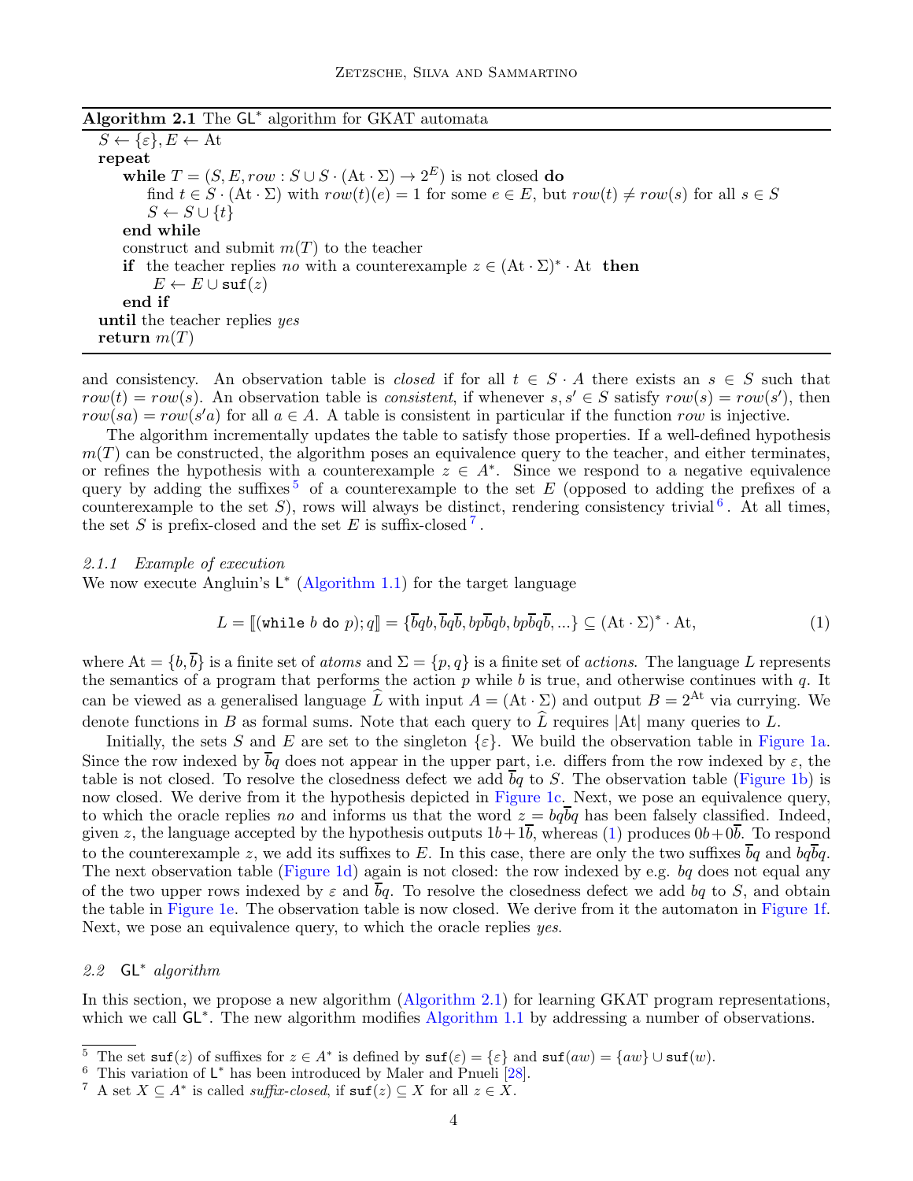**Algorithm 2.1** The $\mathsf{GL}^*$ algorithm for GKAT automata

```
S ← {ε}, E ← At
repeat
    while T = (S, E, row : S ∪ S · (At · Σ) → 2^E) is not closed do
        find t ∈ S · (At · Σ) with row(t)(e) = 1 for some e ∈ E, but row(t) ≠ row(s) for all s ∈ S
        S ← S ∪ {t}
    end while
    construct and submit m(T) to the teacher
    if the teacher replies no with a counterexample z ∈ (At · Σ)* · At then
        E ← E ∪ suf(z)
    end if
until the teacher replies yes
return m(T)
```

and consistency. An observation table is *closed* if for all $t \in S \cdot A$ there exists an $s \in S$ such that $row(t) = row(s)$. An observation table is *consistent*, if whenever $s, s' \in S$ satisfy $row(s) = row(s')$, then $row(sa) = row(s'a)$ for all $a \in A$. A table is consistent in particular if the function $row$ is injective.

The algorithm incrementally updates the table to satisfy those properties. If a well-defined hypothesis $m(T)$ can be constructed, the algorithm poses an equivalence query to the teacher, and either terminates, or refines the hypothesis with a counterexample $z \in A^*$. Since we respond to a negative equivalence query by adding the suffixes [5] of a counterexample to the set $E$ (opposed to adding the prefixes of a counterexample to the set $S$), rows will always be distinct, rendering consistency trivial [6]. At all times, the set $S$ is prefix-closed and the set $E$ is suffix-closed [7].

### 2.1.1 Example of execution

We now execute Angluin's $\mathsf{L}^*$ (Algorithm 1.1) for the target language

$$L = [\![(\texttt{while } b \texttt{ do } p); q]\!] = \{\overline{b}qb, \overline{b}q\overline{b}, bp\overline{b}qb, bp\overline{b}q\overline{b}, ...\} \subseteq (\mathrm{At} \cdot \Sigma)^* \cdot \mathrm{At}, \tag{1}$$

where $\mathrm{At} = \{b, \overline{b}\}$ is a finite set of *atoms* and $\Sigma = \{p, q\}$ is a finite set of *actions*. The language $L$ represents the semantics of a program that performs the action $p$ while $b$ is true, and otherwise continues with $q$. It can be viewed as a generalised language $\widehat{L}$ with input $A = (\mathrm{At} \cdot \Sigma)$ and output $B = 2^{\mathrm{At}}$ via currying. We denote functions in $B$ as formal sums. Note that each query to $\widehat{L}$ requires $|\mathrm{At}|$ many queries to $L$.

Initially, the sets $S$ and $E$ are set to the singleton $\{\varepsilon\}$. We build the observation table in Figure 1a. Since the row indexed by $\overline{b}q$ does not appear in the upper part, i.e. differs from the row indexed by $\varepsilon$, the table is not closed. To resolve the closedness defect we add $\overline{b}q$ to $S$. The observation table (Figure 1b) is now closed. We derive from it the hypothesis depicted in Figure 1c. Next, we pose an equivalence query, to which the oracle replies *no* and informs us that the word $z = bq\overline{b}q$ has been falsely classified. Indeed, given $z$, the language accepted by the hypothesis outputs $1b + 1\overline{b}$, whereas (1) produces $0b + 0\overline{b}$. To respond to the counterexample $z$, we add its suffixes to $E$. In this case, there are only the two suffixes $\overline{b}q$ and $bq\overline{b}q$. The next observation table (Figure 1d) again is not closed: the row indexed by e.g. $bq$ does not equal any of the two upper rows indexed by $\varepsilon$ and $\overline{b}q$. To resolve the closedness defect we add $bq$ to $S$, and obtain the table in Figure 1e. The observation table is now closed. We derive from it the automaton in Figure 1f. Next, we pose an equivalence query, to which the oracle replies *yes*.

## 2.2 $\mathsf{GL}^*$ algorithm

In this section, we propose a new algorithm (Algorithm 2.1) for learning GKAT program representations, which we call $\mathsf{GL}^*$. The new algorithm modifies Algorithm 1.1 by addressing a number of observations.

---

[5] The set $\mathtt{suf}(z)$ of suffixes for $z \in A^*$ is defined by $\mathtt{suf}(\varepsilon) = \{\varepsilon\}$ and $\mathtt{suf}(aw) = \{aw\} \cup \mathtt{suf}(w)$.

[6] This variation of $\mathsf{L}^*$ has been introduced by Maler and Pnueli [28].

[7] A set $X \subseteq A^*$ is called *suffix-closed*, if $\mathtt{suf}(z) \subseteq X$ for all $z \in X$.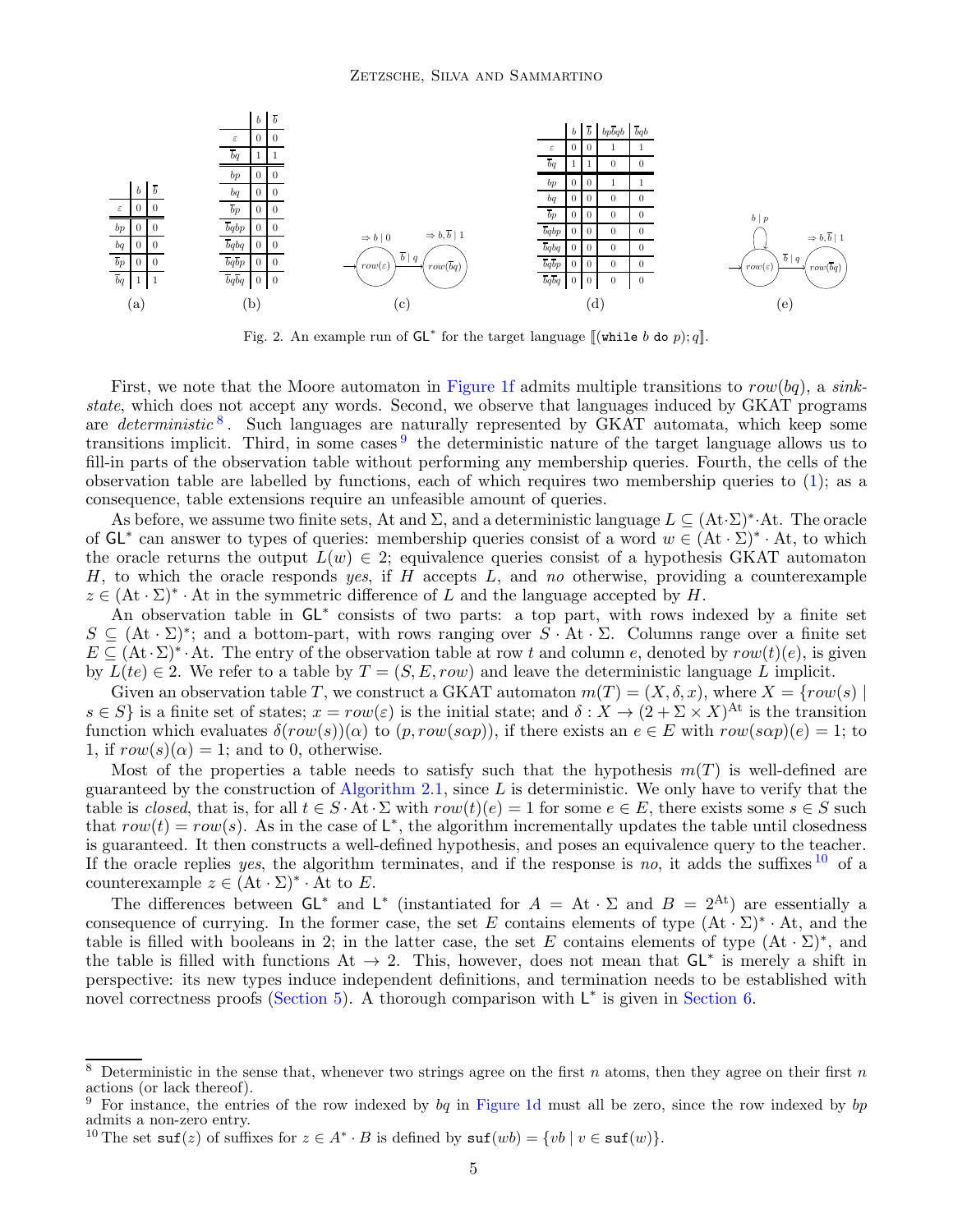(a)

|  | $b$ | $\overline{b}$ |
|---|---|---|
| $\varepsilon$ | 0 | 0 |
| $bp$ | 0 | 0 |
| $bq$ | 0 | 0 |
| $\overline{b}p$ | 0 | 0 |
| $\overline{b}q$ | 1 | 1 |

(b)

|  | $b$ | $\overline{b}$ |
|---|---|---|
| $\varepsilon$ | 0 | 0 |
| $\overline{b}q$ | 1 | 1 |
| $bp$ | 0 | 0 |
| $bq$ | 0 | 0 |
| $\overline{b}p$ | 0 | 0 |
| $\overline{b}qbp$ | 0 | 0 |
| $\overline{b}qbq$ | 0 | 0 |
| $\overline{b}q\overline{b}p$ | 0 | 0 |
| $\overline{b}q\overline{b}q$ | 0 | 0 |

(c)

(d)

|  | $b$ | $\overline{b}$ | $bp\overline{b}qb$ | $\overline{b}qb$ |
|---|---|---|---|---|
| $\varepsilon$ | 0 | 0 | 1 | 1 |
| $\overline{b}q$ | 1 | 1 | 0 | 0 |
| $bp$ | 0 | 0 | 1 | 1 |
| $bq$ | 0 | 0 | 0 | 0 |
| $\overline{b}p$ | 0 | 0 | 0 | 0 |
| $\overline{b}qbp$ | 0 | 0 | 0 | 0 |
| $\overline{b}qbq$ | 0 | 0 | 0 | 0 |
| $\overline{b}q\overline{b}p$ | 0 | 0 | 0 | 0 |
| $\overline{b}q\overline{b}q$ | 0 | 0 | 0 | 0 |

(e)

Fig. 2. An example run of $\mathsf{GL}^*$ for the target language $[\![(\texttt{while}\ b\ \texttt{do}\ p); q]\!]$.

First, we note that the Moore automaton in Figure 1f admits multiple transitions to $row(bq)$, a *sink-state*, which does not accept any words. Second, we observe that languages induced by GKAT programs are *deterministic*[8]. Such languages are naturally represented by GKAT automata, which keep some transitions implicit. Third, in some cases[9] the deterministic nature of the target language allows us to fill-in parts of the observation table without performing any membership queries. Fourth, the cells of the observation table are labelled by functions, each of which requires two membership queries to (1); as a consequence, table extensions require an unfeasible amount of queries.

As before, we assume two finite sets, At and $\Sigma$, and a deterministic language $L \subseteq (\mathrm{At}\cdot\Sigma)^*\cdot\mathrm{At}$. The oracle of $\mathsf{GL}^*$ can answer to types of queries: membership queries consist of a word $w \in (\mathrm{At}\cdot\Sigma)^*\cdot\mathrm{At}$, to which the oracle returns the output $L(w) \in 2$; equivalence queries consist of a hypothesis GKAT automaton $H$, to which the oracle responds *yes*, if $H$ accepts $L$, and *no* otherwise, providing a counterexample $z \in (\mathrm{At}\cdot\Sigma)^*\cdot\mathrm{At}$ in the symmetric difference of $L$ and the language accepted by $H$.

An observation table in $\mathsf{GL}^*$ consists of two parts: a top part, with rows indexed by a finite set $S \subseteq (\mathrm{At}\cdot\Sigma)^*$; and a bottom-part, with rows ranging over $S\cdot\mathrm{At}\cdot\Sigma$. Columns range over a finite set $E \subseteq (\mathrm{At}\cdot\Sigma)^*\cdot\mathrm{At}$. The entry of the observation table at row $t$ and column $e$, denoted by $row(t)(e)$, is given by $L(te) \in 2$. We refer to a table by $T = (S, E, row)$ and leave the deterministic language $L$ implicit.

Given an observation table $T$, we construct a GKAT automaton $m(T) = (X, \delta, x)$, where $X = \{row(s) \mid s \in S\}$ is a finite set of states; $x = row(\varepsilon)$ is the initial state; and $\delta : X \to (2+\Sigma\times X)^{\mathrm{At}}$ is the transition function which evaluates $\delta(row(s))(\alpha)$ to $(p, row(s\alpha p))$, if there exists an $e \in E$ with $row(s\alpha p)(e) = 1$; to 1, if $row(s)(\alpha) = 1$; and to 0, otherwise.

Most of the properties a table needs to satisfy such that the hypothesis $m(T)$ is well-defined are guaranteed by the construction of Algorithm 2.1, since $L$ is deterministic. We only have to verify that the table is *closed*, that is, for all $t \in S\cdot\mathrm{At}\cdot\Sigma$ with $row(t)(e) = 1$ for some $e \in E$, there exists some $s \in S$ such that $row(t) = row(s)$. As in the case of $\mathsf{L}^*$, the algorithm incrementally updates the table until closedness is guaranteed. It then constructs a well-defined hypothesis, and poses an equivalence query to the teacher. If the oracle replies *yes*, the algorithm terminates, and if the response is *no*, it adds the suffixes[10] of a counterexample $z \in (\mathrm{At}\cdot\Sigma)^*\cdot\mathrm{At}$ to $E$.

The differences between $\mathsf{GL}^*$ and $\mathsf{L}^*$ (instantiated for $A = \mathrm{At}\cdot\Sigma$ and $B = 2^{\mathrm{At}}$) are essentially a consequence of currying. In the former case, the set $E$ contains elements of type $(\mathrm{At}\cdot\Sigma)^*\cdot\mathrm{At}$, and the table is filled with booleans in 2; in the latter case, the set $E$ contains elements of type $(\mathrm{At}\cdot\Sigma)^*$, and the table is filled with functions $\mathrm{At} \to 2$. This, however, does not mean that $\mathsf{GL}^*$ is merely a shift in perspective: its new types induce independent definitions, and termination needs to be established with novel correctness proofs (Section 5). A thorough comparison with $\mathsf{L}^*$ is given in Section 6.

---

[8] Deterministic in the sense that, whenever two strings agree on the first $n$ atoms, then they agree on their first $n$ actions (or lack thereof).

[9] For instance, the entries of the row indexed by $bq$ in Figure 1d must all be zero, since the row indexed by $bp$ admits a non-zero entry.

[10] The set $\mathtt{suf}(z)$ of suffixes for $z \in A^*\cdot B$ is defined by $\mathtt{suf}(wb) = \{vb \mid v \in \mathtt{suf}(w)\}$.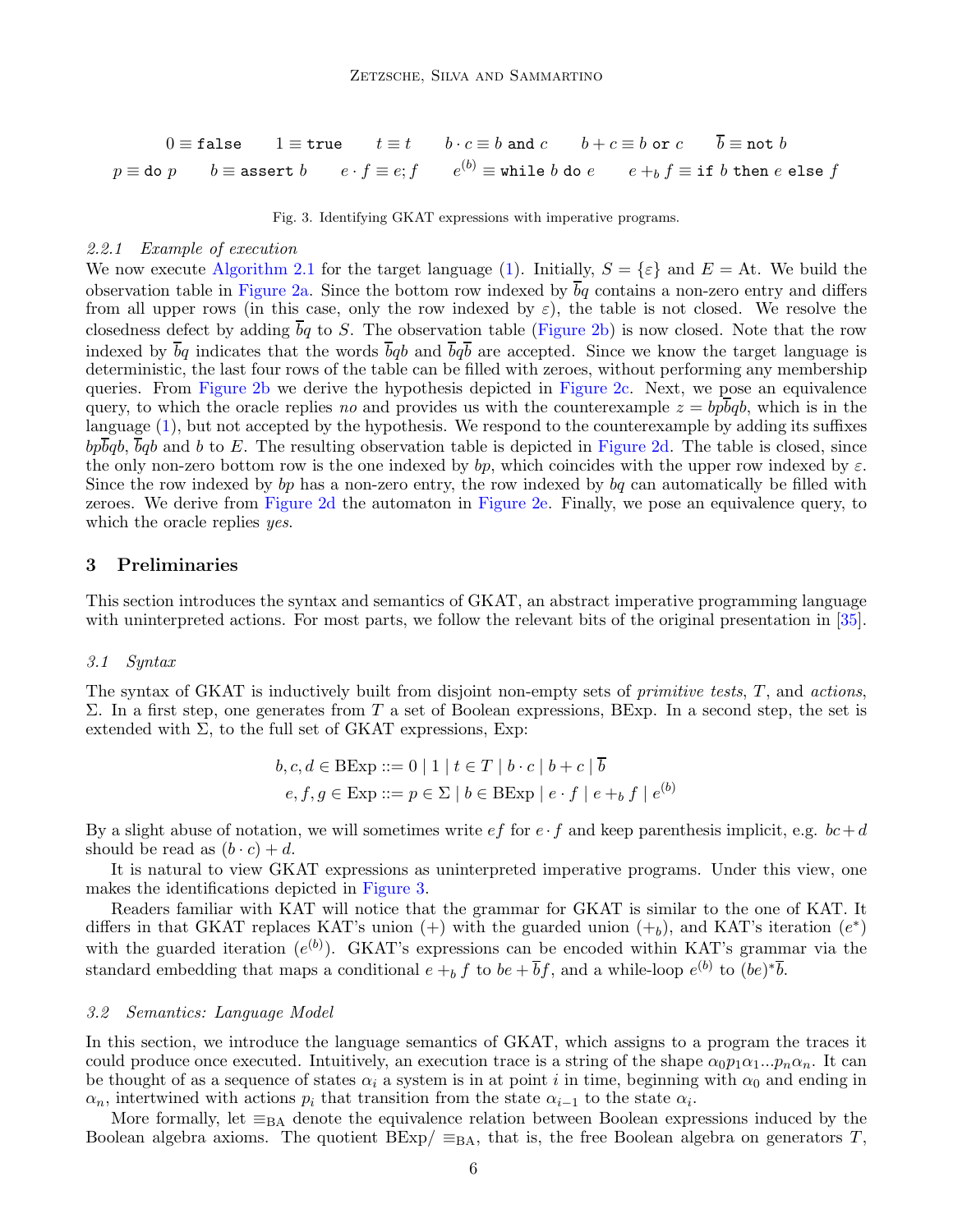$$0 \equiv \texttt{false} \qquad 1 \equiv \texttt{true} \qquad t \equiv t \qquad b \cdot c \equiv b \texttt{ and } c \qquad b + c \equiv b \texttt{ or } c \qquad \overline{b} \equiv \texttt{not } b$$

$$p \equiv \texttt{do } p \qquad b \equiv \texttt{assert } b \qquad e \cdot f \equiv e; f \qquad e^{(b)} \equiv \texttt{while } b \texttt{ do } e \qquad e +_b f \equiv \texttt{if } b \texttt{ then } e \texttt{ else } f$$

Fig. 3. Identifying GKAT expressions with imperative programs.

#### 2.2.1 Example of execution

We now execute Algorithm 2.1 for the target language (1). Initially, $S = \{\varepsilon\}$ and $E = \mathrm{At}$. We build the observation table in Figure 2a. Since the bottom row indexed by $\overline{b}q$ contains a non-zero entry and differs from all upper rows (in this case, only the row indexed by $\varepsilon$), the table is not closed. We resolve the closedness defect by adding $\overline{b}q$ to $S$. The observation table (Figure 2b) is now closed. Note that the row indexed by $\overline{b}q$ indicates that the words $\overline{b}qb$ and $\overline{b}q\overline{b}$ are accepted. Since we know the target language is deterministic, the last four rows of the table can be filled with zeroes, without performing any membership queries. From Figure 2b we derive the hypothesis depicted in Figure 2c. Next, we pose an equivalence query, to which the oracle replies *no* and provides us with the counterexample $z = bp\overline{b}qb$, which is in the language (1), but not accepted by the hypothesis. We respond to the counterexample by adding its suffixes $bp\overline{b}qb$, $\overline{b}qb$ and $b$ to $E$. The resulting observation table is depicted in Figure 2d. The table is closed, since the only non-zero bottom row is the one indexed by $bp$, which coincides with the upper row indexed by $\varepsilon$. Since the row indexed by $bp$ has a non-zero entry, the row indexed by $bq$ can automatically be filled with zeroes. We derive from Figure 2d the automaton in Figure 2e. Finally, we pose an equivalence query, to which the oracle replies *yes*.

## 3 Preliminaries

This section introduces the syntax and semantics of GKAT, an abstract imperative programming language with uninterpreted actions. For most parts, we follow the relevant bits of the original presentation in [35].

### 3.1 Syntax

The syntax of GKAT is inductively built from disjoint non-empty sets of *primitive tests*, $T$, and *actions*, $\Sigma$. In a first step, one generates from $T$ a set of Boolean expressions, BExp. In a second step, the set is extended with $\Sigma$, to the full set of GKAT expressions, Exp:

$$b, c, d \in \mathrm{BExp} ::= 0 \mid 1 \mid t \in T \mid b \cdot c \mid b + c \mid \overline{b}$$
$$e, f, g \in \mathrm{Exp} ::= p \in \Sigma \mid b \in \mathrm{BExp} \mid e \cdot f \mid e +_b f \mid e^{(b)}$$

By a slight abuse of notation, we will sometimes write $ef$ for $e \cdot f$ and keep parenthesis implicit, e.g. $bc + d$ should be read as $(b \cdot c) + d$.

It is natural to view GKAT expressions as uninterpreted imperative programs. Under this view, one makes the identifications depicted in Figure 3.

Readers familiar with KAT will notice that the grammar for GKAT is similar to the one of KAT. It differs in that GKAT replaces KAT's union ($+$) with the guarded union ($+_b$), and KAT's iteration ($e^*$) with the guarded iteration ($e^{(b)}$). GKAT's expressions can be encoded within KAT's grammar via the standard embedding that maps a conditional $e +_b f$ to $be + \overline{b}f$, and a while-loop $e^{(b)}$ to $(be)^*\overline{b}$.

### 3.2 Semantics: Language Model

In this section, we introduce the language semantics of GKAT, which assigns to a program the traces it could produce once executed. Intuitively, an execution trace is a string of the shape $\alpha_0 p_1 \alpha_1 ... p_n \alpha_n$. It can be thought of as a sequence of states $\alpha_i$ a system is in at point $i$ in time, beginning with $\alpha_0$ and ending in $\alpha_n$, intertwined with actions $p_i$ that transition from the state $\alpha_{i-1}$ to the state $\alpha_i$.

More formally, let $\equiv_{\mathrm{BA}}$ denote the equivalence relation between Boolean expressions induced by the Boolean algebra axioms. The quotient $\mathrm{BExp}/\equiv_{\mathrm{BA}}$, that is, the free Boolean algebra on generators $T$,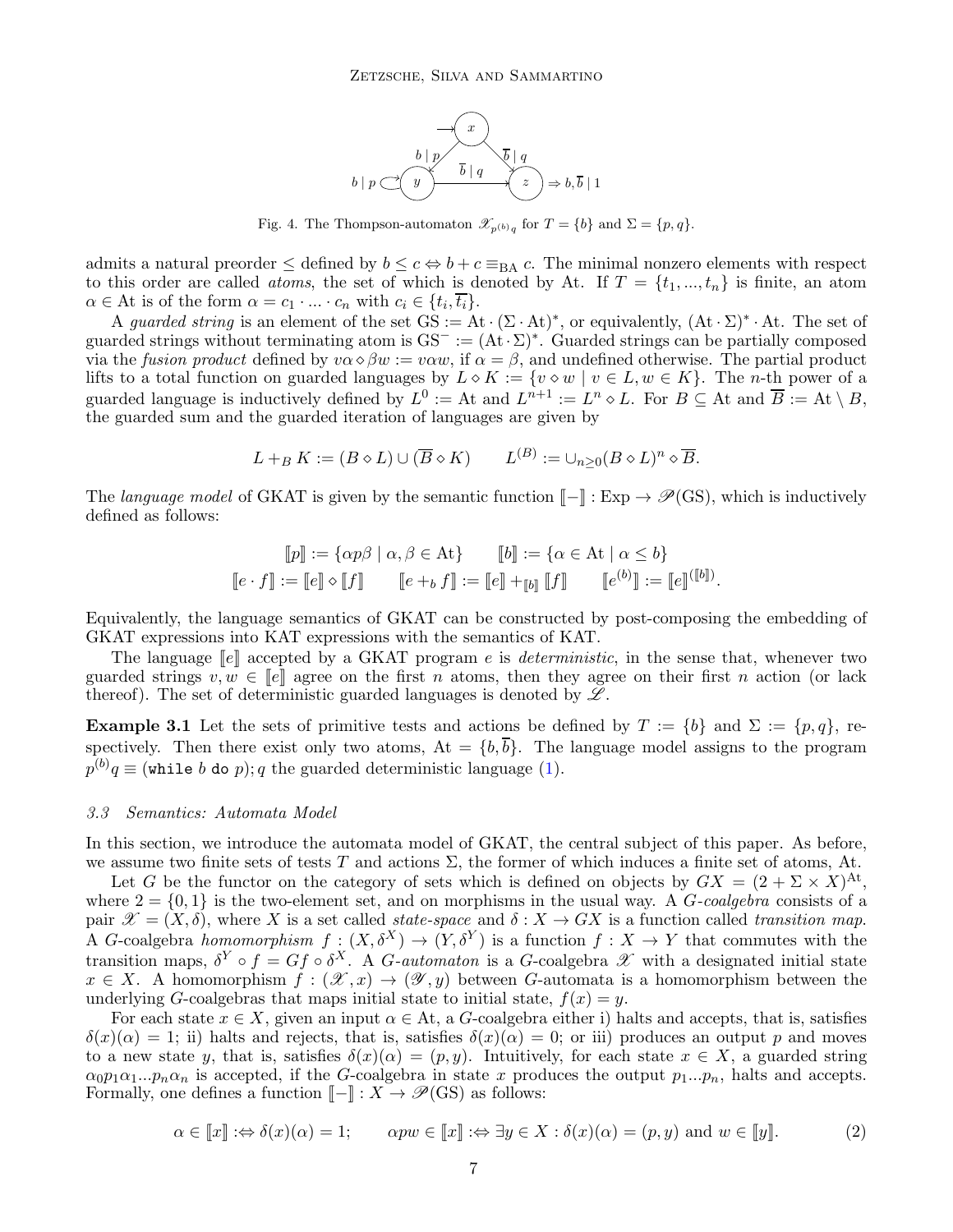Fig. 4. The Thompson-automaton $\mathscr{X}_{p^{(b)}q}$ for $T = \{b\}$ and $\Sigma = \{p, q\}$.

admits a natural preorder $\leq$ defined by $b \leq c \Leftrightarrow b + c \equiv_{\mathrm{BA}} c$. The minimal nonzero elements with respect to this order are called *atoms*, the set of which is denoted by At. If $T = \{t_1, ..., t_n\}$ is finite, an atom $\alpha \in \mathrm{At}$ is of the form $\alpha = c_1 \cdot ... \cdot c_n$ with $c_i \in \{t_i, \overline{t_i}\}$.

A *guarded string* is an element of the set $\mathrm{GS} := \mathrm{At} \cdot (\Sigma \cdot \mathrm{At})^*$, or equivalently, $(\mathrm{At} \cdot \Sigma)^* \cdot \mathrm{At}$. The set of guarded strings without terminating atom is $\mathrm{GS}^- := (\mathrm{At} \cdot \Sigma)^*$. Guarded strings can be partially composed via the *fusion product* defined by $v\alpha \diamond \beta w := v\alpha w$, if $\alpha = \beta$, and undefined otherwise. The partial product lifts to a total function on guarded languages by $L \diamond K := \{v \diamond w \mid v \in L, w \in K\}$. The $n$-th power of a guarded language is inductively defined by $L^0 := \mathrm{At}$ and $L^{n+1} := L^n \diamond L$. For $B \subseteq \mathrm{At}$ and $\overline{B} := \mathrm{At} \setminus B$, the guarded sum and the guarded iteration of languages are given by

$$L +_B K := (B \diamond L) \cup (\overline{B} \diamond K) \qquad L^{(B)} := \cup_{n \geq 0} (B \diamond L)^n \diamond \overline{B}.$$

The *language model* of GKAT is given by the semantic function $[\![-]\!] : \mathrm{Exp} \to \mathscr{P}(\mathrm{GS})$, which is inductively defined as follows:

$$[\![p]\!] := \{\alpha p \beta \mid \alpha, \beta \in \mathrm{At}\} \qquad [\![b]\!] := \{\alpha \in \mathrm{At} \mid \alpha \leq b\}$$
$$[\![e \cdot f]\!] := [\![e]\!] \diamond [\![f]\!] \qquad [\![e +_b f]\!] := [\![e]\!] +_{[\![b]\!]} [\![f]\!] \qquad [\![e^{(b)}]\!] := [\![e]\!]^{([\![b]\!])}.$$

Equivalently, the language semantics of GKAT can be constructed by post-composing the embedding of GKAT expressions into KAT expressions with the semantics of KAT.

The language $[\![e]\!]$ accepted by a GKAT program $e$ is *deterministic*, in the sense that, whenever two guarded strings $v, w \in [\![e]\!]$ agree on the first $n$ atoms, then they agree on their first $n$ action (or lack thereof). The set of deterministic guarded languages is denoted by $\mathscr{L}$.

**Example 3.1** Let the sets of primitive tests and actions be defined by $T := \{b\}$ and $\Sigma := \{p, q\}$, respectively. Then there exist only two atoms, $\mathrm{At} = \{b, \overline{b}\}$. The language model assigns to the program $p^{(b)}q \equiv$ (`while` $b$ `do` $p$); $q$ the guarded deterministic language (1).

### 3.3 Semantics: Automata Model

In this section, we introduce the automata model of GKAT, the central subject of this paper. As before, we assume two finite sets of tests $T$ and actions $\Sigma$, the former of which induces a finite set of atoms, At.

Let $G$ be the functor on the category of sets which is defined on objects by $GX = (2 + \Sigma \times X)^{\mathrm{At}}$, where $2 = \{0, 1\}$ is the two-element set, and on morphisms in the usual way. A $G$-*coalgebra* consists of a pair $\mathscr{X} = (X, \delta)$, where $X$ is a set called *state-space* and $\delta : X \to GX$ is a function called *transition map*. A $G$-coalgebra *homomorphism* $f : (X, \delta^X) \to (Y, \delta^Y)$ is a function $f : X \to Y$ that commutes with the transition maps, $\delta^Y \circ f = Gf \circ \delta^X$. A $G$-*automaton* is a $G$-coalgebra $\mathscr{X}$ with a designated initial state $x \in X$. A homomorphism $f : (\mathscr{X}, x) \to (\mathscr{Y}, y)$ between $G$-automata is a homomorphism between the underlying $G$-coalgebras that maps initial state to initial state, $f(x) = y$.

For each state $x \in X$, given an input $\alpha \in \mathrm{At}$, a $G$-coalgebra either i) halts and accepts, that is, satisfies $\delta(x)(\alpha) = 1$; ii) halts and rejects, that is, satisfies $\delta(x)(\alpha) = 0$; or iii) produces an output $p$ and moves to a new state $y$, that is, satisfies $\delta(x)(\alpha) = (p, y)$. Intuitively, for each state $x \in X$, a guarded string $\alpha_0 p_1 \alpha_1 ... p_n \alpha_n$ is accepted, if the $G$-coalgebra in state $x$ produces the output $p_1 ... p_n$, halts and accepts. Formally, one defines a function $[\![-]\!] : X \to \mathscr{P}(\mathrm{GS})$ as follows:

$$\alpha \in [\![x]\!] :\Leftrightarrow \delta(x)(\alpha) = 1; \qquad \alpha p w \in [\![x]\!] :\Leftrightarrow \exists y \in X : \delta(x)(\alpha) = (p, y) \text{ and } w \in [\![y]\!]. \tag{2}$$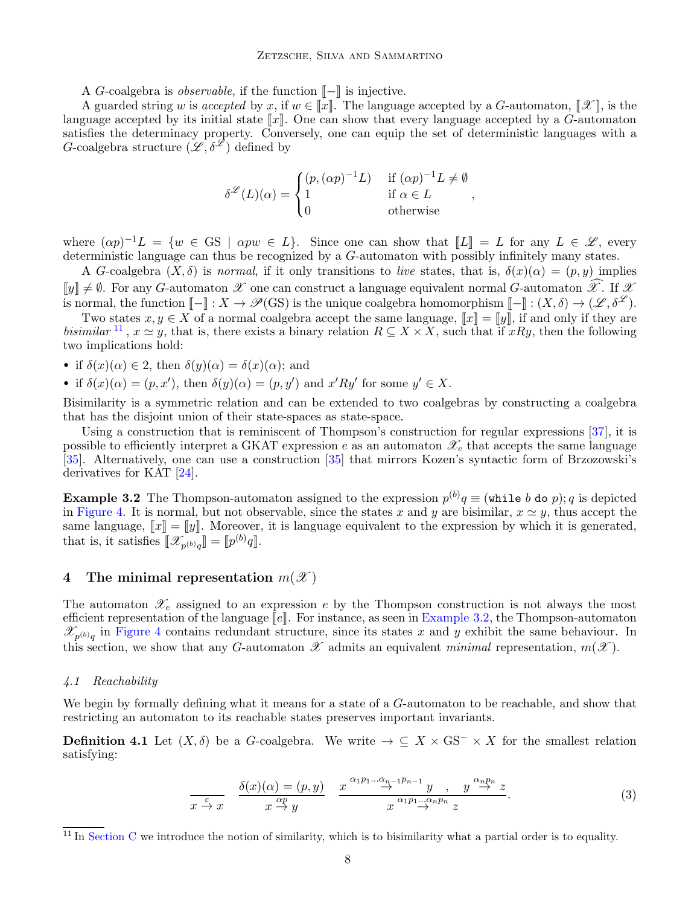A $G$-coalgebra is *observable*, if the function $[\![-]\!]$ is injective.

A guarded string $w$ is *accepted* by $x$, if $w \in [\![x]\!]$. The language accepted by a $G$-automaton, $[\![\mathscr{X}]\!]$, is the language accepted by its initial state $[\![x]\!]$. One can show that every language accepted by a $G$-automaton satisfies the determinacy property. Conversely, one can equip the set of deterministic languages with a $G$-coalgebra structure $(\mathscr{L}, \delta^{\mathscr{L}})$ defined by

$$\delta^{\mathscr{L}}(L)(\alpha) = \begin{cases} (p, (\alpha p)^{-1}L) & \text{if } (\alpha p)^{-1}L \neq \emptyset \\ 1 & \text{if } \alpha \in L \\ 0 & \text{otherwise} \end{cases},$$

where $(\alpha p)^{-1}L = \{w \in \mathrm{GS} \mid \alpha p w \in L\}$. Since one can show that $[\![L]\!] = L$ for any $L \in \mathscr{L}$, every deterministic language can thus be recognized by a $G$-automaton with possibly infinitely many states.

A $G$-coalgebra $(X, \delta)$ is *normal*, if it only transitions to *live* states, that is, $\delta(x)(\alpha) = (p, y)$ implies $[\![y]\!] \neq \emptyset$. For any $G$-automaton $\mathscr{X}$ one can construct a language equivalent normal $G$-automaton $\widehat{\mathscr{X}}$. If $\mathscr{X}$ is normal, the function $[\![-]\!] : X \to \mathscr{P}(\mathrm{GS})$ is the unique coalgebra homomorphism $[\![-]\!] : (X, \delta) \to (\mathscr{L}, \delta^{\mathscr{L}})$.

Two states $x, y \in X$ of a normal coalgebra accept the same language, $[\![x]\!] = [\![y]\!]$, if and only if they are *bisimilar* [11], $x \simeq y$, that is, there exists a binary relation $R \subseteq X \times X$, such that if $xRy$, then the following two implications hold:

- if $\delta(x)(\alpha) \in 2$, then $\delta(y)(\alpha) = \delta(x)(\alpha)$; and
- if $\delta(x)(\alpha) = (p, x')$, then $\delta(y)(\alpha) = (p, y')$ and $x'Ry'$ for some $y' \in X$.

Bisimilarity is a symmetric relation and can be extended to two coalgebras by constructing a coalgebra that has the disjoint union of their state-spaces as state-space.

Using a construction that is reminiscent of Thompson's construction for regular expressions [37], it is possible to efficiently interpret a GKAT expression $e$ as an automaton $\mathscr{X}_e$ that accepts the same language [35]. Alternatively, one can use a construction [35] that mirrors Kozen's syntactic form of Brzozowski's derivatives for KAT [24].

**Example 3.2** The Thompson-automaton assigned to the expression $p^{(b)}q \equiv (\texttt{while } b \texttt{ do } p); q$ is depicted in Figure 4. It is normal, but not observable, since the states $x$ and $y$ are bisimilar, $x \simeq y$, thus accept the same language, $[\![x]\!] = [\![y]\!]$. Moreover, it is language equivalent to the expression by which it is generated, that is, it satisfies $[\![\mathscr{X}_{p^{(b)}q}]\!] = [\![p^{(b)}q]\!]$.

## 4 The minimal representation $m(\mathscr{X})$

The automaton $\mathscr{X}_e$ assigned to an expression $e$ by the Thompson construction is not always the most efficient representation of the language $[\![e]\!]$. For instance, as seen in Example 3.2, the Thompson-automaton $\mathscr{X}_{p^{(b)}q}$ in Figure 4 contains redundant structure, since its states $x$ and $y$ exhibit the same behaviour. In this section, we show that any $G$-automaton $\mathscr{X}$ admits an equivalent *minimal* representation, $m(\mathscr{X})$.

### *4.1 Reachability*

We begin by formally defining what it means for a state of a $G$-automaton to be reachable, and show that restricting an automaton to its reachable states preserves important invariants.

**Definition 4.1** Let $(X, \delta)$ be a $G$-coalgebra. We write $\to \subseteq X \times \mathrm{GS}^- \times X$ for the smallest relation satisfying:

$$\frac{}{x \overset{\varepsilon}{\to} x} \qquad \frac{\delta(x)(\alpha) = (p, y)}{x \overset{\alpha p}{\to} y} \qquad \frac{x \overset{\alpha_1 p_1 \ldots \alpha_{n-1} p_{n-1}}{\to} y \quad , \quad y \overset{\alpha_n p_n}{\to} z}{x \overset{\alpha_1 p_1 \ldots \alpha_n p_n}{\to} z}. \tag{3}$$

---

[11] In Section C we introduce the notion of similarity, which is to bisimilarity what a partial order is to equality.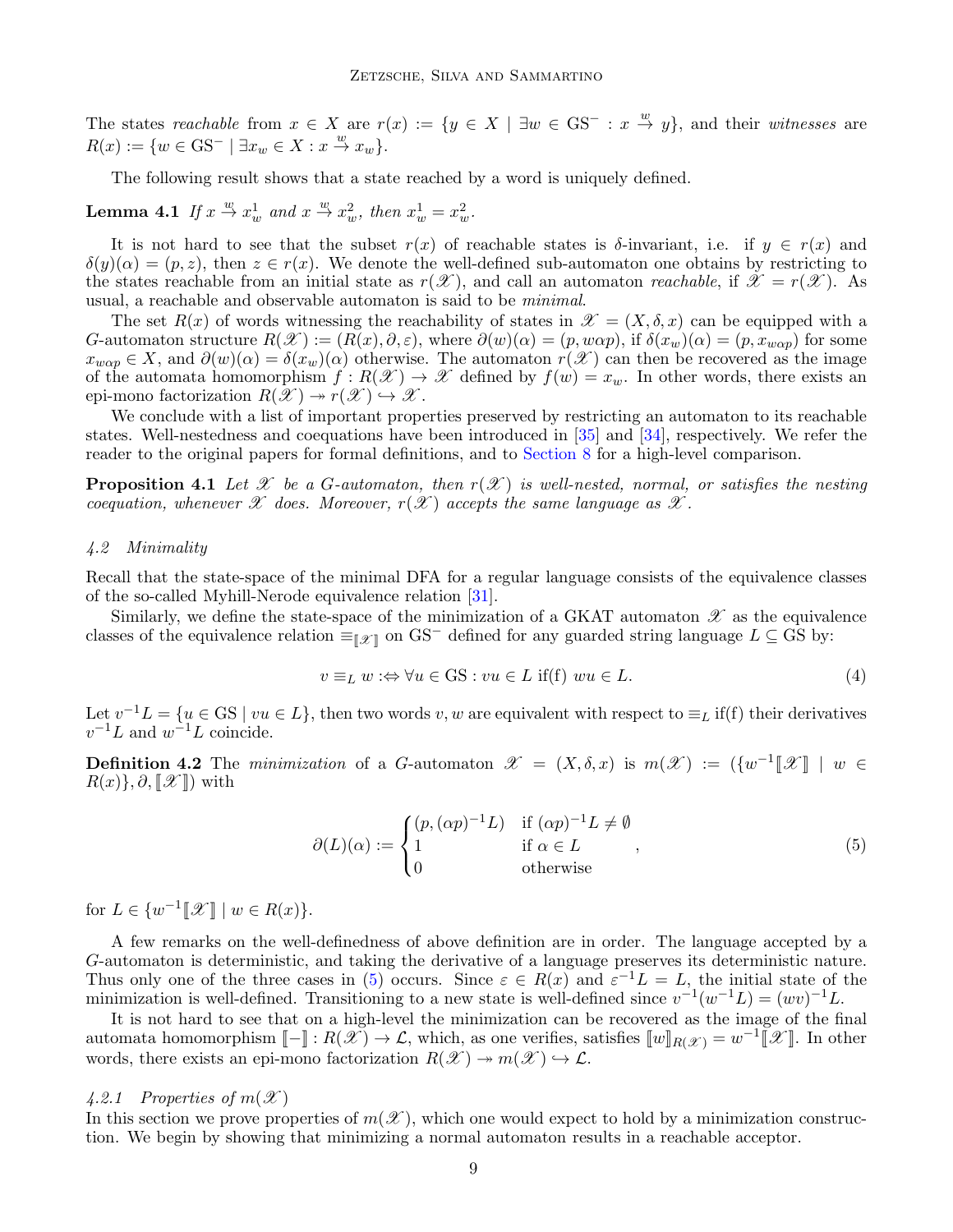The states *reachable* from $x \in X$ are $r(x) := \{y \in X \mid \exists w \in \mathrm{GS}^- : x \xrightarrow{w} y\}$, and their *witnesses* are $R(x) := \{w \in \mathrm{GS}^- \mid \exists x_w \in X : x \xrightarrow{w} x_w\}$.

The following result shows that a state reached by a word is uniquely defined.

**Lemma 4.1** *If $x \xrightarrow{w} x_w^1$ and $x \xrightarrow{w} x_w^2$, then $x_w^1 = x_w^2$.*

It is not hard to see that the subset $r(x)$ of reachable states is $\delta$-invariant, i.e. if $y \in r(x)$ and $\delta(y)(\alpha) = (p, z)$, then $z \in r(x)$. We denote the well-defined sub-automaton one obtains by restricting to the states reachable from an initial state as $r(\mathscr{X})$, and call an automaton *reachable*, if $\mathscr{X} = r(\mathscr{X})$. As usual, a reachable and observable automaton is said to be *minimal*.

The set $R(x)$ of words witnessing the reachability of states in $\mathscr{X} = (X, \delta, x)$ can be equipped with a $G$-automaton structure $R(\mathscr{X}) := (R(x), \partial, \varepsilon)$, where $\partial(w)(\alpha) = (p, w\alpha p)$, if $\delta(x_w)(\alpha) = (p, x_{w\alpha p})$ for some $x_{w\alpha p} \in X$, and $\partial(w)(\alpha) = \delta(x_w)(\alpha)$ otherwise. The automaton $r(\mathscr{X})$ can then be recovered as the image of the automata homomorphism $f : R(\mathscr{X}) \to \mathscr{X}$ defined by $f(w) = x_w$. In other words, there exists an epi-mono factorization $R(\mathscr{X}) \twoheadrightarrow r(\mathscr{X}) \hookrightarrow \mathscr{X}$.

We conclude with a list of important properties preserved by restricting an automaton to its reachable states. Well-nestedness and coequations have been introduced in [35] and [34], respectively. We refer the reader to the original papers for formal definitions, and to Section 8 for a high-level comparison.

**Proposition 4.1** *Let $\mathscr{X}$ be a $G$-automaton, then $r(\mathscr{X})$ is well-nested, normal, or satisfies the nesting coequation, whenever $\mathscr{X}$ does. Moreover, $r(\mathscr{X})$ accepts the same language as $\mathscr{X}$.*

### 4.2 Minimality

Recall that the state-space of the minimal DFA for a regular language consists of the equivalence classes of the so-called Myhill-Nerode equivalence relation [31].

Similarly, we define the state-space of the minimization of a GKAT automaton $\mathscr{X}$ as the equivalence classes of the equivalence relation $\equiv_{[\![\mathscr{X}]\!]}$ on $\mathrm{GS}^-$ defined for any guarded string language $L \subseteq \mathrm{GS}$ by:

$$v \equiv_L w :\Leftrightarrow \forall u \in \mathrm{GS} : vu \in L \text{ if(f) } wu \in L. \tag{4}$$

Let $v^{-1}L = \{u \in \mathrm{GS} \mid vu \in L\}$, then two words $v, w$ are equivalent with respect to $\equiv_L$ if(f) their derivatives $v^{-1}L$ and $w^{-1}L$ coincide.

**Definition 4.2** The *minimization* of a $G$-automaton $\mathscr{X} = (X, \delta, x)$ is $m(\mathscr{X}) := (\{w^{-1}[\![\mathscr{X}]\!] \mid w \in R(x)\}, \partial, [\![\mathscr{X}]\!])$ with

$$\partial(L)(\alpha) := \begin{cases} (p, (\alpha p)^{-1}L) & \text{if } (\alpha p)^{-1}L \neq \emptyset \\ 1 & \text{if } \alpha \in L \\ 0 & \text{otherwise} \end{cases}, \tag{5}$$

for $L \in \{w^{-1}[\![\mathscr{X}]\!] \mid w \in R(x)\}$.

A few remarks on the well-definedness of above definition are in order. The language accepted by a $G$-automaton is deterministic, and taking the derivative of a language preserves its deterministic nature. Thus only one of the three cases in (5) occurs. Since $\varepsilon \in R(x)$ and $\varepsilon^{-1}L = L$, the initial state of the minimization is well-defined. Transitioning to a new state is well-defined since $v^{-1}(w^{-1}L) = (wv)^{-1}L$.

It is not hard to see that on a high-level the minimization can be recovered as the image of the final automata homomorphism $[\![-]\!] : R(\mathscr{X}) \to \mathcal{L}$, which, as one verifies, satisfies $[\![w]\!]_{R(\mathscr{X})} = w^{-1}[\![\mathscr{X}]\!]$. In other words, there exists an epi-mono factorization $R(\mathscr{X}) \twoheadrightarrow m(\mathscr{X}) \hookrightarrow \mathcal{L}$.

#### 4.2.1 Properties of $m(\mathscr{X})$

In this section we prove properties of $m(\mathscr{X})$, which one would expect to hold by a minimization construction. We begin by showing that minimizing a normal automaton results in a reachable acceptor.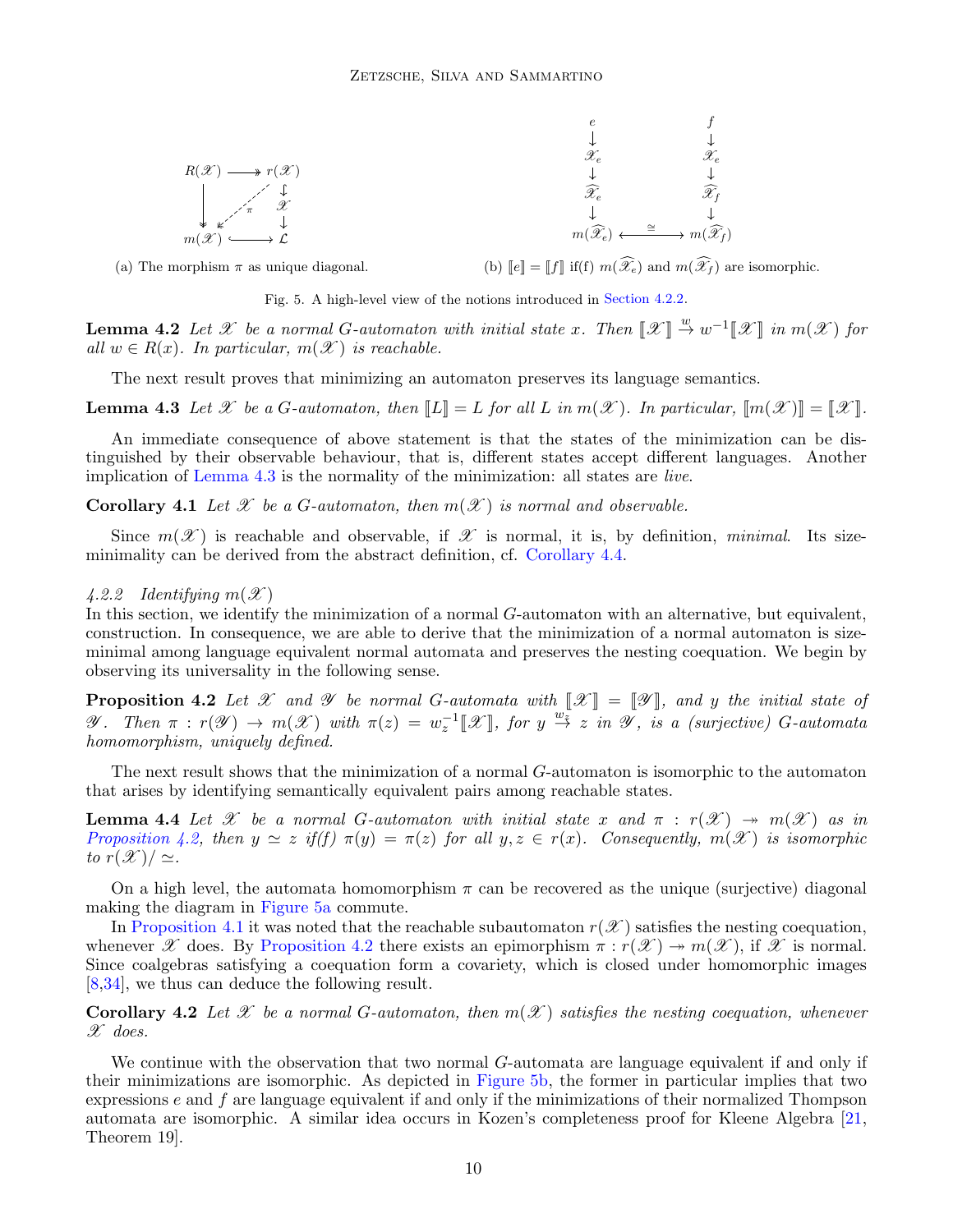$$
\begin{array}{ccc}
R(\mathscr{X}) & \longrightarrow & r(\mathscr{X}) \\
\downarrow & \overset{\pi}{\swarrow} & \downarrow \\
& & \mathscr{X} \\
& & \downarrow \\
m(\mathscr{X}) & \hookrightarrow & \mathcal{L}
\end{array}
\qquad\qquad
\begin{array}{ccc}
e & & f \\
\downarrow & & \downarrow \\
\mathscr{X}_e & & \mathscr{X}_e \\
\downarrow & & \downarrow \\
\widehat{\mathscr{X}_e} & & \widehat{\mathscr{X}_f} \\
\downarrow & & \downarrow \\
m(\widehat{\mathscr{X}_e}) & \overset{\cong}{\longleftrightarrow} & m(\widehat{\mathscr{X}_f})
\end{array}
$$

(a) The morphism $\pi$ as unique diagonal.

(b) $[\![e]\!] = [\![f]\!]$ if(f) $m(\widehat{\mathscr{X}_e})$ and $m(\widehat{\mathscr{X}_f})$ are isomorphic.

Fig. 5. A high-level view of the notions introduced in Section 4.2.2.

**Lemma 4.2** *Let $\mathscr{X}$ be a normal $G$-automaton with initial state $x$. Then $[\![\mathscr{X}]\!] \overset{w}{\to} w^{-1}[\![\mathscr{X}]\!]$ in $m(\mathscr{X})$ for all $w \in R(x)$. In particular, $m(\mathscr{X})$ is reachable.*

The next result proves that minimizing an automaton preserves its language semantics.

**Lemma 4.3** *Let $\mathscr{X}$ be a $G$-automaton, then $[\![L]\!] = L$ for all $L$ in $m(\mathscr{X})$. In particular, $[\![m(\mathscr{X})]\!] = [\![\mathscr{X}]\!]$.*

An immediate consequence of above statement is that the states of the minimization can be distinguished by their observable behaviour, that is, different states accept different languages. Another implication of Lemma 4.3 is the normality of the minimization: all states are *live*.

**Corollary 4.1** *Let $\mathscr{X}$ be a $G$-automaton, then $m(\mathscr{X})$ is normal and observable.*

Since $m(\mathscr{X})$ is reachable and observable, if $\mathscr{X}$ is normal, it is, by definition, *minimal*. Its size-minimality can be derived from the abstract definition, cf. Corollary 4.4.

#### 4.2.2 Identifying $m(\mathscr{X})$

In this section, we identify the minimization of a normal $G$-automaton with an alternative, but equivalent, construction. In consequence, we are able to derive that the minimization of a normal automaton is size-minimal among language equivalent normal automata and preserves the nesting coequation. We begin by observing its universality in the following sense.

**Proposition 4.2** *Let $\mathscr{X}$ and $\mathscr{Y}$ be normal $G$-automata with $[\![\mathscr{X}]\!] = [\![\mathscr{Y}]\!]$, and $y$ the initial state of $\mathscr{Y}$. Then $\pi : r(\mathscr{Y}) \to m(\mathscr{X})$ with $\pi(z) = w_z^{-1}[\![\mathscr{X}]\!]$, for $y \overset{w_z}{\to} z$ in $\mathscr{Y}$, is a (surjective) $G$-automata homomorphism, uniquely defined.*

The next result shows that the minimization of a normal $G$-automaton is isomorphic to the automaton that arises by identifying semantically equivalent pairs among reachable states.

**Lemma 4.4** *Let $\mathscr{X}$ be a normal $G$-automaton with initial state $x$ and $\pi : r(\mathscr{X}) \twoheadrightarrow m(\mathscr{X})$ as in Proposition 4.2, then $y \simeq z$ if(f) $\pi(y) = \pi(z)$ for all $y, z \in r(x)$. Consequently, $m(\mathscr{X})$ is isomorphic to $r(\mathscr{X})/\simeq$.*

On a high level, the automata homomorphism $\pi$ can be recovered as the unique (surjective) diagonal making the diagram in Figure 5a commute.

In Proposition 4.1 it was noted that the reachable subautomaton $r(\mathscr{X})$ satisfies the nesting coequation, whenever $\mathscr{X}$ does. By Proposition 4.2 there exists an epimorphism $\pi : r(\mathscr{X}) \twoheadrightarrow m(\mathscr{X})$, if $\mathscr{X}$ is normal. Since coalgebras satisfying a coequation form a covariety, which is closed under homomorphic images [8,34], we thus can deduce the following result.

**Corollary 4.2** *Let $\mathscr{X}$ be a normal $G$-automaton, then $m(\mathscr{X})$ satisfies the nesting coequation, whenever $\mathscr{X}$ does.*

We continue with the observation that two normal $G$-automata are language equivalent if and only if their minimizations are isomorphic. As depicted in Figure 5b, the former in particular implies that two expressions $e$ and $f$ are language equivalent if and only if the minimizations of their normalized Thompson automata are isomorphic. A similar idea occurs in Kozen's completeness proof for Kleene Algebra [21, Theorem 19].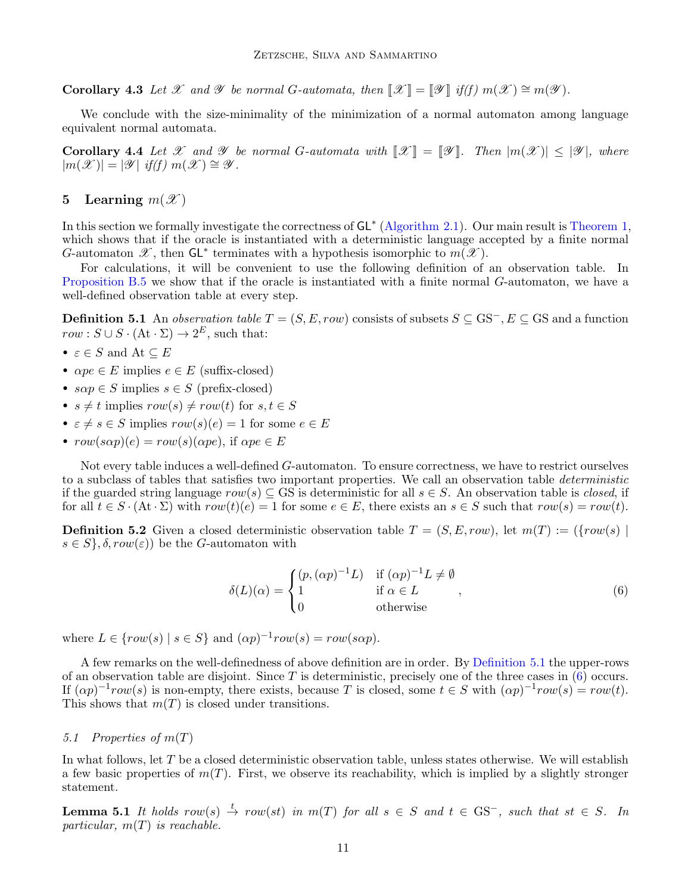**Corollary 4.3** *Let $\mathscr{X}$ and $\mathscr{Y}$ be normal G-automata, then $[\![\mathscr{X}]\!] = [\![\mathscr{Y}]\!]$ if(f) $m(\mathscr{X}) \cong m(\mathscr{Y})$.*

We conclude with the size-minimality of the minimization of a normal automaton among language equivalent normal automata.

**Corollary 4.4** *Let $\mathscr{X}$ and $\mathscr{Y}$ be normal G-automata with $[\![\mathscr{X}]\!] = [\![\mathscr{Y}]\!]$. Then $|m(\mathscr{X})| \leq |\mathscr{Y}|$, where $|m(\mathscr{X})| = |\mathscr{Y}|$ if(f) $m(\mathscr{X}) \cong \mathscr{Y}$.*

## 5 Learning $m(\mathscr{X})$

In this section we formally investigate the correctness of $\mathsf{GL}^*$ (Algorithm 2.1). Our main result is Theorem 1, which shows that if the oracle is instantiated with a deterministic language accepted by a finite normal $G$-automaton $\mathscr{X}$, then $\mathsf{GL}^*$ terminates with a hypothesis isomorphic to $m(\mathscr{X})$.

For calculations, it will be convenient to use the following definition of an observation table. In Proposition B.5 we show that if the oracle is instantiated with a finite normal $G$-automaton, we have a well-defined observation table at every step.

**Definition 5.1** An *observation table* $T = (S, E, row)$ consists of subsets $S \subseteq \mathrm{GS}^-$, $E \subseteq \mathrm{GS}$ and a function $row : S \cup S \cdot (\mathrm{At} \cdot \Sigma) \to 2^E$, such that:

- $\varepsilon \in S$ and $\mathrm{At} \subseteq E$
- $\alpha pe \in E$ implies $e \in E$ (suffix-closed)
- $s\alpha p \in S$ implies $s \in S$ (prefix-closed)
- $s \neq t$ implies $row(s) \neq row(t)$ for $s, t \in S$
- $\varepsilon \neq s \in S$ implies $row(s)(e) = 1$ for some $e \in E$
- $row(s\alpha p)(e) = row(s)(\alpha pe)$, if $\alpha pe \in E$

Not every table induces a well-defined $G$-automaton. To ensure correctness, we have to restrict ourselves to a subclass of tables that satisfies two important properties. We call an observation table *deterministic* if the guarded string language $row(s) \subseteq \mathrm{GS}$ is deterministic for all $s \in S$. An observation table is *closed*, if for all $t \in S \cdot (\mathrm{At} \cdot \Sigma)$ with $row(t)(e) = 1$ for some $e \in E$, there exists an $s \in S$ such that $row(s) = row(t)$.

**Definition 5.2** Given a closed deterministic observation table $T = (S, E, row)$, let $m(T) := (\{row(s) \mid s \in S\}, \delta, row(\varepsilon))$ be the $G$-automaton with

$$\delta(L)(\alpha) = \begin{cases} (p, (\alpha p)^{-1}L) & \text{if } (\alpha p)^{-1}L \neq \emptyset \\ 1 & \text{if } \alpha \in L \\ 0 & \text{otherwise} \end{cases}, \tag{6}$$

where $L \in \{row(s) \mid s \in S\}$ and $(\alpha p)^{-1}row(s) = row(s\alpha p)$.

A few remarks on the well-definedness of above definition are in order. By Definition 5.1 the upper-rows of an observation table are disjoint. Since $T$ is deterministic, precisely one of the three cases in (6) occurs. If $(\alpha p)^{-1}row(s)$ is non-empty, there exists, because $T$ is closed, some $t \in S$ with $(\alpha p)^{-1}row(s) = row(t)$. This shows that $m(T)$ is closed under transitions.

### 5.1 Properties of $m(T)$

In what follows, let $T$ be a closed deterministic observation table, unless states otherwise. We will establish a few basic properties of $m(T)$. First, we observe its reachability, which is implied by a slightly stronger statement.

**Lemma 5.1** *It holds $row(s) \xrightarrow{t} row(st)$ in $m(T)$ for all $s \in S$ and $t \in \mathrm{GS}^-$, such that $st \in S$. In particular, $m(T)$ is reachable.*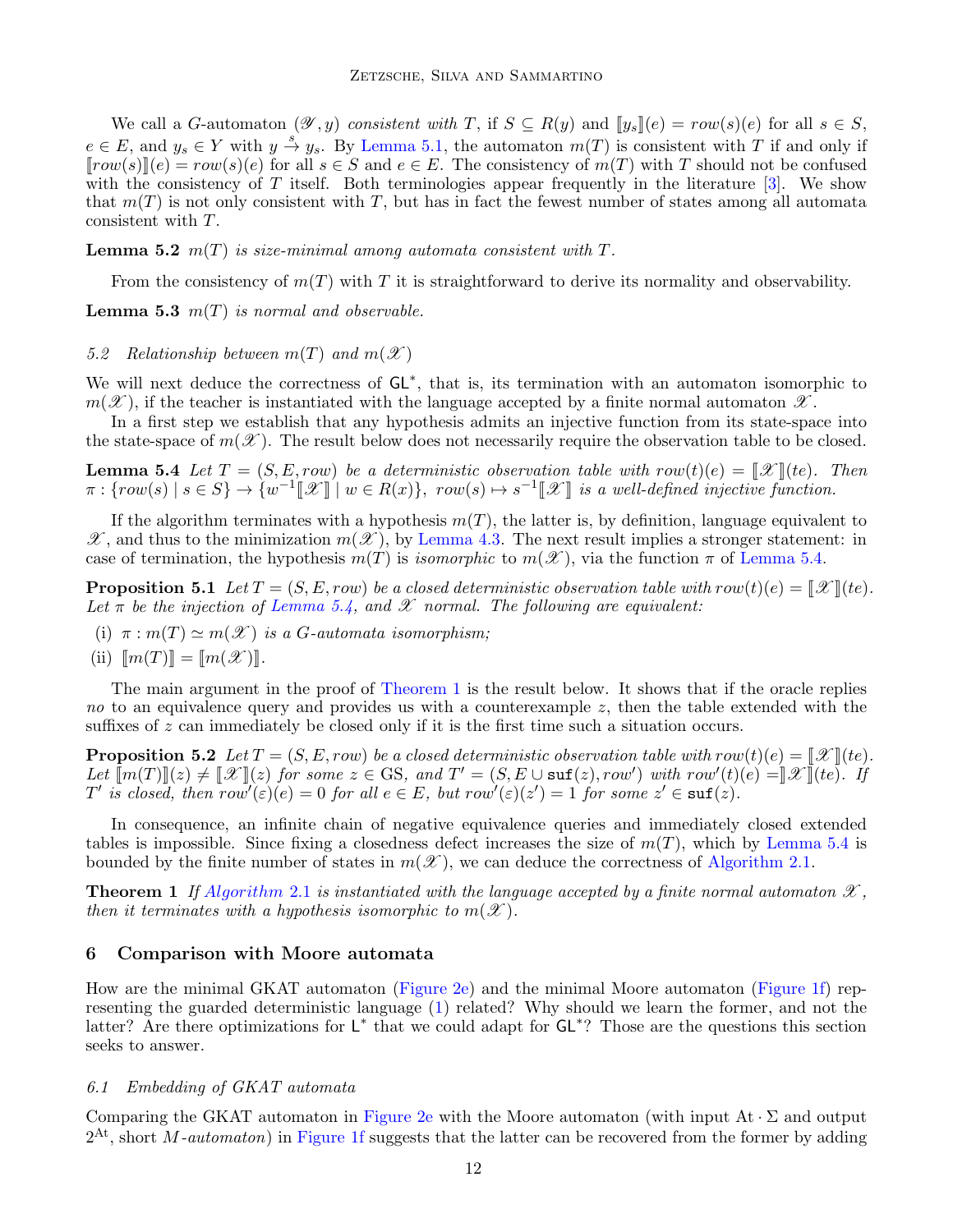We call a $G$-automaton $(\mathscr{Y}, y)$ *consistent with* $T$, if $S \subseteq R(y)$ and $[\![y_s]\!](e) = row(s)(e)$ for all $s \in S$, $e \in E$, and $y_s \in Y$ with $y \xrightarrow{s} y_s$. By Lemma 5.1, the automaton $m(T)$ is consistent with $T$ if and only if $[\![row(s)]\!](e) = row(s)(e)$ for all $s \in S$ and $e \in E$. The consistency of $m(T)$ with $T$ should not be confused with the consistency of $T$ itself. Both terminologies appear frequently in the literature [3]. We show that $m(T)$ is not only consistent with $T$, but has in fact the fewest number of states among all automata consistent with $T$.

**Lemma 5.2** *$m(T)$ is size-minimal among automata consistent with $T$.*

From the consistency of $m(T)$ with $T$ it is straightforward to derive its normality and observability.

**Lemma 5.3** *$m(T)$ is normal and observable.*

### 5.2 Relationship between $m(T)$ and $m(\mathscr{X})$

We will next deduce the correctness of $\mathsf{GL}^*$, that is, its termination with an automaton isomorphic to $m(\mathscr{X})$, if the teacher is instantiated with the language accepted by a finite normal automaton $\mathscr{X}$.

In a first step we establish that any hypothesis admits an injective function from its state-space into the state-space of $m(\mathscr{X})$. The result below does not necessarily require the observation table to be closed.

**Lemma 5.4** *Let $T = (S, E, row)$ be a deterministic observation table with $row(t)(e) = [\![\mathscr{X}]\!](te)$. Then $\pi : \{row(s) \mid s \in S\} \to \{w^{-1}[\![\mathscr{X}]\!] \mid w \in R(x)\}$, $row(s) \mapsto s^{-1}[\![\mathscr{X}]\!]$ is a well-defined injective function.*

If the algorithm terminates with a hypothesis $m(T)$, the latter is, by definition, language equivalent to $\mathscr{X}$, and thus to the minimization $m(\mathscr{X})$, by Lemma 4.3. The next result implies a stronger statement: in case of termination, the hypothesis $m(T)$ is *isomorphic* to $m(\mathscr{X})$, via the function $\pi$ of Lemma 5.4.

**Proposition 5.1** *Let $T = (S, E, row)$ be a closed deterministic observation table with $row(t)(e) = [\![\mathscr{X}]\!](te)$. Let $\pi$ be the injection of Lemma 5.4, and $\mathscr{X}$ normal. The following are equivalent:*

(i) *$\pi : m(T) \simeq m(\mathscr{X})$ is a $G$-automata isomorphism;*

(ii) *$[\![m(T)]\!] = [\![m(\mathscr{X})]\!]$.*

The main argument in the proof of Theorem 1 is the result below. It shows that if the oracle replies *no* to an equivalence query and provides us with a counterexample $z$, then the table extended with the suffixes of $z$ can immediately be closed only if it is the first time such a situation occurs.

**Proposition 5.2** *Let $T = (S, E, row)$ be a closed deterministic observation table with $row(t)(e) = [\![\mathscr{X}]\!](te)$. Let $[\![m(T)]\!](z) \neq [\![\mathscr{X}]\!](z)$ for some $z \in \mathrm{GS}$, and $T' = (S, E \cup \mathtt{suf}(z), row')$ with $row'(t)(e) = ]\!]\mathscr{X}]\!](te)$. If $T'$ is closed, then $row'(\varepsilon)(e) = 0$ for all $e \in E$, but $row'(\varepsilon)(z') = 1$ for some $z' \in \mathtt{suf}(z)$.*

In consequence, an infinite chain of negative equivalence queries and immediately closed extended tables is impossible. Since fixing a closedness defect increases the size of $m(T)$, which by Lemma 5.4 is bounded by the finite number of states in $m(\mathscr{X})$, we can deduce the correctness of Algorithm 2.1.

**Theorem 1** *If Algorithm 2.1 is instantiated with the language accepted by a finite normal automaton $\mathscr{X}$, then it terminates with a hypothesis isomorphic to $m(\mathscr{X})$.*

## 6 Comparison with Moore automata

How are the minimal GKAT automaton (Figure 2e) and the minimal Moore automaton (Figure 1f) representing the guarded deterministic language (1) related? Why should we learn the former, and not the latter? Are there optimizations for $\mathsf{L}^*$ that we could adapt for $\mathsf{GL}^*$? Those are the questions this section seeks to answer.

### 6.1 Embedding of GKAT automata

Comparing the GKAT automaton in Figure 2e with the Moore automaton (with input $\mathrm{At} \cdot \Sigma$ and output $2^{\mathrm{At}}$, short *$M$-automaton*) in Figure 1f suggests that the latter can be recovered from the former by adding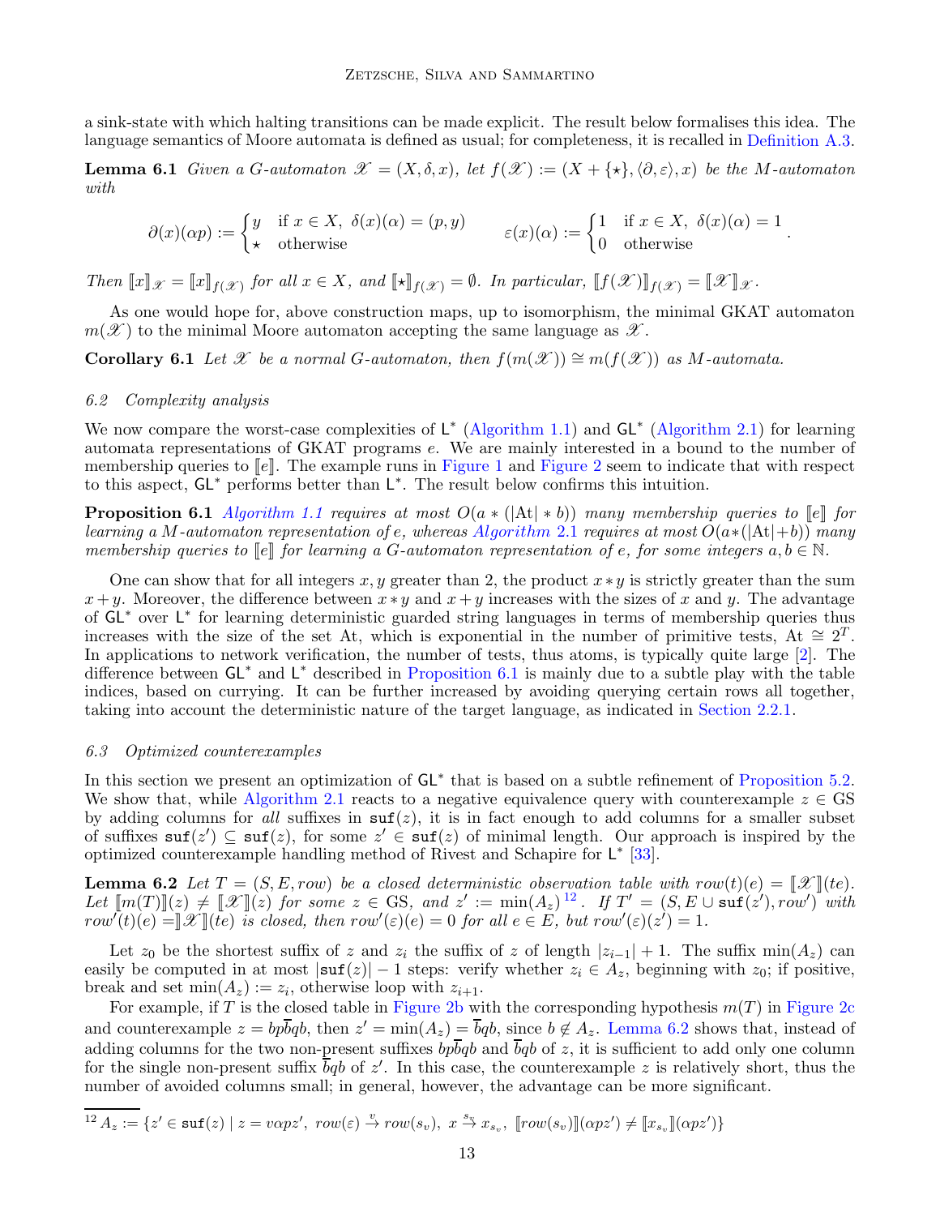a sink-state with which halting transitions can be made explicit. The result below formalises this idea. The language semantics of Moore automata is defined as usual; for completeness, it is recalled in Definition A.3.

**Lemma 6.1** *Given a G-automaton $\mathscr{X} = (X, \delta, x)$, let $f(\mathscr{X}) := (X + \{\star\}, \langle \partial, \varepsilon \rangle, x)$ be the M-automaton with*

$$\partial(x)(\alpha p) := \begin{cases} y & \text{if } x \in X,\ \delta(x)(\alpha) = (p, y) \\ \star & \text{otherwise} \end{cases} \qquad \varepsilon(x)(\alpha) := \begin{cases} 1 & \text{if } x \in X,\ \delta(x)(\alpha) = 1 \\ 0 & \text{otherwise} \end{cases}.$$

*Then $[\![x]\!]_{\mathscr{X}} = [\![x]\!]_{f(\mathscr{X})}$ for all $x \in X$, and $[\![\star]\!]_{f(\mathscr{X})} = \emptyset$. In particular, $[\![f(\mathscr{X})]\!]_{f(\mathscr{X})} = [\![\mathscr{X}]\!]_{\mathscr{X}}$.*

As one would hope for, above construction maps, up to isomorphism, the minimal GKAT automaton $m(\mathscr{X})$ to the minimal Moore automaton accepting the same language as $\mathscr{X}$.

**Corollary 6.1** *Let $\mathscr{X}$ be a normal G-automaton, then $f(m(\mathscr{X})) \cong m(f(\mathscr{X}))$ as M-automata.*

### 6.2 Complexity analysis

We now compare the worst-case complexities of $\mathsf{L}^*$ (Algorithm 1.1) and $\mathsf{GL}^*$ (Algorithm 2.1) for learning automata representations of GKAT programs $e$. We are mainly interested in a bound to the number of membership queries to $[\![e]\!]$. The example runs in Figure 1 and Figure 2 seem to indicate that with respect to this aspect, $\mathsf{GL}^*$ performs better than $\mathsf{L}^*$. The result below confirms this intuition.

**Proposition 6.1** *Algorithm 1.1 requires at most $O(a * (|\text{At}| * b))$ many membership queries to $[\![e]\!]$ for learning a M-automaton representation of e, whereas Algorithm 2.1 requires at most $O(a*(|\text{At}|+b))$ many membership queries to $[\![e]\!]$ for learning a G-automaton representation of e, for some integers $a, b \in \mathbb{N}$.*

One can show that for all integers $x, y$ greater than 2, the product $x * y$ is strictly greater than the sum $x + y$. Moreover, the difference between $x * y$ and $x + y$ increases with the sizes of $x$ and $y$. The advantage of $\mathsf{GL}^*$ over $\mathsf{L}^*$ for learning deterministic guarded string languages in terms of membership queries thus increases with the size of the set At, which is exponential in the number of primitive tests, $\text{At} \cong 2^T$. In applications to network verification, the number of tests, thus atoms, is typically quite large [2]. The difference between $\mathsf{GL}^*$ and $\mathsf{L}^*$ described in Proposition 6.1 is mainly due to a subtle play with the table indices, based on currying. It can be further increased by avoiding querying certain rows all together, taking into account the deterministic nature of the target language, as indicated in Section 2.2.1.

### 6.3 Optimized counterexamples

In this section we present an optimization of $\mathsf{GL}^*$ that is based on a subtle refinement of Proposition 5.2. We show that, while Algorithm 2.1 reacts to a negative equivalence query with counterexample $z \in \text{GS}$ by adding columns for *all* suffixes in $\mathtt{suf}(z)$, it is in fact enough to add columns for a smaller subset of suffixes $\mathtt{suf}(z') \subseteq \mathtt{suf}(z)$, for some $z' \in \mathtt{suf}(z)$ of minimal length. Our approach is inspired by the optimized counterexample handling method of Rivest and Schapire for $\mathsf{L}^*$ [33].

**Lemma 6.2** *Let $T = (S, E, row)$ be a closed deterministic observation table with $row(t)(e) = [\![\mathscr{X}]\!](te)$. Let $[\![m(T)]\!](z) \neq [\![\mathscr{X}]\!](z)$ for some $z \in \text{GS}$, and $z' := \min(A_z)$ [12]. If $T' = (S, E \cup \mathtt{suf}(z'), row')$ with $row'(t)(e) = [\![\mathscr{X}]\!](te)$ is closed, then $row'(\varepsilon)(e) = 0$ for all $e \in E$, but $row'(\varepsilon)(z') = 1$.*

Let $z_0$ be the shortest suffix of $z$ and $z_i$ the suffix of $z$ of length $|z_{i-1}| + 1$. The suffix $\min(A_z)$ can easily be computed in at most $|\mathtt{suf}(z)| - 1$ steps: verify whether $z_i \in A_z$, beginning with $z_0$; if positive, break and set $\min(A_z) := z_i$, otherwise loop with $z_{i+1}$.

For example, if $T$ is the closed table in Figure 2b with the corresponding hypothesis $m(T)$ in Figure 2c and counterexample $z = bp\overline{b}qb$, then $z' = \min(A_z) = \overline{b}qb$, since $b \notin A_z$. Lemma 6.2 shows that, instead of adding columns for the two non-present suffixes $bp\overline{b}qb$ and $\overline{b}qb$ of $z$, it is sufficient to add only one column for the single non-present suffix $\overline{b}qb$ of $z'$. In this case, the counterexample $z$ is relatively short, thus the number of avoided columns small; in general, however, the advantage can be more significant.

---

[12] $A_z := \{z' \in \mathtt{suf}(z) \mid z = v\alpha p z',\ row(\varepsilon) \xrightarrow{v} row(s_v),\ x \xrightarrow{s_v} x_{s_v},\ [\![row(s_v)]\!](\alpha p z') \neq [\![x_{s_v}]\!](\alpha p z')\}$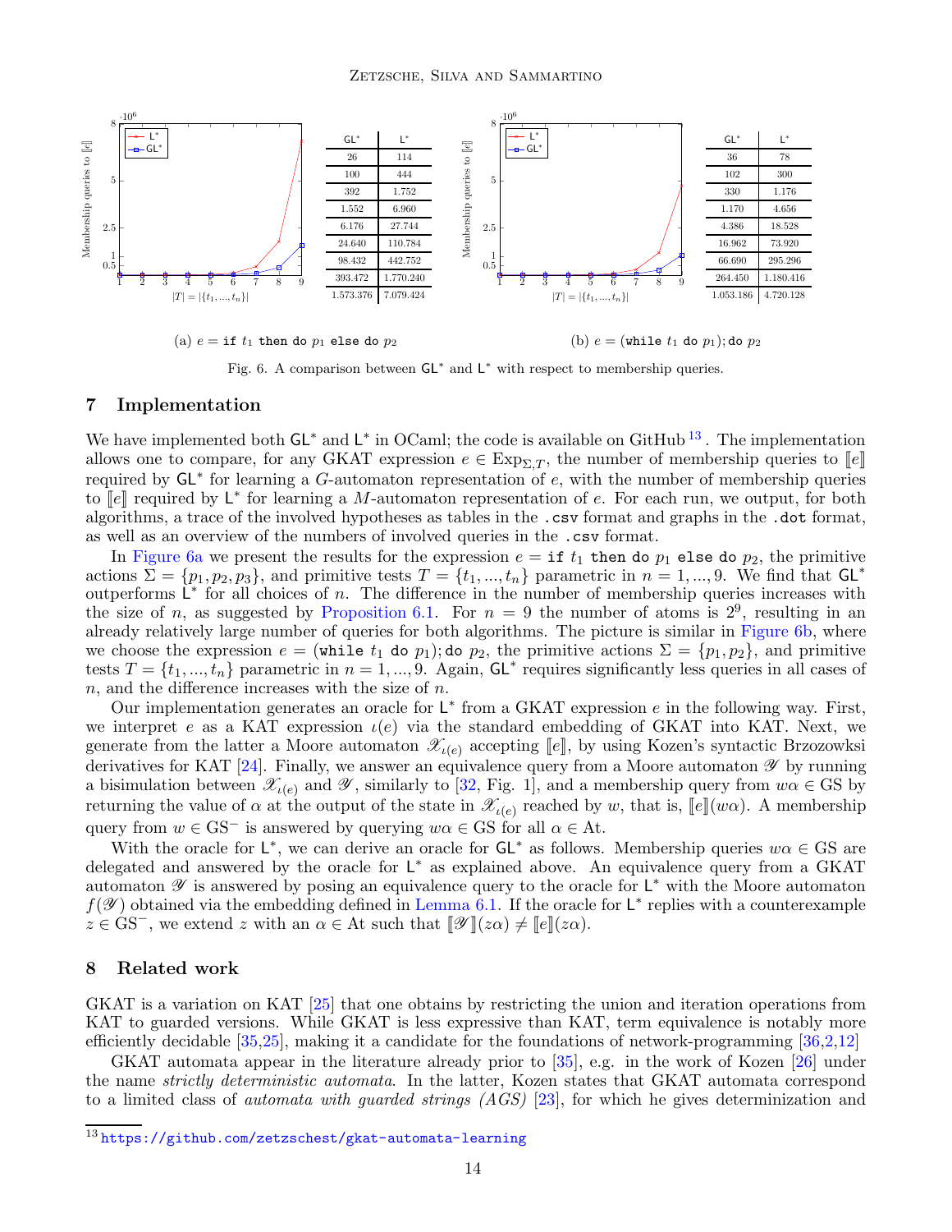| $\mathsf{GL}^*$ | $\mathsf{L}^*$ |
|---|---|
| 26 | 114 |
| 100 | 444 |
| 392 | 1.752 |
| 1.552 | 6.960 |
| 6.176 | 27.744 |
| 24.640 | 110.784 |
| 98.432 | 442.752 |
| 393.472 | 1.770.240 |
| 1.573.376 | 7.079.424 |

(a) $e = \texttt{if } t_1 \texttt{ then do } p_1 \texttt{ else do } p_2$

| $\mathsf{GL}^*$ | $\mathsf{L}^*$ |
|---|---|
| 36 | 78 |
| 102 | 300 |
| 330 | 1.176 |
| 1.170 | 4.656 |
| 4.386 | 18.528 |
| 16.962 | 73.920 |
| 66.690 | 295.296 |
| 264.450 | 1.180.416 |
| 1.053.186 | 4.720.128 |

(b) $e = (\texttt{while } t_1 \texttt{ do } p_1); \texttt{do } p_2$

Fig. 6. A comparison between $\mathsf{GL}^*$ and $\mathsf{L}^*$ with respect to membership queries.

## 7 Implementation

We have implemented both $\mathsf{GL}^*$ and $\mathsf{L}^*$ in OCaml; the code is available on GitHub [13]. The implementation allows one to compare, for any GKAT expression $e \in \text{Exp}_{\Sigma,T}$, the number of membership queries to $[\![e]\!]$ required by $\mathsf{GL}^*$ for learning a $G$-automaton representation of $e$, with the number of membership queries to $[\![e]\!]$ required by $\mathsf{L}^*$ for learning a $M$-automaton representation of $e$. For each run, we output, for both algorithms, a trace of the involved hypotheses as tables in the `.csv` format and graphs in the `.dot` format, as well as an overview of the numbers of involved queries in the `.csv` format.

In Figure 6a we present the results for the expression $e = \texttt{if } t_1 \texttt{ then do } p_1 \texttt{ else do } p_2$, the primitive actions $\Sigma = \{p_1, p_2, p_3\}$, and primitive tests $T = \{t_1, ..., t_n\}$ parametric in $n = 1, ..., 9$. We find that $\mathsf{GL}^*$ outperforms $\mathsf{L}^*$ for all choices of $n$. The difference in the number of membership queries increases with the size of $n$, as suggested by Proposition 6.1. For $n = 9$ the number of atoms is $2^9$, resulting in an already relatively large number of queries for both algorithms. The picture is similar in Figure 6b, where we choose the expression $e = (\texttt{while } t_1 \texttt{ do } p_1); \texttt{do } p_2$, the primitive actions $\Sigma = \{p_1, p_2\}$, and primitive tests $T = \{t_1, ..., t_n\}$ parametric in $n = 1, ..., 9$. Again, $\mathsf{GL}^*$ requires significantly less queries in all cases of $n$, and the difference increases with the size of $n$.

Our implementation generates an oracle for $\mathsf{L}^*$ from a GKAT expression $e$ in the following way. First, we interpret $e$ as a KAT expression $\iota(e)$ via the standard embedding of GKAT into KAT. Next, we generate from the latter a Moore automaton $\mathscr{X}_{\iota(e)}$ accepting $[\![e]\!]$, by using Kozen's syntactic Brzozowski derivatives for KAT [24]. Finally, we answer an equivalence query from a Moore automaton $\mathscr{Y}$ by running a bisimulation between $\mathscr{X}_{\iota(e)}$ and $\mathscr{Y}$, similarly to [32, Fig. 1], and a membership query from $w\alpha \in \text{GS}$ by returning the value of $\alpha$ at the output of the state in $\mathscr{X}_{\iota(e)}$ reached by $w$, that is, $[\![e]\!](w\alpha)$. A membership query from $w \in \text{GS}^-$ is answered by querying $w\alpha \in \text{GS}$ for all $\alpha \in \text{At}$.

With the oracle for $\mathsf{L}^*$, we can derive an oracle for $\mathsf{GL}^*$ as follows. Membership queries $w\alpha \in \text{GS}$ are delegated and answered by the oracle for $\mathsf{L}^*$ as explained above. An equivalence query from a GKAT automaton $\mathscr{Y}$ is answered by posing an equivalence query to the oracle for $\mathsf{L}^*$ with the Moore automaton $f(\mathscr{Y})$ obtained via the embedding defined in Lemma 6.1. If the oracle for $\mathsf{L}^*$ replies with a counterexample $z \in \text{GS}^-$, we extend $z$ with an $\alpha \in \text{At}$ such that $[\![\mathscr{Y}]\!](z\alpha) \neq [\![e]\!](z\alpha)$.

## 8 Related work

GKAT is a variation on KAT [25] that one obtains by restricting the union and iteration operations from KAT to guarded versions. While GKAT is less expressive than KAT, term equivalence is notably more efficiently decidable [35,25], making it a candidate for the foundations of network-programming [36,2,12]

GKAT automata appear in the literature already prior to [35], e.g. in the work of Kozen [26] under the name *strictly deterministic automata*. In the latter, Kozen states that GKAT automata correspond to a limited class of *automata with guarded strings (AGS)* [23], for which he gives determinization and

[13] https://github.com/zetzschest/gkat-automata-learning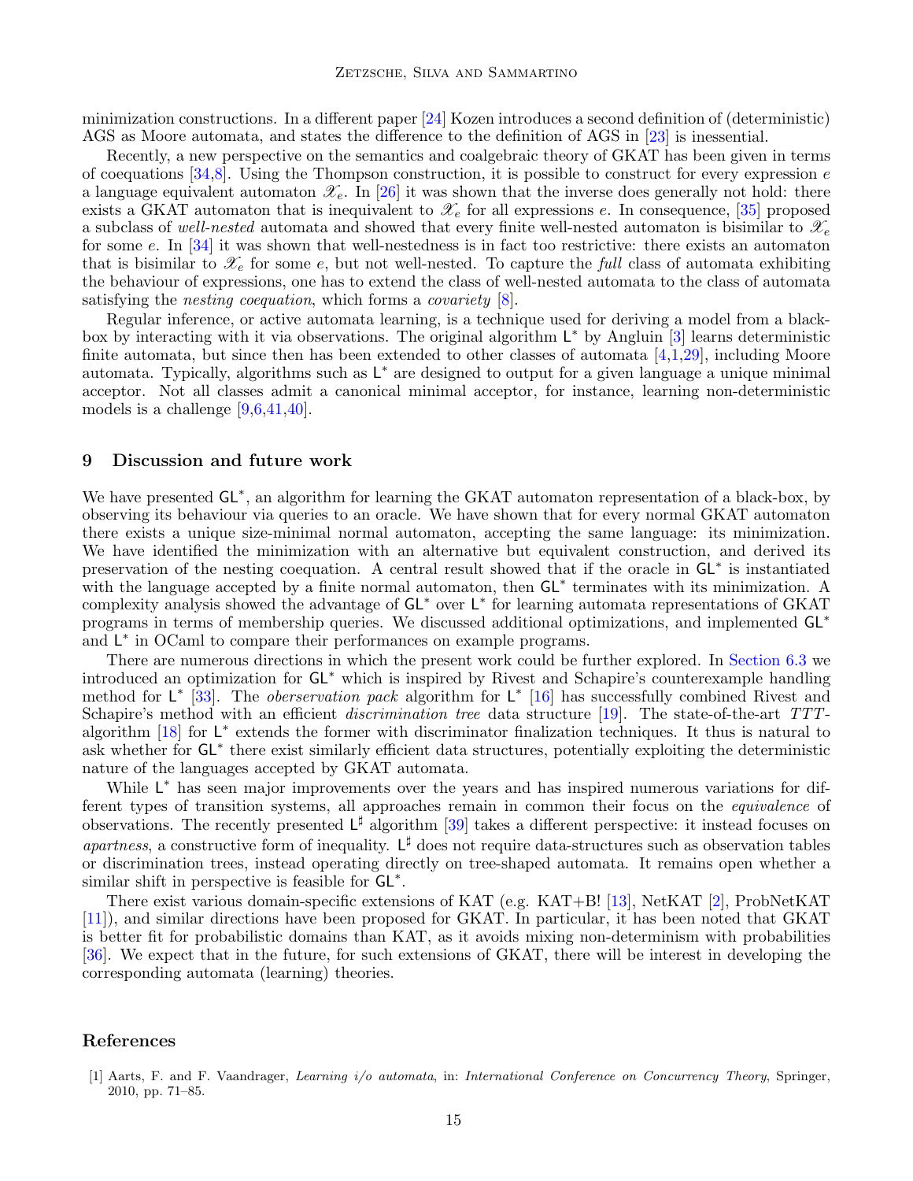minimization constructions. In a different paper [24] Kozen introduces a second definition of (deterministic) AGS as Moore automata, and states the difference to the definition of AGS in [23] is inessential.

Recently, a new perspective on the semantics and coalgebraic theory of GKAT has been given in terms of coequations [34,8]. Using the Thompson construction, it is possible to construct for every expression $e$ a language equivalent automaton $\mathscr{X}_e$. In [26] it was shown that the inverse does generally not hold: there exists a GKAT automaton that is inequivalent to $\mathscr{X}_e$ for all expressions $e$. In consequence, [35] proposed a subclass of *well-nested* automata and showed that every finite well-nested automaton is bisimilar to $\mathscr{X}_e$ for some $e$. In [34] it was shown that well-nestedness is in fact too restrictive: there exists an automaton that is bisimilar to $\mathscr{X}_e$ for some $e$, but not well-nested. To capture the *full* class of automata exhibiting the behaviour of expressions, one has to extend the class of well-nested automata to the class of automata satisfying the *nesting coequation*, which forms a *covariety* [8].

Regular inference, or active automata learning, is a technique used for deriving a model from a black-box by interacting with it via observations. The original algorithm $\mathsf{L}^*$ by Angluin [3] learns deterministic finite automata, but since then has been extended to other classes of automata [4,1,29], including Moore automata. Typically, algorithms such as $\mathsf{L}^*$ are designed to output for a given language a unique minimal acceptor. Not all classes admit a canonical minimal acceptor, for instance, learning non-deterministic models is a challenge [9,6,41,40].

## 9 Discussion and future work

We have presented $\mathsf{GL}^*$, an algorithm for learning the GKAT automaton representation of a black-box, by observing its behaviour via queries to an oracle. We have shown that for every normal GKAT automaton there exists a unique size-minimal normal automaton, accepting the same language: its minimization. We have identified the minimization with an alternative but equivalent construction, and derived its preservation of the nesting coequation. A central result showed that if the oracle in $\mathsf{GL}^*$ is instantiated with the language accepted by a finite normal automaton, then $\mathsf{GL}^*$ terminates with its minimization. A complexity analysis showed the advantage of $\mathsf{GL}^*$ over $\mathsf{L}^*$ for learning automata representations of GKAT programs in terms of membership queries. We discussed additional optimizations, and implemented $\mathsf{GL}^*$ and $\mathsf{L}^*$ in OCaml to compare their performances on example programs.

There are numerous directions in which the present work could be further explored. In Section 6.3 we introduced an optimization for $\mathsf{GL}^*$ which is inspired by Rivest and Schapire's counterexample handling method for $\mathsf{L}^*$ [33]. The *oberservation pack* algorithm for $\mathsf{L}^*$ [16] has successfully combined Rivest and Schapire's method with an efficient *discrimination tree* data structure [19]. The state-of-the-art *TTT*-algorithm [18] for $\mathsf{L}^*$ extends the former with discriminator finalization techniques. It thus is natural to ask whether for $\mathsf{GL}^*$ there exist similarly efficient data structures, potentially exploiting the deterministic nature of the languages accepted by GKAT automata.

While $\mathsf{L}^*$ has seen major improvements over the years and has inspired numerous variations for different types of transition systems, all approaches remain in common their focus on the *equivalence* of observations. The recently presented $\mathsf{L}^\sharp$ algorithm [39] takes a different perspective: it instead focuses on *apartness*, a constructive form of inequality. $\mathsf{L}^\sharp$ does not require data-structures such as observation tables or discrimination trees, instead operating directly on tree-shaped automata. It remains open whether a similar shift in perspective is feasible for $\mathsf{GL}^*$.

There exist various domain-specific extensions of KAT (e.g. KAT+B! [13], NetKAT [2], ProbNetKAT [11]), and similar directions have been proposed for GKAT. In particular, it has been noted that GKAT is better fit for probabilistic domains than KAT, as it avoids mixing non-determinism with probabilities [36]. We expect that in the future, for such extensions of GKAT, there will be interest in developing the corresponding automata (learning) theories.

## References

[1] Aarts, F. and F. Vaandrager, *Learning i/o automata*, in: *International Conference on Concurrency Theory*, Springer, 2010, pp. 71–85.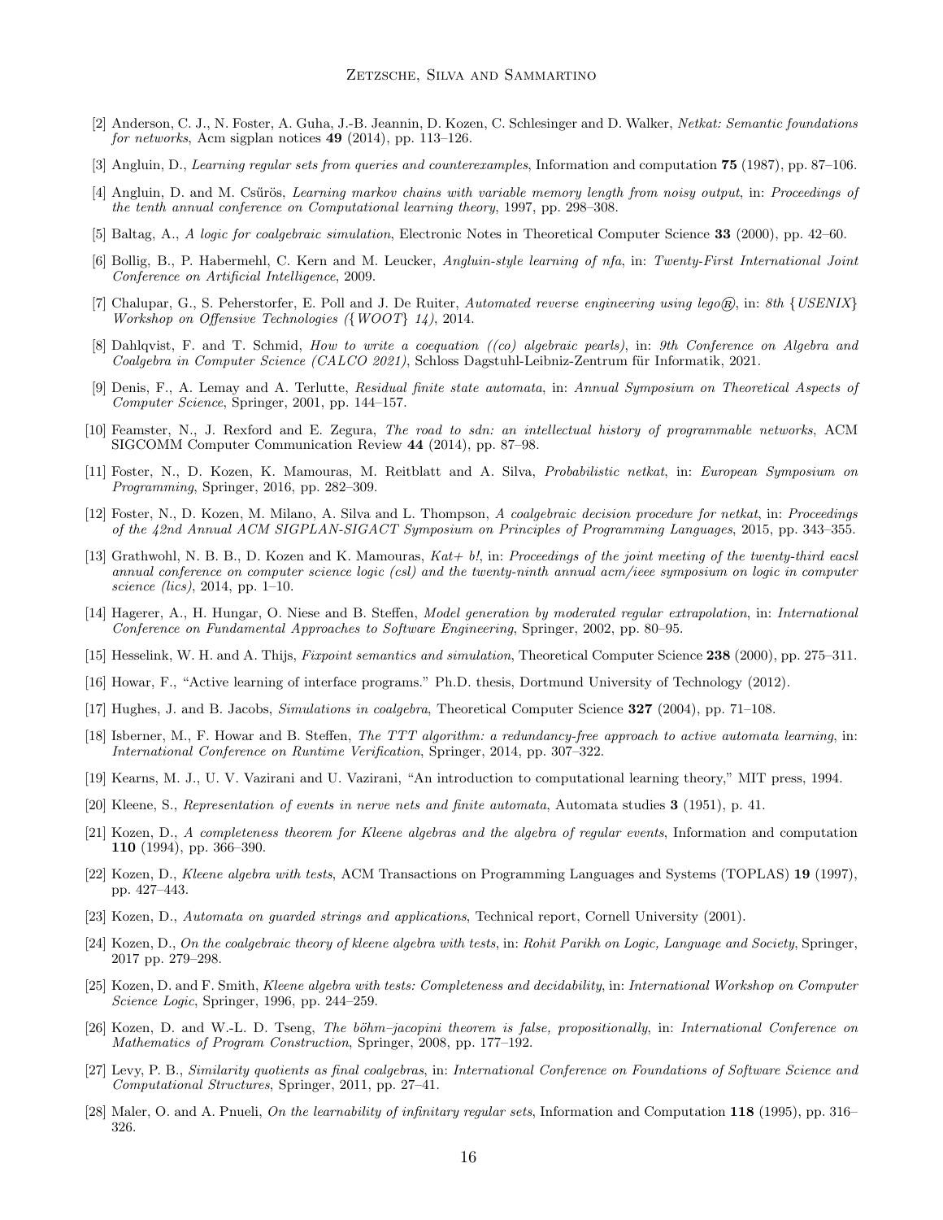[2] Anderson, C. J., N. Foster, A. Guha, J.-B. Jeannin, D. Kozen, C. Schlesinger and D. Walker, *Netkat: Semantic foundations for networks*, Acm sigplan notices **49** (2014), pp. 113–126.

[3] Angluin, D., *Learning regular sets from queries and counterexamples*, Information and computation **75** (1987), pp. 87–106.

[4] Angluin, D. and M. Csűrös, *Learning markov chains with variable memory length from noisy output*, in: *Proceedings of the tenth annual conference on Computational learning theory*, 1997, pp. 298–308.

[5] Baltag, A., *A logic for coalgebraic simulation*, Electronic Notes in Theoretical Computer Science **33** (2000), pp. 42–60.

[6] Bollig, B., P. Habermehl, C. Kern and M. Leucker, *Angluin-style learning of nfa*, in: *Twenty-First International Joint Conference on Artificial Intelligence*, 2009.

[7] Chalupar, G., S. Peherstorfer, E. Poll and J. De Ruiter, *Automated reverse engineering using lego®*, in: *8th {USENIX} Workshop on Offensive Technologies ({WOOT} 14)*, 2014.

[8] Dahlqvist, F. and T. Schmid, *How to write a coequation ((co) algebraic pearls)*, in: *9th Conference on Algebra and Coalgebra in Computer Science (CALCO 2021)*, Schloss Dagstuhl-Leibniz-Zentrum für Informatik, 2021.

[9] Denis, F., A. Lemay and A. Terlutte, *Residual finite state automata*, in: *Annual Symposium on Theoretical Aspects of Computer Science*, Springer, 2001, pp. 144–157.

[10] Feamster, N., J. Rexford and E. Zegura, *The road to sdn: an intellectual history of programmable networks*, ACM SIGCOMM Computer Communication Review **44** (2014), pp. 87–98.

[11] Foster, N., D. Kozen, K. Mamouras, M. Reitblatt and A. Silva, *Probabilistic netkat*, in: *European Symposium on Programming*, Springer, 2016, pp. 282–309.

[12] Foster, N., D. Kozen, M. Milano, A. Silva and L. Thompson, *A coalgebraic decision procedure for netkat*, in: *Proceedings of the 42nd Annual ACM SIGPLAN-SIGACT Symposium on Principles of Programming Languages*, 2015, pp. 343–355.

[13] Grathwohl, N. B. B., D. Kozen and K. Mamouras, *Kat+ b!*, in: *Proceedings of the joint meeting of the twenty-third eacsl annual conference on computer science logic (csl) and the twenty-ninth annual acm/ieee symposium on logic in computer science (lics)*, 2014, pp. 1–10.

[14] Hagerer, A., H. Hungar, O. Niese and B. Steffen, *Model generation by moderated regular extrapolation*, in: *International Conference on Fundamental Approaches to Software Engineering*, Springer, 2002, pp. 80–95.

[15] Hesselink, W. H. and A. Thijs, *Fixpoint semantics and simulation*, Theoretical Computer Science **238** (2000), pp. 275–311.

[16] Howar, F., "Active learning of interface programs." Ph.D. thesis, Dortmund University of Technology (2012).

[17] Hughes, J. and B. Jacobs, *Simulations in coalgebra*, Theoretical Computer Science **327** (2004), pp. 71–108.

[18] Isberner, M., F. Howar and B. Steffen, *The TTT algorithm: a redundancy-free approach to active automata learning*, in: *International Conference on Runtime Verification*, Springer, 2014, pp. 307–322.

[19] Kearns, M. J., U. V. Vazirani and U. Vazirani, "An introduction to computational learning theory," MIT press, 1994.

[20] Kleene, S., *Representation of events in nerve nets and finite automata*, Automata studies **3** (1951), p. 41.

[21] Kozen, D., *A completeness theorem for Kleene algebras and the algebra of regular events*, Information and computation **110** (1994), pp. 366–390.

[22] Kozen, D., *Kleene algebra with tests*, ACM Transactions on Programming Languages and Systems (TOPLAS) **19** (1997), pp. 427–443.

[23] Kozen, D., *Automata on guarded strings and applications*, Technical report, Cornell University (2001).

[24] Kozen, D., *On the coalgebraic theory of kleene algebra with tests*, in: *Rohit Parikh on Logic, Language and Society*, Springer, 2017 pp. 279–298.

[25] Kozen, D. and F. Smith, *Kleene algebra with tests: Completeness and decidability*, in: *International Workshop on Computer Science Logic*, Springer, 1996, pp. 244–259.

[26] Kozen, D. and W.-L. D. Tseng, *The böhm–jacopini theorem is false, propositionally*, in: *International Conference on Mathematics of Program Construction*, Springer, 2008, pp. 177–192.

[27] Levy, P. B., *Similarity quotients as final coalgebras*, in: *International Conference on Foundations of Software Science and Computational Structures*, Springer, 2011, pp. 27–41.

[28] Maler, O. and A. Pnueli, *On the learnability of infinitary regular sets*, Information and Computation **118** (1995), pp. 316–326.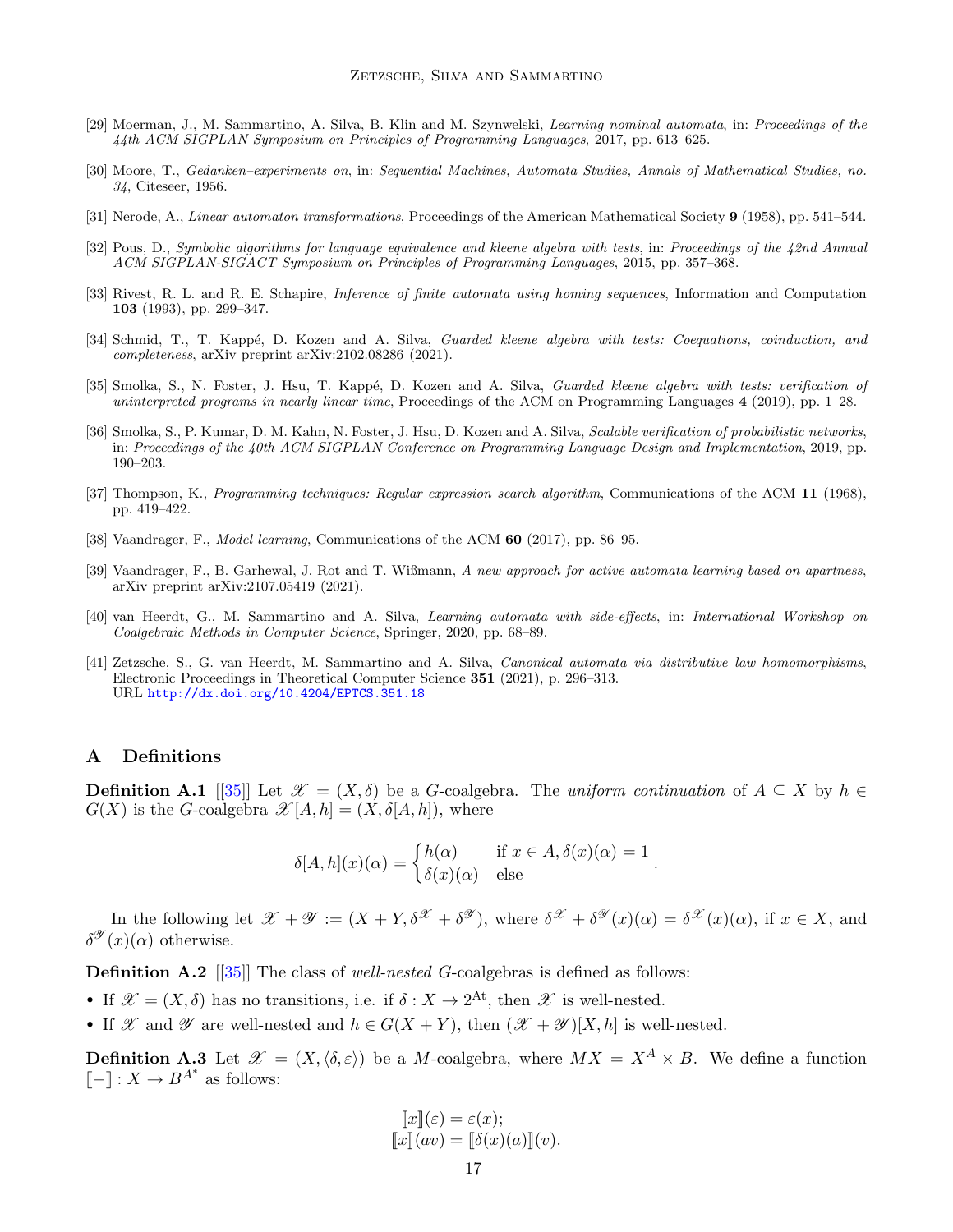[29] Moerman, J., M. Sammartino, A. Silva, B. Klin and M. Szynwelski, *Learning nominal automata*, in: *Proceedings of the 44th ACM SIGPLAN Symposium on Principles of Programming Languages*, 2017, pp. 613–625.

[30] Moore, T., *Gedanken–experiments on*, in: *Sequential Machines, Automata Studies, Annals of Mathematical Studies, no. 34*, Citeseer, 1956.

[31] Nerode, A., *Linear automaton transformations*, Proceedings of the American Mathematical Society **9** (1958), pp. 541–544.

[32] Pous, D., *Symbolic algorithms for language equivalence and kleene algebra with tests*, in: *Proceedings of the 42nd Annual ACM SIGPLAN-SIGACT Symposium on Principles of Programming Languages*, 2015, pp. 357–368.

[33] Rivest, R. L. and R. E. Schapire, *Inference of finite automata using homing sequences*, Information and Computation **103** (1993), pp. 299–347.

[34] Schmid, T., T. Kappé, D. Kozen and A. Silva, *Guarded kleene algebra with tests: Coequations, coinduction, and completeness*, arXiv preprint arXiv:2102.08286 (2021).

[35] Smolka, S., N. Foster, J. Hsu, T. Kappé, D. Kozen and A. Silva, *Guarded kleene algebra with tests: verification of uninterpreted programs in nearly linear time*, Proceedings of the ACM on Programming Languages **4** (2019), pp. 1–28.

[36] Smolka, S., P. Kumar, D. M. Kahn, N. Foster, J. Hsu, D. Kozen and A. Silva, *Scalable verification of probabilistic networks*, in: *Proceedings of the 40th ACM SIGPLAN Conference on Programming Language Design and Implementation*, 2019, pp. 190–203.

[37] Thompson, K., *Programming techniques: Regular expression search algorithm*, Communications of the ACM **11** (1968), pp. 419–422.

[38] Vaandrager, F., *Model learning*, Communications of the ACM **60** (2017), pp. 86–95.

[39] Vaandrager, F., B. Garhewal, J. Rot and T. Wißmann, *A new approach for active automata learning based on apartness*, arXiv preprint arXiv:2107.05419 (2021).

[40] van Heerdt, G., M. Sammartino and A. Silva, *Learning automata with side-effects*, in: *International Workshop on Coalgebraic Methods in Computer Science*, Springer, 2020, pp. 68–89.

[41] Zetzsche, S., G. van Heerdt, M. Sammartino and A. Silva, *Canonical automata via distributive law homomorphisms*, Electronic Proceedings in Theoretical Computer Science **351** (2021), p. 296–313.
URL http://dx.doi.org/10.4204/EPTCS.351.18

## A Definitions

**Definition A.1** [[35]] Let $\mathscr{X} = (X, \delta)$ be a $G$-coalgebra. The *uniform continuation* of $A \subseteq X$ by $h \in G(X)$ is the $G$-coalgebra $\mathscr{X}[A, h] = (X, \delta[A, h])$, where

$$\delta[A, h](x)(\alpha) = \begin{cases} h(\alpha) & \text{if } x \in A, \delta(x)(\alpha) = 1 \\ \delta(x)(\alpha) & \text{else} \end{cases}.$$

In the following let $\mathscr{X} + \mathscr{Y} := (X + Y, \delta^{\mathscr{X}} + \delta^{\mathscr{Y}})$, where $\delta^{\mathscr{X}} + \delta^{\mathscr{Y}}(x)(\alpha) = \delta^{\mathscr{X}}(x)(\alpha)$, if $x \in X$, and $\delta^{\mathscr{Y}}(x)(\alpha)$ otherwise.

**Definition A.2** [[35]] The class of *well-nested* $G$-coalgebras is defined as follows:

- If $\mathscr{X} = (X, \delta)$ has no transitions, i.e. if $\delta : X \to 2^{\text{At}}$, then $\mathscr{X}$ is well-nested.
- If $\mathscr{X}$ and $\mathscr{Y}$ are well-nested and $h \in G(X + Y)$, then $(\mathscr{X} + \mathscr{Y})[X, h]$ is well-nested.

**Definition A.3** Let $\mathscr{X} = (X, \langle \delta, \varepsilon \rangle)$ be a $M$-coalgebra, where $MX = X^A \times B$. We define a function $[\![-]\!] : X \to B^{A^*}$ as follows:

$$[\![x]\!](\varepsilon) = \varepsilon(x);$$
$$[\![x]\!](av) = [\![\delta(x)(a)]\!](v).$$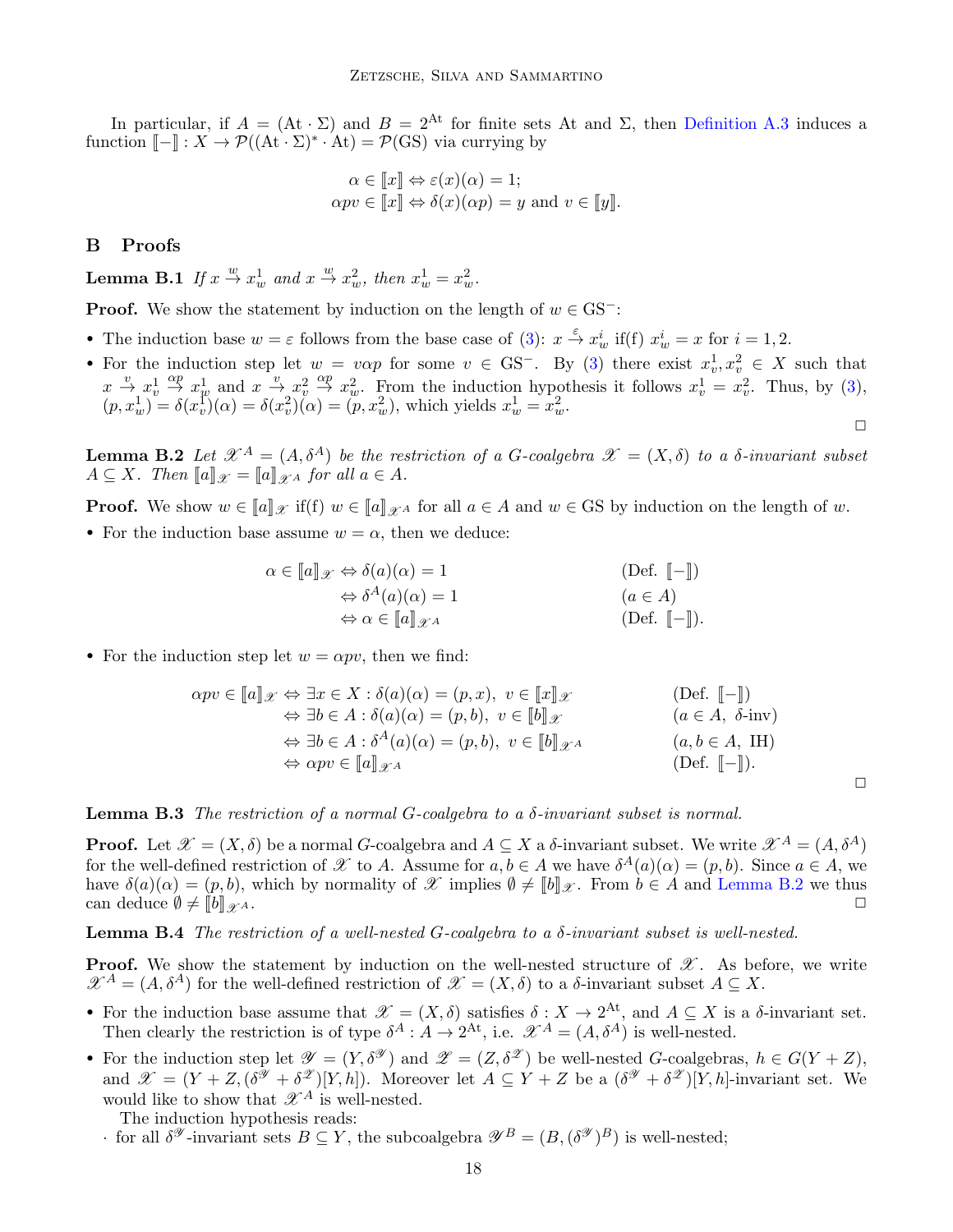In particular, if $A = (\text{At} \cdot \Sigma)$ and $B = 2^{\text{At}}$ for finite sets At and $\Sigma$, then Definition A.3 induces a function $[\![-]\!] : X \to \mathcal{P}((\text{At} \cdot \Sigma)^* \cdot \text{At}) = \mathcal{P}(\text{GS})$ via currying by

$$\alpha \in [\![x]\!] \Leftrightarrow \varepsilon(x)(\alpha) = 1;$$
$$\alpha p v \in [\![x]\!] \Leftrightarrow \delta(x)(\alpha p) = y \text{ and } v \in [\![y]\!].$$

## B Proofs

**Lemma B.1** *If $x \xrightarrow{w} x_w^1$ and $x \xrightarrow{w} x_w^2$, then $x_w^1 = x_w^2$.*

**Proof.** We show the statement by induction on the length of $w \in \text{GS}^-$:

- The induction base $w = \varepsilon$ follows from the base case of (3): $x \xrightarrow{\varepsilon} x_w^i$ if(f) $x_w^i = x$ for $i = 1, 2$.
- For the induction step let $w = v\alpha p$ for some $v \in \text{GS}^-$. By (3) there exist $x_v^1, x_v^2 \in X$ such that $x \xrightarrow{v} x_v^1 \xrightarrow{\alpha p} x_w^1$ and $x \xrightarrow{v} x_v^2 \xrightarrow{\alpha p} x_w^2$. From the induction hypothesis it follows $x_v^1 = x_v^2$. Thus, by (3), $(p, x_w^1) = \delta(x_v^1)(\alpha) = \delta(x_v^2)(\alpha) = (p, x_w^2)$, which yields $x_w^1 = x_w^2$.

□

**Lemma B.2** *Let $\mathscr{X}^A = (A, \delta^A)$ be the restriction of a $G$-coalgebra $\mathscr{X} = (X, \delta)$ to a $\delta$-invariant subset $A \subseteq X$. Then $[\![a]\!]_{\mathscr{X}} = [\![a]\!]_{\mathscr{X}^A}$ for all $a \in A$.*

**Proof.** We show $w \in [\![a]\!]_{\mathscr{X}}$ if(f) $w \in [\![a]\!]_{\mathscr{X}^A}$ for all $a \in A$ and $w \in \text{GS}$ by induction on the length of $w$.

- For the induction base assume $w = \alpha$, then we deduce:

$$\begin{aligned}
\alpha \in [\![a]\!]_{\mathscr{X}} &\Leftrightarrow \delta(a)(\alpha) = 1 && (\text{Def. } [\![-]\!]) \\
&\Leftrightarrow \delta^A(a)(\alpha) = 1 && (a \in A) \\
&\Leftrightarrow \alpha \in [\![a]\!]_{\mathscr{X}^A} && (\text{Def. } [\![-]\!]).
\end{aligned}$$

- For the induction step let $w = \alpha p v$, then we find:

$$\begin{aligned}
\alpha p v \in [\![a]\!]_{\mathscr{X}} &\Leftrightarrow \exists x \in X : \delta(a)(\alpha) = (p, x),\ v \in [\![x]\!]_{\mathscr{X}} && (\text{Def. } [\![-]\!]) \\
&\Leftrightarrow \exists b \in A : \delta(a)(\alpha) = (p, b),\ v \in [\![b]\!]_{\mathscr{X}} && (a \in A,\ \delta\text{-inv}) \\
&\Leftrightarrow \exists b \in A : \delta^A(a)(\alpha) = (p, b),\ v \in [\![b]\!]_{\mathscr{X}^A} && (a, b \in A,\ \text{IH}) \\
&\Leftrightarrow \alpha p v \in [\![a]\!]_{\mathscr{X}^A} && (\text{Def. } [\![-]\!]).
\end{aligned}$$

□

**Lemma B.3** *The restriction of a normal $G$-coalgebra to a $\delta$-invariant subset is normal.*

**Proof.** Let $\mathscr{X} = (X, \delta)$ be a normal $G$-coalgebra and $A \subseteq X$ a $\delta$-invariant subset. We write $\mathscr{X}^A = (A, \delta^A)$ for the well-defined restriction of $\mathscr{X}$ to $A$. Assume for $a, b \in A$ we have $\delta^A(a)(\alpha) = (p, b)$. Since $a \in A$, we have $\delta(a)(\alpha) = (p, b)$, which by normality of $\mathscr{X}$ implies $\emptyset \neq [\![b]\!]_{\mathscr{X}}$. From $b \in A$ and Lemma B.2 we thus can deduce $\emptyset \neq [\![b]\!]_{\mathscr{X}^A}$. □

**Lemma B.4** *The restriction of a well-nested $G$-coalgebra to a $\delta$-invariant subset is well-nested.*

**Proof.** We show the statement by induction on the well-nested structure of $\mathscr{X}$. As before, we write $\mathscr{X}^A = (A, \delta^A)$ for the well-defined restriction of $\mathscr{X} = (X, \delta)$ to a $\delta$-invariant subset $A \subseteq X$.

- For the induction base assume that $\mathscr{X} = (X, \delta)$ satisfies $\delta : X \to 2^{\text{At}}$, and $A \subseteq X$ is a $\delta$-invariant set. Then clearly the restriction is of type $\delta^A : A \to 2^{\text{At}}$, i.e. $\mathscr{X}^A = (A, \delta^A)$ is well-nested.
- For the induction step let $\mathscr{Y} = (Y, \delta^{\mathscr{Y}})$ and $\mathscr{Z} = (Z, \delta^{\mathscr{Z}})$ be well-nested $G$-coalgebras, $h \in G(Y + Z)$, and $\mathscr{X} = (Y + Z, (\delta^{\mathscr{Y}} + \delta^{\mathscr{Z}})[Y, h])$. Moreover let $A \subseteq Y + Z$ be a $(\delta^{\mathscr{Y}} + \delta^{\mathscr{Z}})[Y, h]$-invariant set. We would like to show that $\mathscr{X}^A$ is well-nested.

  The induction hypothesis reads:

  · for all $\delta^{\mathscr{Y}}$-invariant sets $B \subseteq Y$, the subcoalgebra $\mathscr{Y}^B = (B, (\delta^{\mathscr{Y}})^B)$ is well-nested;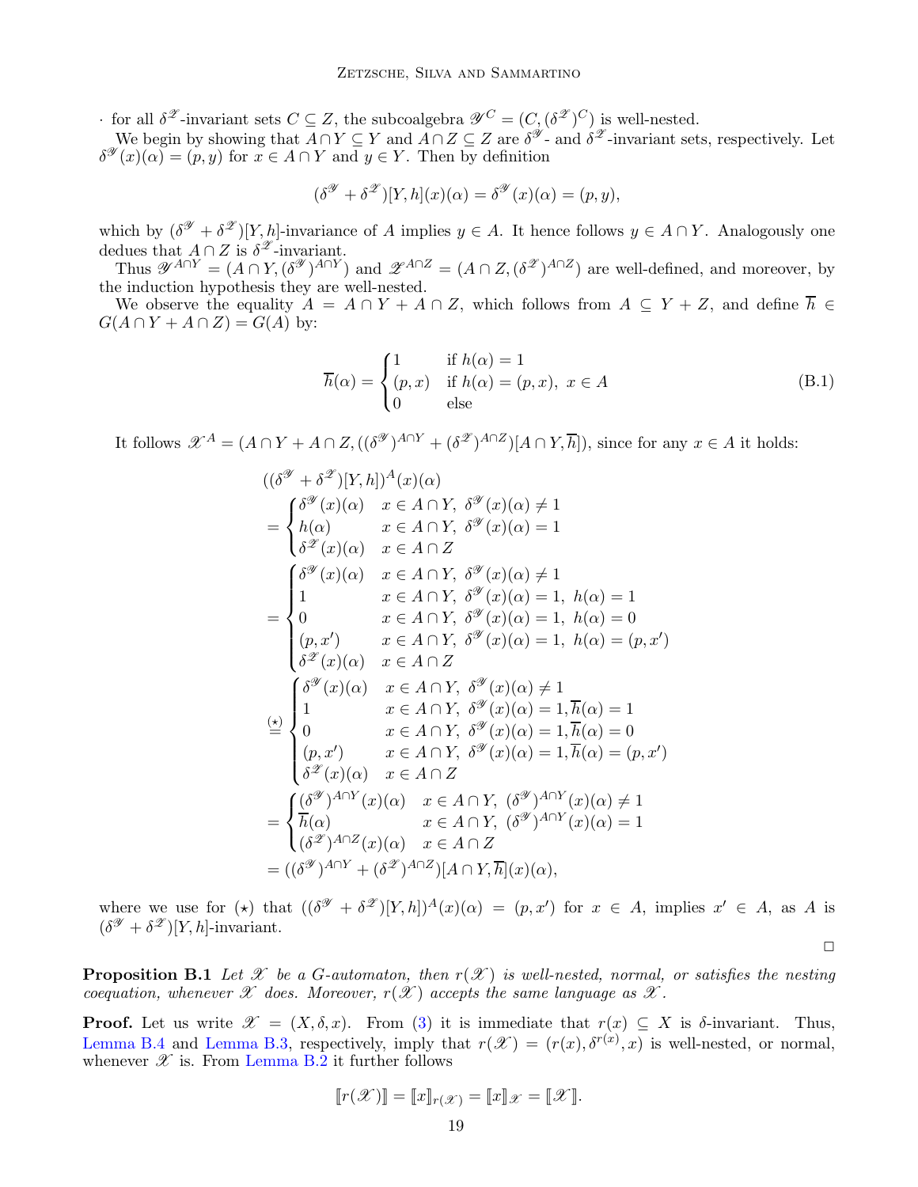· for all $\delta^{\mathscr{Z}}$-invariant sets $C \subseteq Z$, the subcoalgebra $\mathscr{Y}^C = (C, (\delta^{\mathscr{Z}})^C)$ is well-nested.

We begin by showing that $A \cap Y \subseteq Y$ and $A \cap Z \subseteq Z$ are $\delta^{\mathscr{Y}}$- and $\delta^{\mathscr{Z}}$-invariant sets, respectively. Let $\delta^{\mathscr{Y}}(x)(\alpha) = (p, y)$ for $x \in A \cap Y$ and $y \in Y$. Then by definition

$$(\delta^{\mathscr{Y}} + \delta^{\mathscr{Z}})[Y, h](x)(\alpha) = \delta^{\mathscr{Y}}(x)(\alpha) = (p, y),$$

which by $(\delta^{\mathscr{Y}} + \delta^{\mathscr{Z}})[Y, h]$-invariance of $A$ implies $y \in A$. It hence follows $y \in A \cap Y$. Analogously one dedues that $A \cap Z$ is $\delta^{\mathscr{Z}}$-invariant.

Thus $\mathscr{Y}^{A \cap Y} = (A \cap Y, (\delta^{\mathscr{Y}})^{A \cap Y})$ and $\mathscr{Z}^{A \cap Z} = (A \cap Z, (\delta^{\mathscr{Z}})^{A \cap Z})$ are well-defined, and moreover, by the induction hypothesis they are well-nested.

We observe the equality $A = A \cap Y + A \cap Z$, which follows from $A \subseteq Y + Z$, and define $\overline{h} \in G(A \cap Y + A \cap Z) = G(A)$ by:

$$\overline{h}(\alpha) = \begin{cases} 1 & \text{if } h(\alpha) = 1 \\ (p, x) & \text{if } h(\alpha) = (p, x), \ x \in A \\ 0 & \text{else} \end{cases} \tag{B.1}$$

It follows $\mathscr{X}^A = (A \cap Y + A \cap Z, ((\delta^{\mathscr{Y}})^{A \cap Y} + (\delta^{\mathscr{Z}})^{A \cap Z})[A \cap Y, \overline{h}])$, since for any $x \in A$ it holds:

$$\begin{aligned}
&((\delta^{\mathscr{Y}} + \delta^{\mathscr{Z}})[Y, h])^A(x)(\alpha) \\
&= \begin{cases} \delta^{\mathscr{Y}}(x)(\alpha) & x \in A \cap Y, \ \delta^{\mathscr{Y}}(x)(\alpha) \neq 1 \\ h(\alpha) & x \in A \cap Y, \ \delta^{\mathscr{Y}}(x)(\alpha) = 1 \\ \delta^{\mathscr{Z}}(x)(\alpha) & x \in A \cap Z \end{cases} \\
&= \begin{cases} \delta^{\mathscr{Y}}(x)(\alpha) & x \in A \cap Y, \ \delta^{\mathscr{Y}}(x)(\alpha) \neq 1 \\ 1 & x \in A \cap Y, \ \delta^{\mathscr{Y}}(x)(\alpha) = 1, \ h(\alpha) = 1 \\ 0 & x \in A \cap Y, \ \delta^{\mathscr{Y}}(x)(\alpha) = 1, \ h(\alpha) = 0 \\ (p, x') & x \in A \cap Y, \ \delta^{\mathscr{Y}}(x)(\alpha) = 1, \ h(\alpha) = (p, x') \\ \delta^{\mathscr{Z}}(x)(\alpha) & x \in A \cap Z \end{cases} \\
&\overset{(\star)}{=} \begin{cases} \delta^{\mathscr{Y}}(x)(\alpha) & x \in A \cap Y, \ \delta^{\mathscr{Y}}(x)(\alpha) \neq 1 \\ 1 & x \in A \cap Y, \ \delta^{\mathscr{Y}}(x)(\alpha) = 1, \overline{h}(\alpha) = 1 \\ 0 & x \in A \cap Y, \ \delta^{\mathscr{Y}}(x)(\alpha) = 1, \overline{h}(\alpha) = 0 \\ (p, x') & x \in A \cap Y, \ \delta^{\mathscr{Y}}(x)(\alpha) = 1, \overline{h}(\alpha) = (p, x') \\ \delta^{\mathscr{Z}}(x)(\alpha) & x \in A \cap Z \end{cases} \\
&= \begin{cases} (\delta^{\mathscr{Y}})^{A \cap Y}(x)(\alpha) & x \in A \cap Y, \ (\delta^{\mathscr{Y}})^{A \cap Y}(x)(\alpha) \neq 1 \\ \overline{h}(\alpha) & x \in A \cap Y, \ (\delta^{\mathscr{Y}})^{A \cap Y}(x)(\alpha) = 1 \\ (\delta^{\mathscr{Z}})^{A \cap Z}(x)(\alpha) & x \in A \cap Z \end{cases} \\
&= ((\delta^{\mathscr{Y}})^{A \cap Y} + (\delta^{\mathscr{Z}})^{A \cap Z})[A \cap Y, \overline{h}](x)(\alpha),
\end{aligned}$$

where we use for $(\star)$ that $((\delta^{\mathscr{Y}} + \delta^{\mathscr{Z}})[Y, h])^A(x)(\alpha) = (p, x')$ for $x \in A$, implies $x' \in A$, as $A$ is $(\delta^{\mathscr{Y}} + \delta^{\mathscr{Z}})[Y, h]$-invariant.

□

**Proposition B.1** *Let $\mathscr{X}$ be a $G$-automaton, then $r(\mathscr{X})$ is well-nested, normal, or satisfies the nesting coequation, whenever $\mathscr{X}$ does. Moreover, $r(\mathscr{X})$ accepts the same language as $\mathscr{X}$.*

**Proof.** Let us write $\mathscr{X} = (X, \delta, x)$. From (3) it is immediate that $r(x) \subseteq X$ is $\delta$-invariant. Thus, Lemma B.4 and Lemma B.3, respectively, imply that $r(\mathscr{X}) = (r(x), \delta^{r(x)}, x)$ is well-nested, or normal, whenever $\mathscr{X}$ is. From Lemma B.2 it further follows

$$[\![ r(\mathscr{X}) ]\!] = [\![ x ]\!]_{r(\mathscr{X})} = [\![ x ]\!]_{\mathscr{X}} = [\![ \mathscr{X} ]\!].$$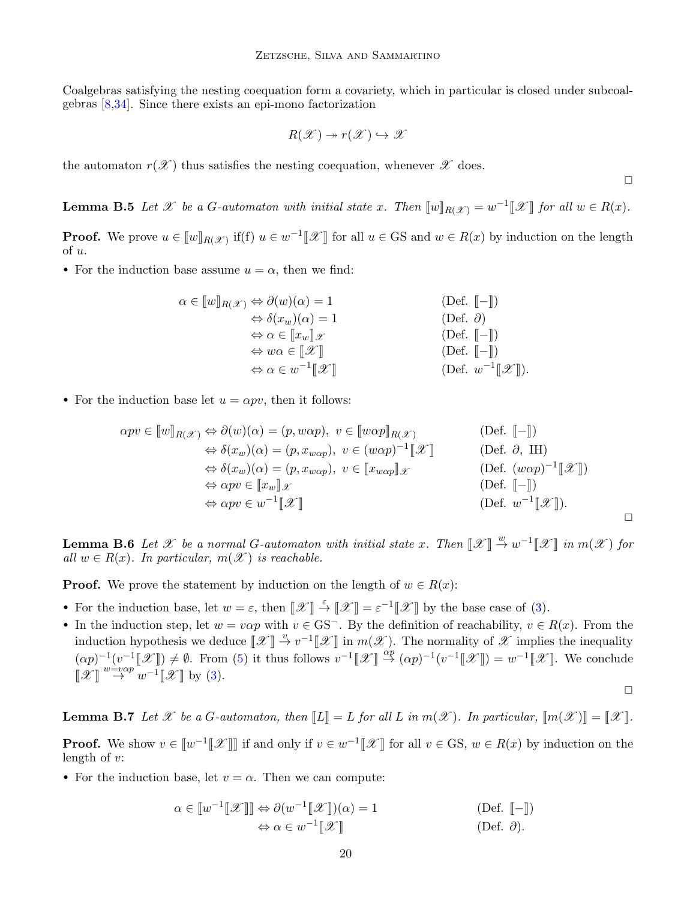Coalgebras satisfying the nesting coequation form a covariety, which in particular is closed under subcoalgebras [8,34]. Since there exists an epi-mono factorization

$$R(\mathscr{X}) \twoheadrightarrow r(\mathscr{X}) \hookrightarrow \mathscr{X}$$

the automaton $r(\mathscr{X})$ thus satisfies the nesting coequation, whenever $\mathscr{X}$ does.

□

**Lemma B.5** *Let $\mathscr{X}$ be a G-automaton with initial state $x$. Then $\llbracket w \rrbracket_{R(\mathscr{X})} = w^{-1}\llbracket \mathscr{X} \rrbracket$ for all $w \in R(x)$.*

**Proof.** We prove $u \in \llbracket w \rrbracket_{R(\mathscr{X})}$ if(f) $u \in w^{-1}\llbracket \mathscr{X} \rrbracket$ for all $u \in \mathrm{GS}$ and $w \in R(x)$ by induction on the length of $u$.

- For the induction base assume $u = \alpha$, then we find:

$$\begin{aligned}
\alpha \in \llbracket w \rrbracket_{R(\mathscr{X})} &\Leftrightarrow \partial(w)(\alpha) = 1 && \text{(Def. } \llbracket - \rrbracket) \\
&\Leftrightarrow \delta(x_w)(\alpha) = 1 && \text{(Def. } \partial) \\
&\Leftrightarrow \alpha \in \llbracket x_w \rrbracket_{\mathscr{X}} && \text{(Def. } \llbracket - \rrbracket) \\
&\Leftrightarrow w\alpha \in \llbracket \mathscr{X} \rrbracket && \text{(Def. } \llbracket - \rrbracket) \\
&\Leftrightarrow \alpha \in w^{-1}\llbracket \mathscr{X} \rrbracket && \text{(Def. } w^{-1}\llbracket \mathscr{X} \rrbracket).
\end{aligned}$$

- For the induction base let $u = \alpha p v$, then it follows:

$$\begin{aligned}
\alpha p v \in \llbracket w \rrbracket_{R(\mathscr{X})} &\Leftrightarrow \partial(w)(\alpha) = (p, w\alpha p),\ v \in \llbracket w\alpha p \rrbracket_{R(\mathscr{X})} && \text{(Def. } \llbracket - \rrbracket) \\
&\Leftrightarrow \delta(x_w)(\alpha) = (p, x_{w\alpha p}),\ v \in (w\alpha p)^{-1}\llbracket \mathscr{X} \rrbracket && \text{(Def. } \partial, \text{ IH)} \\
&\Leftrightarrow \delta(x_w)(\alpha) = (p, x_{w\alpha p}),\ v \in \llbracket x_{w\alpha p} \rrbracket_{\mathscr{X}} && \text{(Def. } (w\alpha p)^{-1}\llbracket \mathscr{X} \rrbracket) \\
&\Leftrightarrow \alpha p v \in \llbracket x_w \rrbracket_{\mathscr{X}} && \text{(Def. } \llbracket - \rrbracket) \\
&\Leftrightarrow \alpha p v \in w^{-1}\llbracket \mathscr{X} \rrbracket && \text{(Def. } w^{-1}\llbracket \mathscr{X} \rrbracket).
\end{aligned}$$

□

**Lemma B.6** *Let $\mathscr{X}$ be a normal G-automaton with initial state $x$. Then $\llbracket \mathscr{X} \rrbracket \xrightarrow{w} w^{-1}\llbracket \mathscr{X} \rrbracket$ in $m(\mathscr{X})$ for all $w \in R(x)$. In particular, $m(\mathscr{X})$ is reachable.*

**Proof.** We prove the statement by induction on the length of $w \in R(x)$:

- For the induction base, let $w = \varepsilon$, then $\llbracket \mathscr{X} \rrbracket \xrightarrow{\varepsilon} \llbracket \mathscr{X} \rrbracket = \varepsilon^{-1}\llbracket \mathscr{X} \rrbracket$ by the base case of (3).
- In the induction step, let $w = v\alpha p$ with $v \in \mathrm{GS}^-$. By the definition of reachability, $v \in R(x)$. From the induction hypothesis we deduce $\llbracket \mathscr{X} \rrbracket \xrightarrow{v} v^{-1}\llbracket \mathscr{X} \rrbracket$ in $m(\mathscr{X})$. The normality of $\mathscr{X}$ implies the inequality $(\alpha p)^{-1}(v^{-1}\llbracket \mathscr{X} \rrbracket) \neq \emptyset$. From (5) it thus follows $v^{-1}\llbracket \mathscr{X} \rrbracket \xrightarrow{\alpha p} (\alpha p)^{-1}(v^{-1}\llbracket \mathscr{X} \rrbracket) = w^{-1}\llbracket \mathscr{X} \rrbracket$. We conclude $\llbracket \mathscr{X} \rrbracket \xrightarrow{w = v\alpha p} w^{-1}\llbracket \mathscr{X} \rrbracket$ by (3).

□

**Lemma B.7** *Let $\mathscr{X}$ be a G-automaton, then $\llbracket L \rrbracket = L$ for all $L$ in $m(\mathscr{X})$. In particular, $\llbracket m(\mathscr{X}) \rrbracket = \llbracket \mathscr{X} \rrbracket$.*

**Proof.** We show $v \in \llbracket w^{-1}\llbracket \mathscr{X} \rrbracket \rrbracket$ if and only if $v \in w^{-1}\llbracket \mathscr{X} \rrbracket$ for all $v \in \mathrm{GS}$, $w \in R(x)$ by induction on the length of $v$:

- For the induction base, let $v = \alpha$. Then we can compute:

$$\begin{aligned}
\alpha \in \llbracket w^{-1}\llbracket \mathscr{X} \rrbracket \rrbracket &\Leftrightarrow \partial(w^{-1}\llbracket \mathscr{X} \rrbracket)(\alpha) = 1 && \text{(Def. } \llbracket - \rrbracket) \\
&\Leftrightarrow \alpha \in w^{-1}\llbracket \mathscr{X} \rrbracket && \text{(Def. } \partial).
\end{aligned}$$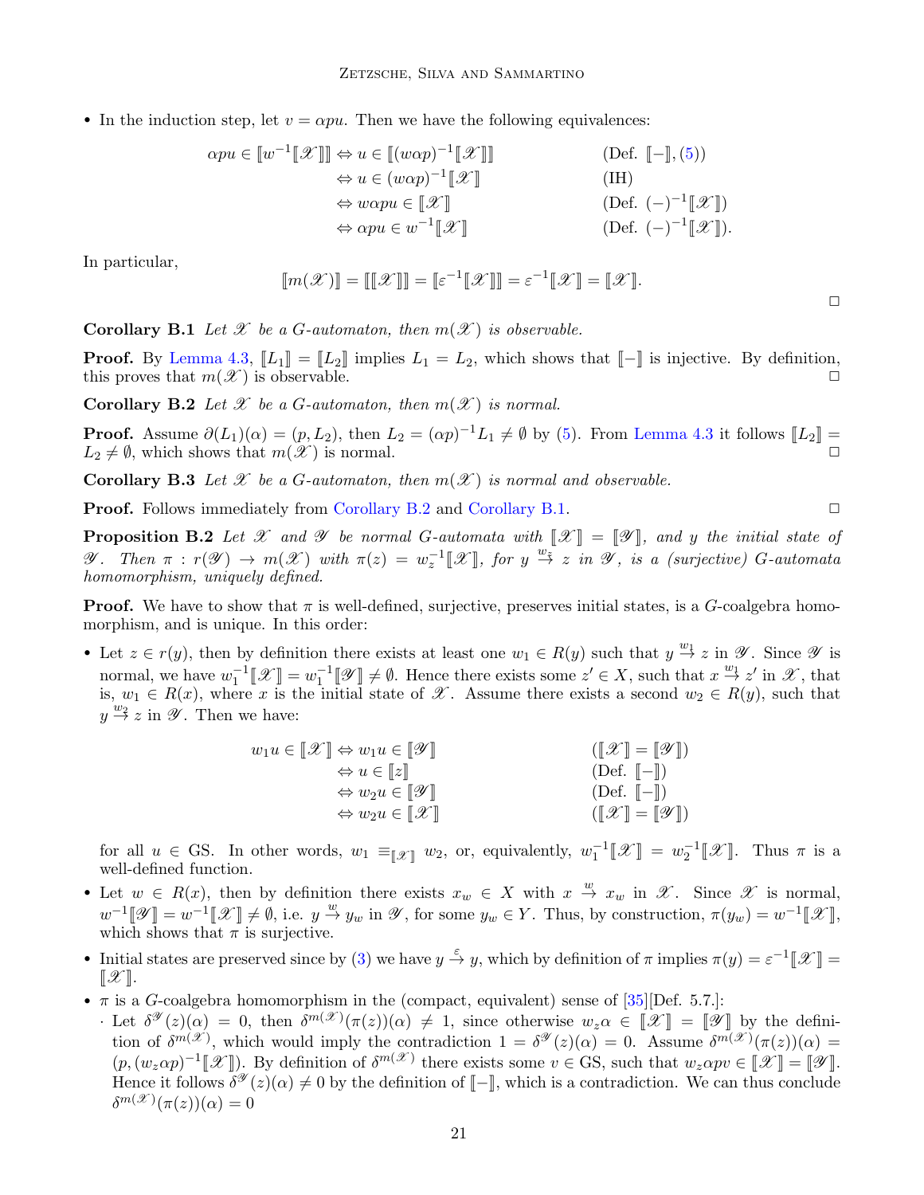- In the induction step, let $v = \alpha p u$. Then we have the following equivalences:

$$
\begin{aligned}
\alpha p u \in [\![w^{-1}[\![\mathscr{X}]\!]]\!] &\Leftrightarrow u \in [\![(w\alpha p)^{-1}[\![\mathscr{X}]\!]]\!] && \text{(Def. } [\![-]\!], (5))\\
&\Leftrightarrow u \in (w\alpha p)^{-1}[\![\mathscr{X}]\!] && \text{(IH)}\\
&\Leftrightarrow w\alpha p u \in [\![\mathscr{X}]\!] && \text{(Def. } (-)^{-1}[\![\mathscr{X}]\!])\\
&\Leftrightarrow \alpha p u \in w^{-1}[\![\mathscr{X}]\!] && \text{(Def. } (-)^{-1}[\![\mathscr{X}]\!]).
\end{aligned}
$$

In particular,

$$
[\![m(\mathscr{X})]\!] = [\![[\![\mathscr{X}]\!]]\!] = [\![\varepsilon^{-1}[\![\mathscr{X}]\!]]\!] = \varepsilon^{-1}[\![\mathscr{X}]\!] = [\![\mathscr{X}]\!].
$$

□

**Corollary B.1** *Let $\mathscr{X}$ be a G-automaton, then $m(\mathscr{X})$ is observable.*

**Proof.** By Lemma 4.3, $[\![L_1]\!] = [\![L_2]\!]$ implies $L_1 = L_2$, which shows that $[\![-]\!]$ is injective. By definition, this proves that $m(\mathscr{X})$ is observable. □

**Corollary B.2** *Let $\mathscr{X}$ be a G-automaton, then $m(\mathscr{X})$ is normal.*

**Proof.** Assume $\partial(L_1)(\alpha) = (p, L_2)$, then $L_2 = (\alpha p)^{-1}L_1 \neq \emptyset$ by (5). From Lemma 4.3 it follows $[\![L_2]\!] = L_2 \neq \emptyset$, which shows that $m(\mathscr{X})$ is normal. □

**Corollary B.3** *Let $\mathscr{X}$ be a G-automaton, then $m(\mathscr{X})$ is normal and observable.*

**Proof.** Follows immediately from Corollary B.2 and Corollary B.1. □

**Proposition B.2** *Let $\mathscr{X}$ and $\mathscr{Y}$ be normal G-automata with $[\![\mathscr{X}]\!] = [\![\mathscr{Y}]\!]$, and $y$ the initial state of $\mathscr{Y}$. Then $\pi : r(\mathscr{Y}) \to m(\mathscr{X})$ with $\pi(z) = w_z^{-1}[\![\mathscr{X}]\!]$, for $y \overset{w_z}{\to} z$ in $\mathscr{Y}$, is a (surjective) G-automata homomorphism, uniquely defined.*

**Proof.** We have to show that $\pi$ is well-defined, surjective, preserves initial states, is a $G$-coalgebra homomorphism, and is unique. In this order:

- Let $z \in r(y)$, then by definition there exists at least one $w_1 \in R(y)$ such that $y \overset{w_1}{\to} z$ in $\mathscr{Y}$. Since $\mathscr{Y}$ is normal, we have $w_1^{-1}[\![\mathscr{X}]\!] = w_1^{-1}[\![\mathscr{Y}]\!] \neq \emptyset$. Hence there exists some $z' \in X$, such that $x \overset{w_1}{\to} z'$ in $\mathscr{X}$, that is, $w_1 \in R(x)$, where $x$ is the initial state of $\mathscr{X}$. Assume there exists a second $w_2 \in R(y)$, such that $y \overset{w_2}{\to} z$ in $\mathscr{Y}$. Then we have:

$$
\begin{aligned}
w_1 u \in [\![\mathscr{X}]\!] &\Leftrightarrow w_1 u \in [\![\mathscr{Y}]\!] && ([\![\mathscr{X}]\!] = [\![\mathscr{Y}]\!])\\
&\Leftrightarrow u \in [\![z]\!] && \text{(Def. } [\![-]\!])\\
&\Leftrightarrow w_2 u \in [\![\mathscr{Y}]\!] && \text{(Def. } [\![-]\!])\\
&\Leftrightarrow w_2 u \in [\![\mathscr{X}]\!] && ([\![\mathscr{X}]\!] = [\![\mathscr{Y}]\!])
\end{aligned}
$$

  for all $u \in \mathrm{GS}$. In other words, $w_1 \equiv_{[\![\mathscr{X}]\!]} w_2$, or, equivalently, $w_1^{-1}[\![\mathscr{X}]\!] = w_2^{-1}[\![\mathscr{X}]\!]$. Thus $\pi$ is a well-defined function.

- Let $w \in R(x)$, then by definition there exists $x_w \in X$ with $x \overset{w}{\to} x_w$ in $\mathscr{X}$. Since $\mathscr{X}$ is normal, $w^{-1}[\![\mathscr{Y}]\!] = w^{-1}[\![\mathscr{X}]\!] \neq \emptyset$, i.e. $y \overset{w}{\to} y_w$ in $\mathscr{Y}$, for some $y_w \in Y$. Thus, by construction, $\pi(y_w) = w^{-1}[\![\mathscr{X}]\!]$, which shows that $\pi$ is surjective.

- Initial states are preserved since by (3) we have $y \overset{\varepsilon}{\to} y$, which by definition of $\pi$ implies $\pi(y) = \varepsilon^{-1}[\![\mathscr{X}]\!] = [\![\mathscr{X}]\!]$.

- $\pi$ is a $G$-coalgebra homomorphism in the (compact, equivalent) sense of [35][Def. 5.7.]:
  - Let $\delta^{\mathscr{Y}}(z)(\alpha) = 0$, then $\delta^{m(\mathscr{X})}(\pi(z))(\alpha) \neq 1$, since otherwise $w_z\alpha \in [\![\mathscr{X}]\!] = [\![\mathscr{Y}]\!]$ by the definition of $\delta^{m(\mathscr{X})}$, which would imply the contradiction $1 = \delta^{\mathscr{Y}}(z)(\alpha) = 0$. Assume $\delta^{m(\mathscr{X})}(\pi(z))(\alpha) = (p, (w_z\alpha p)^{-1}[\![\mathscr{X}]\!])$. By definition of $\delta^{m(\mathscr{X})}$ there exists some $v \in \mathrm{GS}$, such that $w_z\alpha p v \in [\![\mathscr{X}]\!] = [\![\mathscr{Y}]\!]$. Hence it follows $\delta^{\mathscr{Y}}(z)(\alpha) \neq 0$ by the definition of $[\![-]\!]$, which is a contradiction. We can thus conclude $\delta^{m(\mathscr{X})}(\pi(z))(\alpha) = 0$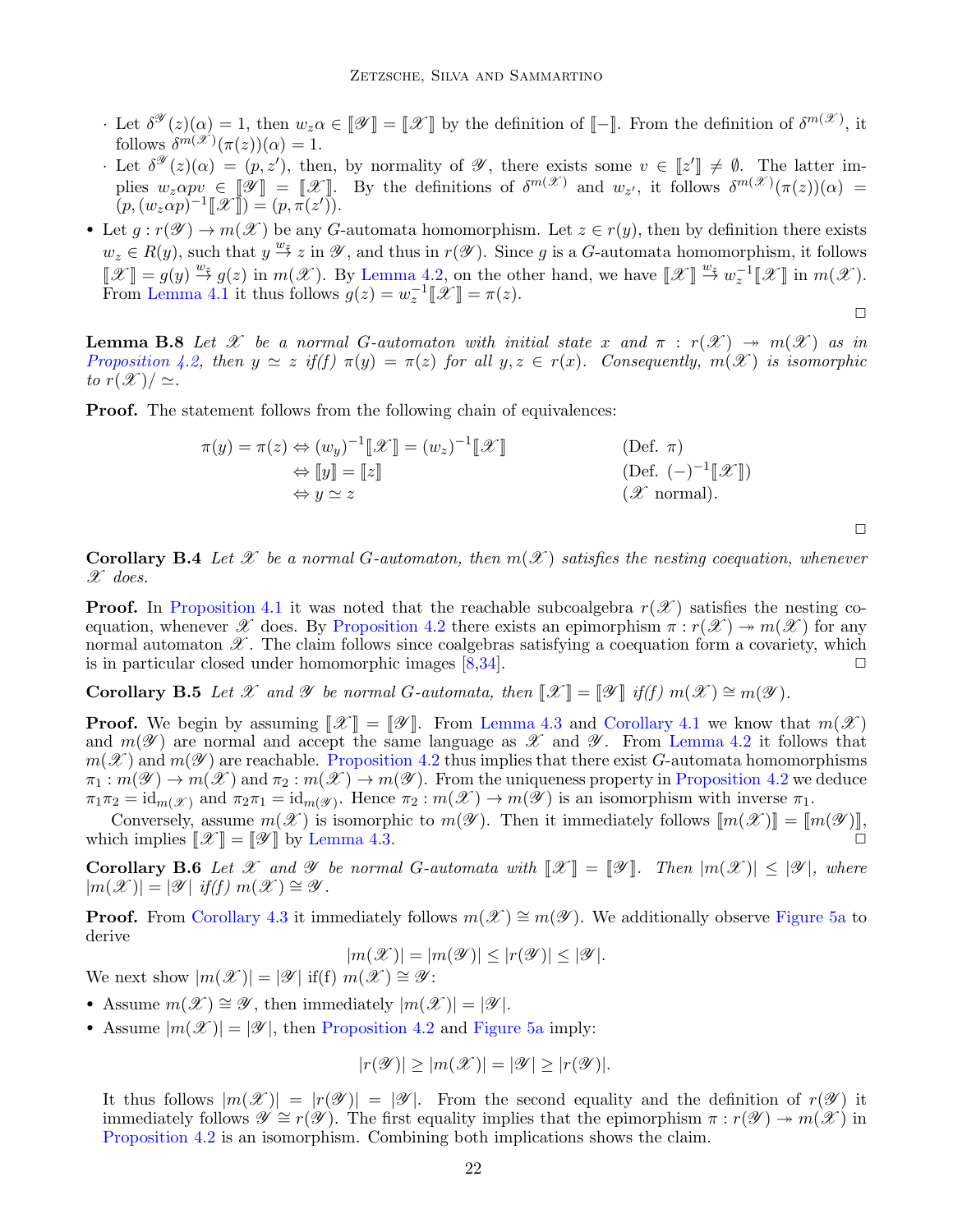- Let $\delta^{\mathscr{Y}}(z)(\alpha) = 1$, then $w_z\alpha \in [\![\mathscr{Y}]\!] = [\![\mathscr{X}]\!]$ by the definition of $[\![-]\!]$. From the definition of $\delta^{m(\mathscr{X})}$, it follows $\delta^{m(\mathscr{X})}(\pi(z))(\alpha) = 1$.
  - Let $\delta^{\mathscr{Y}}(z)(\alpha) = (p, z')$, then, by normality of $\mathscr{Y}$, there exists some $v \in [\![z']\!] \neq \emptyset$. The latter implies $w_z\alpha p v \in [\![\mathscr{Y}]\!] = [\![\mathscr{X}]\!]$. By the definitions of $\delta^{m(\mathscr{X})}$ and $w_{z'}$, it follows $\delta^{m(\mathscr{X})}(\pi(z))(\alpha) = (p, (w_z\alpha p)^{-1}[\![\mathscr{X}]\!]) = (p, \pi(z'))$.

- Let $g : r(\mathscr{Y}) \to m(\mathscr{X})$ be any $G$-automata homomorphism. Let $z \in r(y)$, then by definition there exists $w_z \in R(y)$, such that $y \xrightarrow{w_z} z$ in $\mathscr{Y}$, and thus in $r(\mathscr{Y})$. Since $g$ is a $G$-automata homomorphism, it follows $[\![\mathscr{X}]\!] = g(y) \xrightarrow{w_z} g(z)$ in $m(\mathscr{X})$. By Lemma 4.2, on the other hand, we have $[\![\mathscr{X}]\!] \xrightarrow{w_z} w_z^{-1}[\![\mathscr{X}]\!]$ in $m(\mathscr{X})$. From Lemma 4.1 it thus follows $g(z) = w_z^{-1}[\![\mathscr{X}]\!] = \pi(z)$.

□

**Lemma B.8** *Let $\mathscr{X}$ be a normal $G$-automaton with initial state $x$ and $\pi : r(\mathscr{X}) \twoheadrightarrow m(\mathscr{X})$ as in Proposition 4.2, then $y \simeq z$ if(f) $\pi(y) = \pi(z)$ for all $y, z \in r(x)$. Consequently, $m(\mathscr{X})$ is isomorphic to $r(\mathscr{X})/\simeq$.*

**Proof.** The statement follows from the following chain of equivalences:

$$
\begin{aligned}
\pi(y) = \pi(z) &\Leftrightarrow (w_y)^{-1}[\![\mathscr{X}]\!] = (w_z)^{-1}[\![\mathscr{X}]\!] && \text{(Def. } \pi) \\
&\Leftrightarrow [\![y]\!] = [\![z]\!] && \text{(Def. } (-)^{-1}[\![\mathscr{X}]\!]) \\
&\Leftrightarrow y \simeq z && (\mathscr{X} \text{ normal}).
\end{aligned}
$$

□

**Corollary B.4** *Let $\mathscr{X}$ be a normal $G$-automaton, then $m(\mathscr{X})$ satisfies the nesting coequation, whenever $\mathscr{X}$ does.*

**Proof.** In Proposition 4.1 it was noted that the reachable subcoalgebra $r(\mathscr{X})$ satisfies the nesting coequation, whenever $\mathscr{X}$ does. By Proposition 4.2 there exists an epimorphism $\pi : r(\mathscr{X}) \twoheadrightarrow m(\mathscr{X})$ for any normal automaton $\mathscr{X}$. The claim follows since coalgebras satisfying a coequation form a covariety, which is in particular closed under homomorphic images [8,34]. □

**Corollary B.5** *Let $\mathscr{X}$ and $\mathscr{Y}$ be normal $G$-automata, then $[\![\mathscr{X}]\!] = [\![\mathscr{Y}]\!]$ if(f) $m(\mathscr{X}) \cong m(\mathscr{Y})$.*

**Proof.** We begin by assuming $[\![\mathscr{X}]\!] = [\![\mathscr{Y}]\!]$. From Lemma 4.3 and Corollary 4.1 we know that $m(\mathscr{X})$ and $m(\mathscr{Y})$ are normal and accept the same language as $\mathscr{X}$ and $\mathscr{Y}$. From Lemma 4.2 it follows that $m(\mathscr{X})$ and $m(\mathscr{Y})$ are reachable. Proposition 4.2 thus implies that there exist $G$-automata homomorphisms $\pi_1 : m(\mathscr{Y}) \to m(\mathscr{X})$ and $\pi_2 : m(\mathscr{X}) \to m(\mathscr{Y})$. From the uniqueness property in Proposition 4.2 we deduce $\pi_1\pi_2 = \mathrm{id}_{m(\mathscr{X})}$ and $\pi_2\pi_1 = \mathrm{id}_{m(\mathscr{Y})}$. Hence $\pi_2 : m(\mathscr{X}) \to m(\mathscr{Y})$ is an isomorphism with inverse $\pi_1$.

Conversely, assume $m(\mathscr{X})$ is isomorphic to $m(\mathscr{Y})$. Then it immediately follows $[\![m(\mathscr{X})]\!] = [\![m(\mathscr{Y})]\!]$, which implies $[\![\mathscr{X}]\!] = [\![\mathscr{Y}]\!]$ by Lemma 4.3. □

**Corollary B.6** *Let $\mathscr{X}$ and $\mathscr{Y}$ be normal $G$-automata with $[\![\mathscr{X}]\!] = [\![\mathscr{Y}]\!]$. Then $|m(\mathscr{X})| \leq |\mathscr{Y}|$, where $|m(\mathscr{X})| = |\mathscr{Y}|$ if(f) $m(\mathscr{X}) \cong \mathscr{Y}$.*

**Proof.** From Corollary 4.3 it immediately follows $m(\mathscr{X}) \cong m(\mathscr{Y})$. We additionally observe Figure 5a to derive

$$|m(\mathscr{X})| = |m(\mathscr{Y})| \leq |r(\mathscr{Y})| \leq |\mathscr{Y}|.$$

We next show $|m(\mathscr{X})| = |\mathscr{Y}|$ if(f) $m(\mathscr{X}) \cong \mathscr{Y}$:

- Assume $m(\mathscr{X}) \cong \mathscr{Y}$, then immediately $|m(\mathscr{X})| = |\mathscr{Y}|$.
- Assume $|m(\mathscr{X})| = |\mathscr{Y}|$, then Proposition 4.2 and Figure 5a imply:

$$|r(\mathscr{Y})| \geq |m(\mathscr{X})| = |\mathscr{Y}| \geq |r(\mathscr{Y})|.$$

It thus follows $|m(\mathscr{X})| = |r(\mathscr{Y})| = |\mathscr{Y}|$. From the second equality and the definition of $r(\mathscr{Y})$ it immediately follows $\mathscr{Y} \cong r(\mathscr{Y})$. The first equality implies that the epimorphism $\pi : r(\mathscr{Y}) \twoheadrightarrow m(\mathscr{X})$ in Proposition 4.2 is an isomorphism. Combining both implications shows the claim.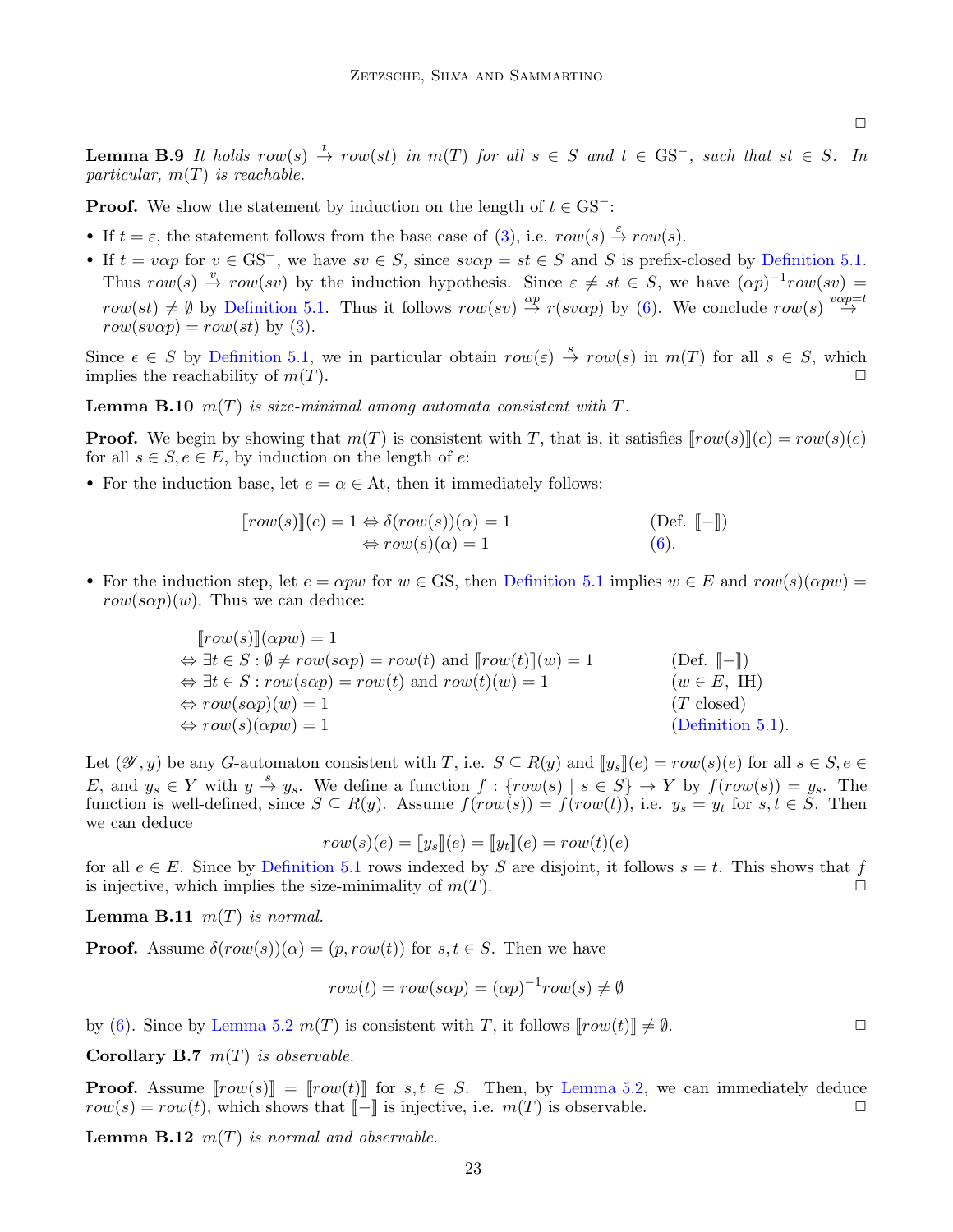□

**Lemma B.9** *It holds $row(s) \xrightarrow{t} row(st)$ in $m(T)$ for all $s \in S$ and $t \in \mathrm{GS}^-$, such that $st \in S$. In particular, $m(T)$ is reachable.*

**Proof.** We show the statement by induction on the length of $t \in \mathrm{GS}^-$:

- If $t = \varepsilon$, the statement follows from the base case of (3), i.e. $row(s) \xrightarrow{\varepsilon} row(s)$.
- If $t = v\alpha p$ for $v \in \mathrm{GS}^-$, we have $sv \in S$, since $sv\alpha p = st \in S$ and $S$ is prefix-closed by Definition 5.1. Thus $row(s) \xrightarrow{v} row(sv)$ by the induction hypothesis. Since $\varepsilon \neq st \in S$, we have $(\alpha p)^{-1}row(sv) = row(st) \neq \emptyset$ by Definition 5.1. Thus it follows $row(sv) \xrightarrow{\alpha p} r(sv\alpha p)$ by (6). We conclude $row(s) \xrightarrow{v\alpha p = t} row(sv\alpha p) = row(st)$ by (3).

Since $\epsilon \in S$ by Definition 5.1, we in particular obtain $row(\varepsilon) \xrightarrow{s} row(s)$ in $m(T)$ for all $s \in S$, which implies the reachability of $m(T)$. □

**Lemma B.10** *$m(T)$ is size-minimal among automata consistent with $T$.*

**Proof.** We begin by showing that $m(T)$ is consistent with $T$, that is, it satisfies $[\![row(s)]\!](e) = row(s)(e)$ for all $s \in S, e \in E$, by induction on the length of $e$:

- For the induction base, let $e = \alpha \in \mathrm{At}$, then it immediately follows:

$$
\begin{aligned}
[\![row(s)]\!](e) = 1 &\Leftrightarrow \delta(row(s))(\alpha) = 1 && \text{(Def. } [\![-]\!]\text{)} \\
&\Leftrightarrow row(s)(\alpha) = 1 && (6).
\end{aligned}
$$

- For the induction step, let $e = \alpha pw$ for $w \in \mathrm{GS}$, then Definition 5.1 implies $w \in E$ and $row(s)(\alpha pw) = row(s\alpha p)(w)$. Thus we can deduce:

$$
\begin{aligned}
& [\![row(s)]\!](\alpha pw) = 1 \\
\Leftrightarrow\ & \exists t \in S : \emptyset \neq row(s\alpha p) = row(t) \text{ and } [\![row(t)]\!](w) = 1 && \text{(Def. } [\![-]\!]\text{)} \\
\Leftrightarrow\ & \exists t \in S : row(s\alpha p) = row(t) \text{ and } row(t)(w) = 1 && (w \in E, \text{ IH}) \\
\Leftrightarrow\ & row(s\alpha p)(w) = 1 && (T \text{ closed}) \\
\Leftrightarrow\ & row(s)(\alpha pw) = 1 && \text{(Definition 5.1)}.
\end{aligned}
$$

Let $(\mathscr{Y}, y)$ be any $G$-automaton consistent with $T$, i.e. $S \subseteq R(y)$ and $[\![y_s]\!](e) = row(s)(e)$ for all $s \in S, e \in E$, and $y_s \in Y$ with $y \xrightarrow{s} y_s$. We define a function $f : \{row(s) \mid s \in S\} \to Y$ by $f(row(s)) = y_s$. The function is well-defined, since $S \subseteq R(y)$. Assume $f(row(s)) = f(row(t))$, i.e. $y_s = y_t$ for $s, t \in S$. Then we can deduce

$$
row(s)(e) = [\![y_s]\!](e) = [\![y_t]\!](e) = row(t)(e)
$$

for all $e \in E$. Since by Definition 5.1 rows indexed by $S$ are disjoint, it follows $s = t$. This shows that $f$ is injective, which implies the size-minimality of $m(T)$. □

**Lemma B.11** *$m(T)$ is normal.*

**Proof.** Assume $\delta(row(s))(\alpha) = (p, row(t))$ for $s, t \in S$. Then we have

$$
row(t) = row(s\alpha p) = (\alpha p)^{-1}row(s) \neq \emptyset
$$

by (6). Since by Lemma 5.2 $m(T)$ is consistent with $T$, it follows $[\![row(t)]\!] \neq \emptyset$. □

**Corollary B.7** *$m(T)$ is observable.*

**Proof.** Assume $[\![row(s)]\!] = [\![row(t)]\!]$ for $s, t \in S$. Then, by Lemma 5.2, we can immediately deduce $row(s) = row(t)$, which shows that $[\![-]\!]$ is injective, i.e. $m(T)$ is observable. □

**Lemma B.12** *$m(T)$ is normal and observable.*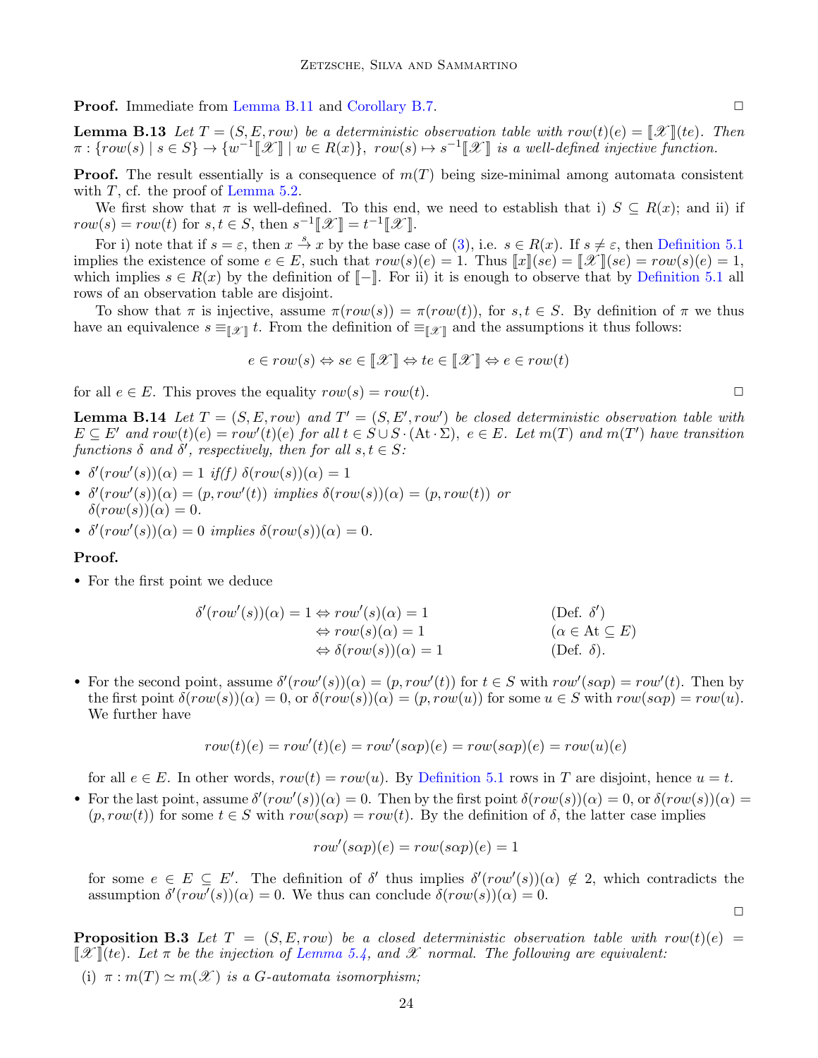**Proof.** Immediate from Lemma B.11 and Corollary B.7. ◻

**Lemma B.13** *Let $T = (S, E, row)$ be a deterministic observation table with $row(t)(e) = [\![\mathscr{X}]\!](te)$. Then $\pi : \{row(s) \mid s \in S\} \to \{w^{-1}[\![\mathscr{X}]\!] \mid w \in R(x)\}$, $row(s) \mapsto s^{-1}[\![\mathscr{X}]\!]$ is a well-defined injective function.*

**Proof.** The result essentially is a consequence of $m(T)$ being size-minimal among automata consistent with $T$, cf. the proof of Lemma 5.2.

We first show that $\pi$ is well-defined. To this end, we need to establish that i) $S \subseteq R(x)$; and ii) if $row(s) = row(t)$ for $s, t \in S$, then $s^{-1}[\![\mathscr{X}]\!] = t^{-1}[\![\mathscr{X}]\!]$.

For i) note that if $s = \varepsilon$, then $x \xrightarrow{s} x$ by the base case of (3), i.e. $s \in R(x)$. If $s \neq \varepsilon$, then Definition 5.1 implies the existence of some $e \in E$, such that $row(s)(e) = 1$. Thus $[\![x]\!](se) = [\![\mathscr{X}]\!](se) = row(s)(e) = 1$, which implies $s \in R(x)$ by the definition of $[\![-]\!]$. For ii) it is enough to observe that by Definition 5.1 all rows of an observation table are disjoint.

To show that $\pi$ is injective, assume $\pi(row(s)) = \pi(row(t))$, for $s, t \in S$. By definition of $\pi$ we thus have an equivalence $s \equiv_{[\![\mathscr{X}]\!]} t$. From the definition of $\equiv_{[\![\mathscr{X}]\!]}$ and the assumptions it thus follows:

$$e \in row(s) \Leftrightarrow se \in [\![\mathscr{X}]\!] \Leftrightarrow te \in [\![\mathscr{X}]\!] \Leftrightarrow e \in row(t)$$

for all $e \in E$. This proves the equality $row(s) = row(t)$. ◻

**Lemma B.14** *Let $T = (S, E, row)$ and $T' = (S, E', row')$ be closed deterministic observation table with $E \subseteq E'$ and $row(t)(e) = row'(t)(e)$ for all $t \in S \cup S \cdot (\mathrm{At} \cdot \Sigma)$, $e \in E$. Let $m(T)$ and $m(T')$ have transition functions $\delta$ and $\delta'$, respectively, then for all $s, t \in S$:*

- *$\delta'(row'(s))(\alpha) = 1$ if(f) $\delta(row(s))(\alpha) = 1$*
- *$\delta'(row'(s))(\alpha) = (p, row'(t))$ implies $\delta(row(s))(\alpha) = (p, row(t))$ or $\delta(row(s))(\alpha) = 0$.*
- *$\delta'(row'(s))(\alpha) = 0$ implies $\delta(row(s))(\alpha) = 0$.*

**Proof.**

- For the first point we deduce

$$\begin{aligned}
\delta'(row'(s))(\alpha) = 1 &\Leftrightarrow row'(s)(\alpha) = 1 && \text{(Def. } \delta') \\
&\Leftrightarrow row(s)(\alpha) = 1 && (\alpha \in \mathrm{At} \subseteq E) \\
&\Leftrightarrow \delta(row(s))(\alpha) = 1 && \text{(Def. } \delta).
\end{aligned}$$

- For the second point, assume $\delta'(row'(s))(\alpha) = (p, row'(t))$ for $t \in S$ with $row'(s\alpha p) = row'(t)$. Then by the first point $\delta(row(s))(\alpha) = 0$, or $\delta(row(s))(\alpha) = (p, row(u))$ for some $u \in S$ with $row(s\alpha p) = row(u)$. We further have

$$row(t)(e) = row'(t)(e) = row'(s\alpha p)(e) = row(s\alpha p)(e) = row(u)(e)$$

  for all $e \in E$. In other words, $row(t) = row(u)$. By Definition 5.1 rows in $T$ are disjoint, hence $u = t$.

- For the last point, assume $\delta'(row'(s))(\alpha) = 0$. Then by the first point $\delta(row(s))(\alpha) = 0$, or $\delta(row(s))(\alpha) = (p, row(t))$ for some $t \in S$ with $row(s\alpha p) = row(t)$. By the definition of $\delta$, the latter case implies

$$row'(s\alpha p)(e) = row(s\alpha p)(e) = 1$$

  for some $e \in E \subseteq E'$. The definition of $\delta'$ thus implies $\delta'(row'(s))(\alpha) \notin 2$, which contradicts the assumption $\delta'(row'(s))(\alpha) = 0$. We thus can conclude $\delta(row(s))(\alpha) = 0$.

◻

**Proposition B.3** *Let $T = (S, E, row)$ be a closed deterministic observation table with $row(t)(e) = [\![\mathscr{X}]\!](te)$. Let $\pi$ be the injection of Lemma 5.4, and $\mathscr{X}$ normal. The following are equivalent:*

(i) *$\pi : m(T) \simeq m(\mathscr{X})$ is a G-automata isomorphism;*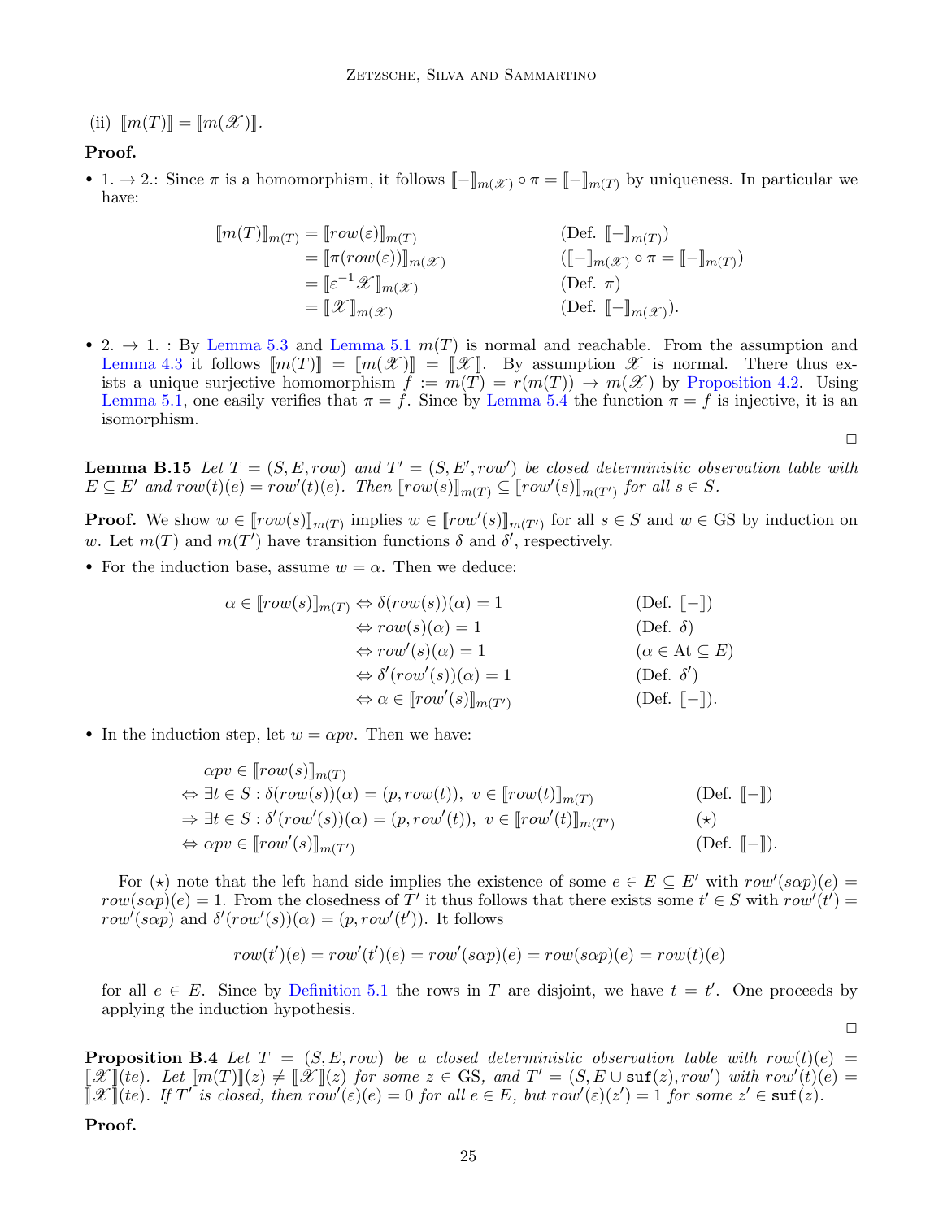(ii) $[\![m(T)]\!] = [\![m(\mathscr{X})]\!]$.

**Proof.**

- 1. → 2.: Since $\pi$ is a homomorphism, it follows $[\![-]\!]_{m(\mathscr{X})} \circ \pi = [\![-]\!]_{m(T)}$ by uniqueness. In particular we have:

$$
\begin{aligned}
[\![m(T)]\!]_{m(T)} &= [\![row(\varepsilon)]\!]_{m(T)} && (\text{Def. } [\![-]\!]_{m(T)}) \\
&= [\![\pi(row(\varepsilon))]\!]_{m(\mathscr{X})} && ([\![-]\!]_{m(\mathscr{X})} \circ \pi = [\![-]\!]_{m(T)}) \\
&= [\![\varepsilon^{-1}\mathscr{X}]\!]_{m(\mathscr{X})} && (\text{Def. } \pi) \\
&= [\![\mathscr{X}]\!]_{m(\mathscr{X})} && (\text{Def. } [\![-]\!]_{m(\mathscr{X})}).
\end{aligned}
$$

- 2. → 1. : By Lemma 5.3 and Lemma 5.1 $m(T)$ is normal and reachable. From the assumption and Lemma 4.3 it follows $[\![m(T)]\!] = [\![m(\mathscr{X})]\!] = [\![\mathscr{X}]\!]$. By assumption $\mathscr{X}$ is normal. There thus exists a unique surjective homomorphism $f := m(T) = r(m(T)) \to m(\mathscr{X})$ by Proposition 4.2. Using Lemma 5.1, one easily verifies that $\pi = f$. Since by Lemma 5.4 the function $\pi = f$ is injective, it is an isomorphism.

□

**Lemma B.15** *Let $T = (S, E, row)$ and $T' = (S, E', row')$ be closed deterministic observation table with $E \subseteq E'$ and $row(t)(e) = row'(t)(e)$. Then $[\![row(s)]\!]_{m(T)} \subseteq [\![row'(s)]\!]_{m(T')}$ for all $s \in S$.*

**Proof.** We show $w \in [\![row(s)]\!]_{m(T)}$ implies $w \in [\![row'(s)]\!]_{m(T')}$ for all $s \in S$ and $w \in \mathrm{GS}$ by induction on $w$. Let $m(T)$ and $m(T')$ have transition functions $\delta$ and $\delta'$, respectively.

- For the induction base, assume $w = \alpha$. Then we deduce:

$$
\begin{aligned}
\alpha \in [\![row(s)]\!]_{m(T)} &\Leftrightarrow \delta(row(s))(\alpha) = 1 && (\text{Def. } [\![-]\!]) \\
&\Leftrightarrow row(s)(\alpha) = 1 && (\text{Def. } \delta) \\
&\Leftrightarrow row'(s)(\alpha) = 1 && (\alpha \in \mathrm{At} \subseteq E) \\
&\Leftrightarrow \delta'(row'(s))(\alpha) = 1 && (\text{Def. } \delta') \\
&\Leftrightarrow \alpha \in [\![row'(s)]\!]_{m(T')} && (\text{Def. } [\![-]\!]).
\end{aligned}
$$

- In the induction step, let $w = \alpha p v$. Then we have:

$$
\begin{aligned}
&\alpha p v \in [\![row(s)]\!]_{m(T)} \\
\Leftrightarrow\ &\exists t \in S : \delta(row(s))(\alpha) = (p, row(t)),\ v \in [\![row(t)]\!]_{m(T)} && (\text{Def. } [\![-]\!]) \\
\Rightarrow\ &\exists t \in S : \delta'(row'(s))(\alpha) = (p, row'(t)),\ v \in [\![row'(t)]\!]_{m(T')} && (\star) \\
\Leftrightarrow\ &\alpha p v \in [\![row'(s)]\!]_{m(T')} && (\text{Def. } [\![-]\!]).
\end{aligned}
$$

  For $(\star)$ note that the left hand side implies the existence of some $e \in E \subseteq E'$ with $row'(s\alpha p)(e) = row(s\alpha p)(e) = 1$. From the closedness of $T'$ it thus follows that there exists some $t' \in S$ with $row'(t') = row'(s\alpha p)$ and $\delta'(row'(s))(\alpha) = (p, row'(t'))$. It follows

$$
row(t')(e) = row'(t')(e) = row'(s\alpha p)(e) = row(s\alpha p)(e) = row(t)(e)
$$

  for all $e \in E$. Since by Definition 5.1 the rows in $T$ are disjoint, we have $t = t'$. One proceeds by applying the induction hypothesis.

□

**Proposition B.4** *Let $T = (S, E, row)$ be a closed deterministic observation table with $row(t)(e) = [\![\mathscr{X}]\!](te)$. Let $[\![m(T)]\!](z) \neq [\![\mathscr{X}]\!](z)$ for some $z \in \mathrm{GS}$, and $T' = (S, E \cup \mathtt{suf}(z), row')$ with $row'(t)(e) = [\![\mathscr{X}]\!](te)$. If $T'$ is closed, then $row'(\varepsilon)(e) = 0$ for all $e \in E$, but $row'(\varepsilon)(z') = 1$ for some $z' \in \mathtt{suf}(z)$.*

**Proof.**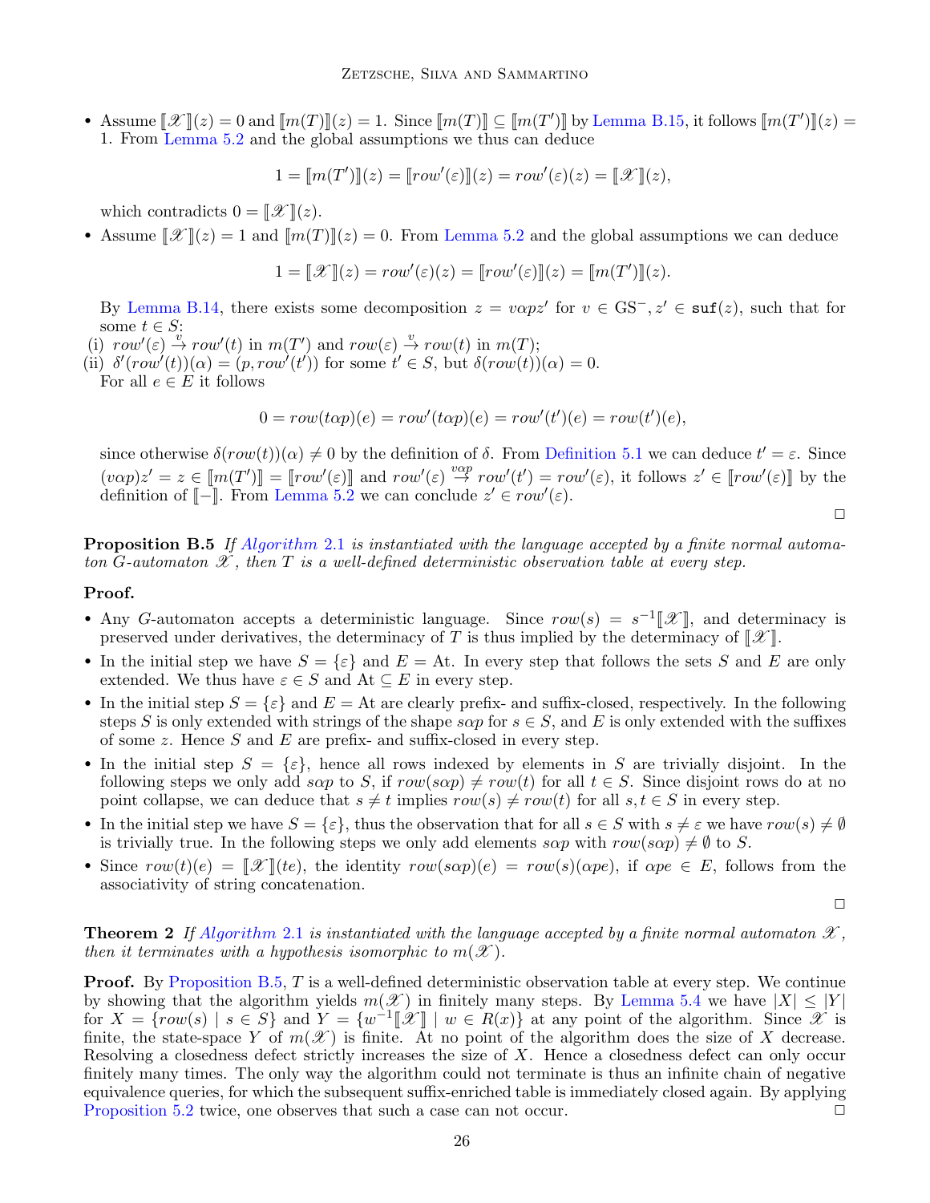- Assume $[\![\mathscr{X}]\!](z) = 0$ and $[\![m(T)]\!](z) = 1$. Since $[\![m(T)]\!] \subseteq [\![m(T')]\!]$ by Lemma B.15, it follows $[\![m(T')]\!](z) = 1$. From Lemma 5.2 and the global assumptions we thus can deduce

$$1 = [\![m(T')]\!](z) = [\![row'(\varepsilon)]\!](z) = row'(\varepsilon)(z) = [\![\mathscr{X}]\!](z),$$

which contradicts $0 = [\![\mathscr{X}]\!](z)$.

- Assume $[\![\mathscr{X}]\!](z) = 1$ and $[\![m(T)]\!](z) = 0$. From Lemma 5.2 and the global assumptions we can deduce

$$1 = [\![\mathscr{X}]\!](z) = row'(\varepsilon)(z) = [\![row'(\varepsilon)]\!](z) = [\![m(T')]\!](z).$$

By Lemma B.14, there exists some decomposition $z = v\alpha p z'$ for $v \in \mathrm{GS}^-, z' \in \mathtt{suf}(z)$, such that for some $t \in S$:
(i) $row'(\varepsilon) \xrightarrow{v} row'(t)$ in $m(T')$ and $row(\varepsilon) \xrightarrow{v} row(t)$ in $m(T)$;
(ii) $\delta'(row'(t))(\alpha) = (p, row'(t'))$ for some $t' \in S$, but $\delta(row(t))(\alpha) = 0$.
For all $e \in E$ it follows

$$0 = row(t\alpha p)(e) = row'(t\alpha p)(e) = row'(t')(e) = row(t')(e),$$

since otherwise $\delta(row(t))(\alpha) \neq 0$ by the definition of $\delta$. From Definition 5.1 we can deduce $t' = \varepsilon$. Since $(v\alpha p)z' = z \in [\![m(T')]\!] = [\![row'(\varepsilon)]\!]$ and $row'(\varepsilon) \xrightarrow{v\alpha p} row'(t') = row'(\varepsilon)$, it follows $z' \in [\![row'(\varepsilon)]\!]$ by the definition of $[\![-]\!]$. From Lemma 5.2 we can conclude $z' \in row'(\varepsilon)$.

□

**Proposition B.5** *If Algorithm 2.1 is instantiated with the language accepted by a finite normal automaton $G$-automaton $\mathscr{X}$, then $T$ is a well-defined deterministic observation table at every step.*

**Proof.**

- Any $G$-automaton accepts a deterministic language. Since $row(s) = s^{-1}[\![\mathscr{X}]\!]$, and determinacy is preserved under derivatives, the determinacy of $T$ is thus implied by the determinacy of $[\![\mathscr{X}]\!]$.
- In the initial step we have $S = \{\varepsilon\}$ and $E = \mathrm{At}$. In every step that follows the sets $S$ and $E$ are only extended. We thus have $\varepsilon \in S$ and $\mathrm{At} \subseteq E$ in every step.
- In the initial step $S = \{\varepsilon\}$ and $E = \mathrm{At}$ are clearly prefix- and suffix-closed, respectively. In the following steps $S$ is only extended with strings of the shape $s\alpha p$ for $s \in S$, and $E$ is only extended with the suffixes of some $z$. Hence $S$ and $E$ are prefix- and suffix-closed in every step.
- In the initial step $S = \{\varepsilon\}$, hence all rows indexed by elements in $S$ are trivially disjoint. In the following steps we only add $s\alpha p$ to $S$, if $row(s\alpha p) \neq row(t)$ for all $t \in S$. Since disjoint rows do at no point collapse, we can deduce that $s \neq t$ implies $row(s) \neq row(t)$ for all $s, t \in S$ in every step.
- In the initial step we have $S = \{\varepsilon\}$, thus the observation that for all $s \in S$ with $s \neq \varepsilon$ we have $row(s) \neq \emptyset$ is trivially true. In the following steps we only add elements $s\alpha p$ with $row(s\alpha p) \neq \emptyset$ to $S$.
- Since $row(t)(e) = [\![\mathscr{X}]\!](te)$, the identity $row(s\alpha p)(e) = row(s)(\alpha p e)$, if $\alpha p e \in E$, follows from the associativity of string concatenation.

□

**Theorem 2** *If Algorithm 2.1 is instantiated with the language accepted by a finite normal automaton $\mathscr{X}$, then it terminates with a hypothesis isomorphic to $m(\mathscr{X})$.*

**Proof.** By Proposition B.5, $T$ is a well-defined deterministic observation table at every step. We continue by showing that the algorithm yields $m(\mathscr{X})$ in finitely many steps. By Lemma 5.4 we have $|X| \leq |Y|$ for $X = \{row(s) \mid s \in S\}$ and $Y = \{w^{-1}[\![\mathscr{X}]\!] \mid w \in R(x)\}$ at any point of the algorithm. Since $\mathscr{X}$ is finite, the state-space $Y$ of $m(\mathscr{X})$ is finite. At no point of the algorithm does the size of $X$ decrease. Resolving a closedness defect strictly increases the size of $X$. Hence a closedness defect can only occur finitely many times. The only way the algorithm could not terminate is thus an infinite chain of negative equivalence queries, for which the subsequent suffix-enriched table is immediately closed again. By applying Proposition 5.2 twice, one observes that such a case can not occur. □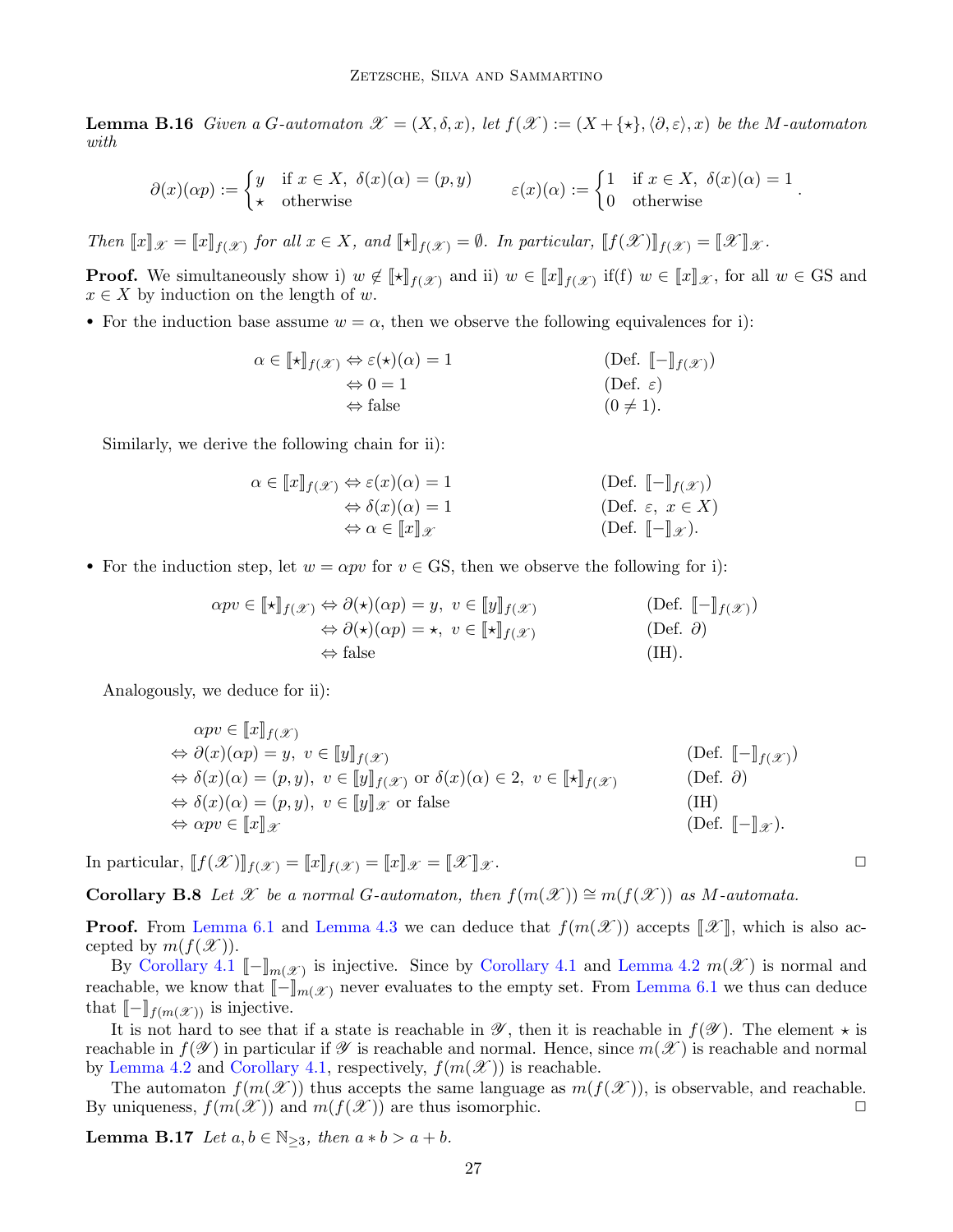**Lemma B.16** *Given a $G$-automaton $\mathscr{X} = (X, \delta, x)$, let $f(\mathscr{X}) := (X + \{\star\}, \langle \partial, \varepsilon \rangle, x)$ be the $M$-automaton with*

$$\partial(x)(\alpha p) := \begin{cases} y & \text{if } x \in X,\ \delta(x)(\alpha) = (p, y) \\ \star & \text{otherwise} \end{cases} \qquad \varepsilon(x)(\alpha) := \begin{cases} 1 & \text{if } x \in X,\ \delta(x)(\alpha) = 1 \\ 0 & \text{otherwise} \end{cases}.$$

*Then $[\![x]\!]_{\mathscr{X}} = [\![x]\!]_{f(\mathscr{X})}$ for all $x \in X$, and $[\![\star]\!]_{f(\mathscr{X})} = \emptyset$. In particular, $[\![f(\mathscr{X})]\!]_{f(\mathscr{X})} = [\![\mathscr{X}]\!]_{\mathscr{X}}$.*

**Proof.** We simultaneously show i) $w \notin [\![\star]\!]_{f(\mathscr{X})}$ and ii) $w \in [\![x]\!]_{f(\mathscr{X})}$ if(f) $w \in [\![x]\!]_{\mathscr{X}}$, for all $w \in \mathrm{GS}$ and $x \in X$ by induction on the length of $w$.

- For the induction base assume $w = \alpha$, then we observe the following equivalences for i):

$$\begin{aligned} \alpha \in [\![\star]\!]_{f(\mathscr{X})} &\Leftrightarrow \varepsilon(\star)(\alpha) = 1 && (\text{Def. } [\![-]\!]_{f(\mathscr{X})}) \\ &\Leftrightarrow 0 = 1 && (\text{Def. } \varepsilon) \\ &\Leftrightarrow \text{false} && (0 \neq 1). \end{aligned}$$

  Similarly, we derive the following chain for ii):

$$\begin{aligned} \alpha \in [\![x]\!]_{f(\mathscr{X})} &\Leftrightarrow \varepsilon(x)(\alpha) = 1 && (\text{Def. } [\![-]\!]_{f(\mathscr{X})}) \\ &\Leftrightarrow \delta(x)(\alpha) = 1 && (\text{Def. } \varepsilon,\ x \in X) \\ &\Leftrightarrow \alpha \in [\![x]\!]_{\mathscr{X}} && (\text{Def. } [\![-]\!]_{\mathscr{X}}). \end{aligned}$$

- For the induction step, let $w = \alpha p v$ for $v \in \mathrm{GS}$, then we observe the following for i):

$$\begin{aligned} \alpha p v \in [\![\star]\!]_{f(\mathscr{X})} &\Leftrightarrow \partial(\star)(\alpha p) = y,\ v \in [\![y]\!]_{f(\mathscr{X})} && (\text{Def. } [\![-]\!]_{f(\mathscr{X})}) \\ &\Leftrightarrow \partial(\star)(\alpha p) = \star,\ v \in [\![\star]\!]_{f(\mathscr{X})} && (\text{Def. } \partial) \\ &\Leftrightarrow \text{false} && (\text{IH}). \end{aligned}$$

  Analogously, we deduce for ii):

$$\begin{aligned} &\alpha p v \in [\![x]\!]_{f(\mathscr{X})} \\ \Leftrightarrow\ & \partial(x)(\alpha p) = y,\ v \in [\![y]\!]_{f(\mathscr{X})} && (\text{Def. } [\![-]\!]_{f(\mathscr{X})}) \\ \Leftrightarrow\ & \delta(x)(\alpha) = (p, y),\ v \in [\![y]\!]_{f(\mathscr{X})} \text{ or } \delta(x)(\alpha) \in 2,\ v \in [\![\star]\!]_{f(\mathscr{X})} && (\text{Def. } \partial) \\ \Leftrightarrow\ & \delta(x)(\alpha) = (p, y),\ v \in [\![y]\!]_{\mathscr{X}} \text{ or false} && (\text{IH}) \\ \Leftrightarrow\ & \alpha p v \in [\![x]\!]_{\mathscr{X}} && (\text{Def. } [\![-]\!]_{\mathscr{X}}). \end{aligned}$$

In particular, $[\![f(\mathscr{X})]\!]_{f(\mathscr{X})} = [\![x]\!]_{f(\mathscr{X})} = [\![x]\!]_{\mathscr{X}} = [\![\mathscr{X}]\!]_{\mathscr{X}}$. □

**Corollary B.8** *Let $\mathscr{X}$ be a normal $G$-automaton, then $f(m(\mathscr{X})) \cong m(f(\mathscr{X}))$ as $M$-automata.*

**Proof.** From Lemma 6.1 and Lemma 4.3 we can deduce that $f(m(\mathscr{X}))$ accepts $[\![\mathscr{X}]\!]$, which is also accepted by $m(f(\mathscr{X}))$.

By Corollary 4.1 $[\![-]\!]_{m(\mathscr{X})}$ is injective. Since by Corollary 4.1 and Lemma 4.2 $m(\mathscr{X})$ is normal and reachable, we know that $[\![-]\!]_{m(\mathscr{X})}$ never evaluates to the empty set. From Lemma 6.1 we thus can deduce that $[\![-]\!]_{f(m(\mathscr{X}))}$ is injective.

It is not hard to see that if a state is reachable in $\mathscr{Y}$, then it is reachable in $f(\mathscr{Y})$. The element $\star$ is reachable in $f(\mathscr{Y})$ in particular if $\mathscr{Y}$ is reachable and normal. Hence, since $m(\mathscr{X})$ is reachable and normal by Lemma 4.2 and Corollary 4.1, respectively, $f(m(\mathscr{X}))$ is reachable.

The automaton $f(m(\mathscr{X}))$ thus accepts the same language as $m(f(\mathscr{X}))$, is observable, and reachable. By uniqueness, $f(m(\mathscr{X}))$ and $m(f(\mathscr{X}))$ are thus isomorphic. □

**Lemma B.17** *Let $a, b \in \mathbb{N}_{\geq 3}$, then $a * b > a + b$.*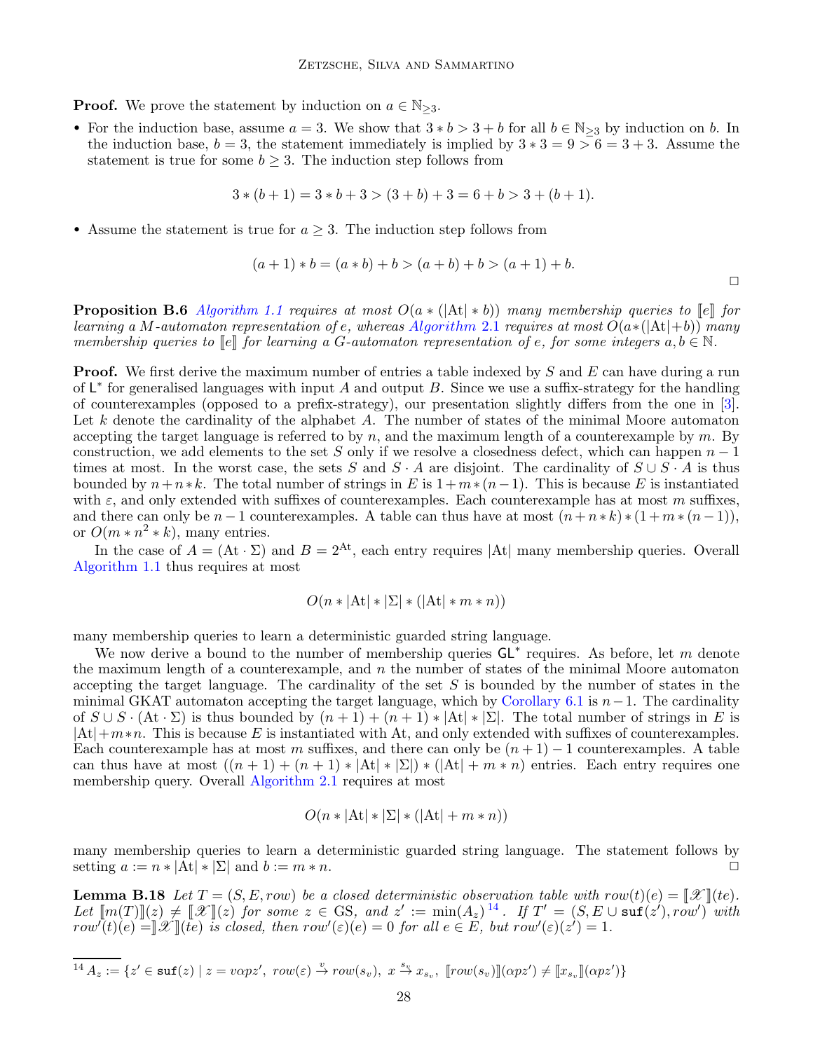**Proof.** We prove the statement by induction on $a \in \mathbb{N}_{\geq 3}$.

- For the induction base, assume $a = 3$. We show that $3 * b > 3 + b$ for all $b \in \mathbb{N}_{\geq 3}$ by induction on $b$. In the induction base, $b = 3$, the statement immediately is implied by $3 * 3 = 9 > 6 = 3 + 3$. Assume the statement is true for some $b \geq 3$. The induction step follows from

$$3 * (b + 1) = 3 * b + 3 > (3 + b) + 3 = 6 + b > 3 + (b + 1).$$

- Assume the statement is true for $a \geq 3$. The induction step follows from

$$(a + 1) * b = (a * b) + b > (a + b) + b > (a + 1) + b.$$

□

**Proposition B.6** *Algorithm 1.1 requires at most $O(a * (|\mathrm{At}| * b))$ many membership queries to $[\![e]\!]$ for learning a $M$-automaton representation of $e$, whereas Algorithm 2.1 requires at most $O(a*(|\mathrm{At}|+b))$ many membership queries to $[\![e]\!]$ for learning a $G$-automaton representation of $e$, for some integers $a, b \in \mathbb{N}$.*

**Proof.** We first derive the maximum number of entries a table indexed by $S$ and $E$ can have during a run of $\mathsf{L}^*$ for generalised languages with input $A$ and output $B$. Since we use a suffix-strategy for the handling of counterexamples (opposed to a prefix-strategy), our presentation slightly differs from the one in [3]. Let $k$ denote the cardinality of the alphabet $A$. The number of states of the minimal Moore automaton accepting the target language is referred to by $n$, and the maximum length of a counterexample by $m$. By construction, we add elements to the set $S$ only if we resolve a closedness defect, which can happen $n - 1$ times at most. In the worst case, the sets $S$ and $S \cdot A$ are disjoint. The cardinality of $S \cup S \cdot A$ is thus bounded by $n + n * k$. The total number of strings in $E$ is $1 + m * (n - 1)$. This is because $E$ is instantiated with $\varepsilon$, and only extended with suffixes of counterexamples. Each counterexample has at most $m$ suffixes, and there can only be $n - 1$ counterexamples. A table can thus have at most $(n + n * k) * (1 + m * (n - 1))$, or $O(m * n^2 * k)$, many entries.

In the case of $A = (\mathrm{At} \cdot \Sigma)$ and $B = 2^{\mathrm{At}}$, each entry requires $|\mathrm{At}|$ many membership queries. Overall Algorithm 1.1 thus requires at most

$$O(n * |\mathrm{At}| * |\Sigma| * (|\mathrm{At}| * m * n))$$

many membership queries to learn a deterministic guarded string language.

We now derive a bound to the number of membership queries $\mathsf{GL}^*$ requires. As before, let $m$ denote the maximum length of a counterexample, and $n$ the number of states of the minimal Moore automaton accepting the target language. The cardinality of the set $S$ is bounded by the number of states in the minimal GKAT automaton accepting the target language, which by Corollary 6.1 is $n - 1$. The cardinality of $S \cup S \cdot (\mathrm{At} \cdot \Sigma)$ is thus bounded by $(n + 1) + (n + 1) * |\mathrm{At}| * |\Sigma|$. The total number of strings in $E$ is $|\mathrm{At}| + m * n$. This is because $E$ is instantiated with At, and only extended with suffixes of counterexamples. Each counterexample has at most $m$ suffixes, and there can only be $(n + 1) - 1$ counterexamples. A table can thus have at most $((n + 1) + (n + 1) * |\mathrm{At}| * |\Sigma|) * (|\mathrm{At}| + m * n)$ entries. Each entry requires one membership query. Overall Algorithm 2.1 requires at most

$$O(n * |\mathrm{At}| * |\Sigma| * (|\mathrm{At}| + m * n))$$

many membership queries to learn a deterministic guarded string language. The statement follows by setting $a := n * |\mathrm{At}| * |\Sigma|$ and $b := m * n$. □

**Lemma B.18** *Let $T = (S, E, row)$ be a closed deterministic observation table with $row(t)(e) = [\![\mathscr{X}]\!](te)$. Let $[\![m(T)]\!](z) \neq [\![\mathscr{X}]\!](z)$ for some $z \in \mathrm{GS}$, and $z' := \min(A_z)$ [14]. If $T' = (S, E \cup \mathtt{suf}(z'), row')$ with $row'(t)(e) = ][\mathscr{X}]\!](te)$ is closed, then $row'(\varepsilon)(e) = 0$ for all $e \in E$, but $row'(\varepsilon)(z') = 1$.*

[14] $A_z := \{z' \in \mathtt{suf}(z) \mid z = v\alpha p z',\ row(\varepsilon) \xrightarrow{v} row(s_v),\ x \xrightarrow{s_v} x_{s_v},\ [\![row(s_v)]\!](\alpha p z') \neq [\![x_{s_v}]\!](\alpha p z')\}$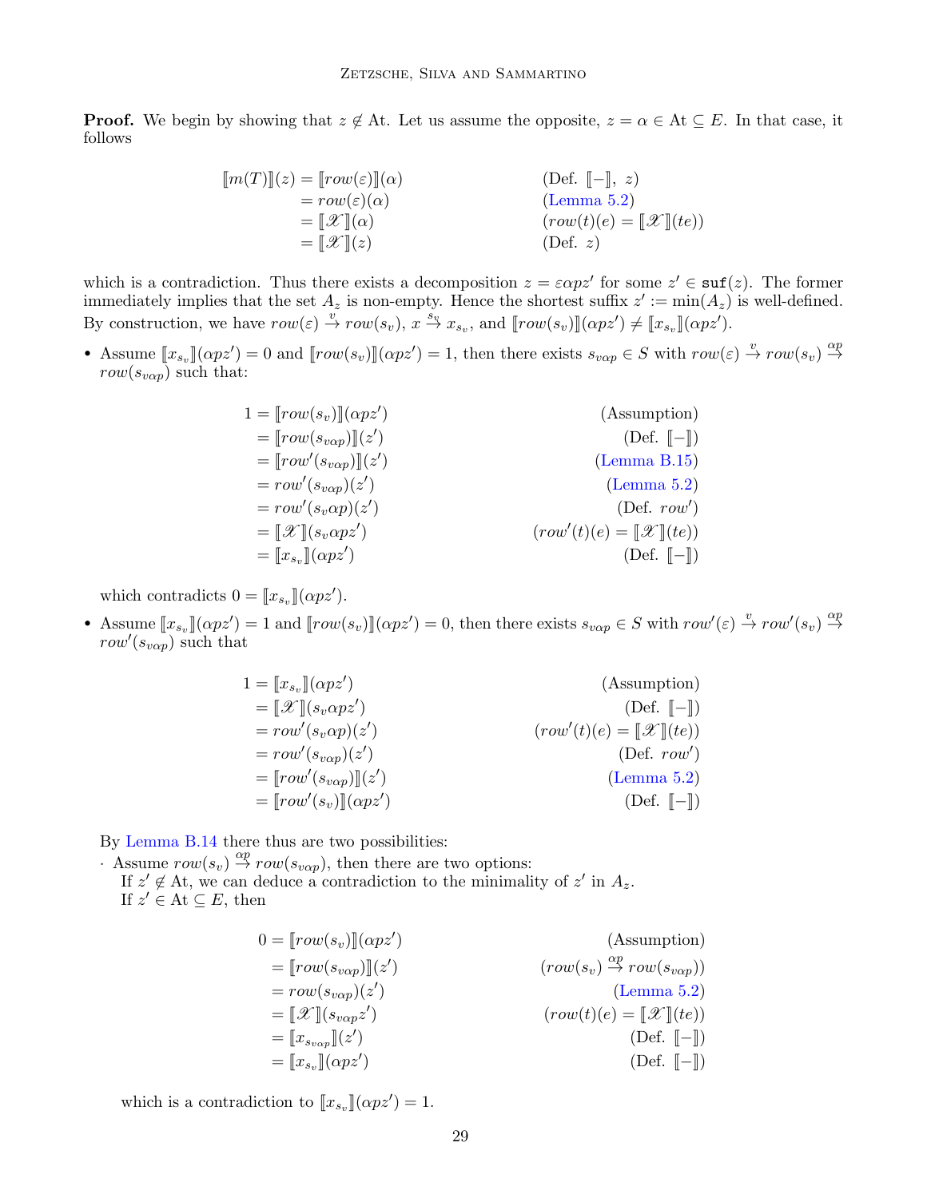**Proof.** We begin by showing that $z \notin \mathrm{At}$. Let us assume the opposite, $z = \alpha \in \mathrm{At} \subseteq E$. In that case, it follows

$$
\begin{aligned}
[\![m(T)]\!](z) &= [\![row(\varepsilon)]\!](\alpha) && (\text{Def. } [\![-]\!],\ z) \\
&= row(\varepsilon)(\alpha) && (\text{Lemma 5.2}) \\
&= [\![\mathscr{X}]\!](\alpha) && (row(t)(e) = [\![\mathscr{X}]\!](te)) \\
&= [\![\mathscr{X}]\!](z) && (\text{Def. } z)
\end{aligned}
$$

which is a contradiction. Thus there exists a decomposition $z = \varepsilon\alpha p z'$ for some $z' \in \mathtt{suf}(z)$. The former immediately implies that the set $A_z$ is non-empty. Hence the shortest suffix $z' := \min(A_z)$ is well-defined. By construction, we have $row(\varepsilon) \xrightarrow{v} row(s_v)$, $x \xrightarrow{s_v} x_{s_v}$, and $[\![row(s_v)]\!](\alpha p z') \neq [\![x_{s_v}]\!](\alpha p z')$.

- Assume $[\![x_{s_v}]\!](\alpha p z') = 0$ and $[\![row(s_v)]\!](\alpha p z') = 1$, then there exists $s_{v\alpha p} \in S$ with $row(\varepsilon) \xrightarrow{v} row(s_v) \xrightarrow{\alpha p} row(s_{v\alpha p})$ such that:

$$
\begin{aligned}
1 &= [\![row(s_v)]\!](\alpha p z') && (\text{Assumption}) \\
&= [\![row(s_{v\alpha p})]\!](z') && (\text{Def. } [\![-]\!]) \\
&= [\![row'(s_{v\alpha p})]\!](z') && (\text{Lemma B.15}) \\
&= row'(s_{v\alpha p})(z') && (\text{Lemma 5.2}) \\
&= row'(s_v\alpha p)(z') && (\text{Def. } row') \\
&= [\![\mathscr{X}]\!](s_v\alpha p z') && (row'(t)(e) = [\![\mathscr{X}]\!](te)) \\
&= [\![x_{s_v}]\!](\alpha p z') && (\text{Def. } [\![-]\!])
\end{aligned}
$$

  which contradicts $0 = [\![x_{s_v}]\!](\alpha p z')$.

- Assume $[\![x_{s_v}]\!](\alpha p z') = 1$ and $[\![row(s_v)]\!](\alpha p z') = 0$, then there exists $s_{v\alpha p} \in S$ with $row'(\varepsilon) \xrightarrow{v} row'(s_v) \xrightarrow{\alpha p} row'(s_{v\alpha p})$ such that

$$
\begin{aligned}
1 &= [\![x_{s_v}]\!](\alpha p z') && (\text{Assumption}) \\
&= [\![\mathscr{X}]\!](s_v\alpha p z') && (\text{Def. } [\![-]\!]) \\
&= row'(s_v\alpha p)(z') && (row'(t)(e) = [\![\mathscr{X}]\!](te)) \\
&= row'(s_{v\alpha p})(z') && (\text{Def. } row') \\
&= [\![row'(s_{v\alpha p})]\!](z') && (\text{Lemma 5.2}) \\
&= [\![row'(s_v)]\!](\alpha p z') && (\text{Def. } [\![-]\!])
\end{aligned}
$$

  By Lemma B.14 there thus are two possibilities:

  · Assume $row(s_v) \xrightarrow{\alpha p} row(s_{v\alpha p})$, then there are two options:
    If $z' \notin \mathrm{At}$, we can deduce a contradiction to the minimality of $z'$ in $A_z$.
    If $z' \in \mathrm{At} \subseteq E$, then

$$
\begin{aligned}
0 &= [\![row(s_v)]\!](\alpha p z') && (\text{Assumption}) \\
&= [\![row(s_{v\alpha p})]\!](z') && (row(s_v) \xrightarrow{\alpha p} row(s_{v\alpha p})) \\
&= row(s_{v\alpha p})(z') && (\text{Lemma 5.2}) \\
&= [\![\mathscr{X}]\!](s_{v\alpha p} z') && (row(t)(e) = [\![\mathscr{X}]\!](te)) \\
&= [\![x_{s_{v\alpha p}}]\!](z') && (\text{Def. } [\![-]\!]) \\
&= [\![x_{s_v}]\!](\alpha p z') && (\text{Def. } [\![-]\!])
\end{aligned}
$$

    which is a contradiction to $[\![x_{s_v}]\!](\alpha p z') = 1$.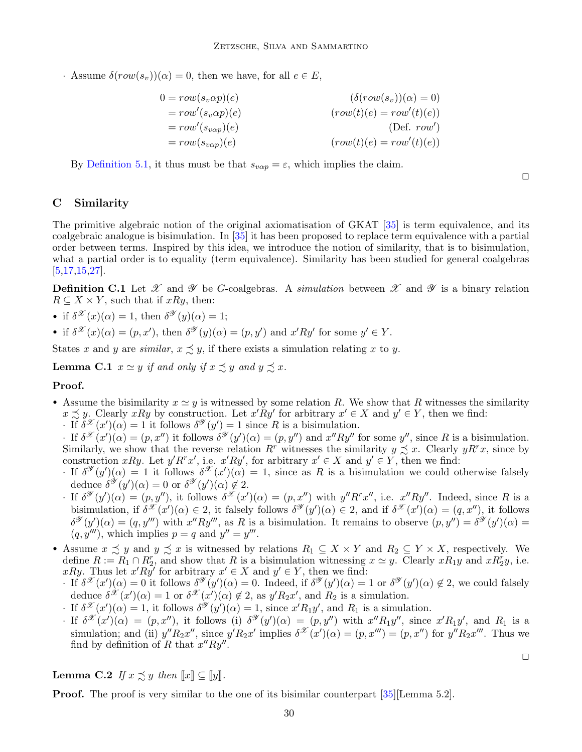· Assume $\delta(row(s_v))(\alpha) = 0$, then we have, for all $e \in E$,

$$
\begin{aligned}
0 &= row(s_v \alpha p)(e) && (\delta(row(s_v))(\alpha) = 0) \\
&= row'(s_v \alpha p)(e) && (row(t)(e) = row'(t)(e)) \\
&= row'(s_{v\alpha p})(e) && (\text{Def. } row') \\
&= row(s_{v\alpha p})(e) && (row(t)(e) = row'(t)(e))
\end{aligned}
$$

By Definition 5.1, it thus must be that $s_{v\alpha p} = \varepsilon$, which implies the claim.

□

## C Similarity

The primitive algebraic notion of the original axiomatisation of GKAT [35] is term equivalence, and its coalgebraic analogue is bisimulation. In [35] it has been proposed to replace term equivalence with a partial order between terms. Inspired by this idea, we introduce the notion of similarity, that is to bisimulation, what a partial order is to equality (term equivalence). Similarity has been studied for general coalgebras [5,17,15,27].

**Definition C.1** Let $\mathscr{X}$ and $\mathscr{Y}$ be $G$-coalgebras. A *simulation* between $\mathscr{X}$ and $\mathscr{Y}$ is a binary relation $R \subseteq X \times Y$, such that if $xRy$, then:

- if $\delta^{\mathscr{X}}(x)(\alpha) = 1$, then $\delta^{\mathscr{Y}}(y)(\alpha) = 1$;
- if $\delta^{\mathscr{X}}(x)(\alpha) = (p, x')$, then $\delta^{\mathscr{Y}}(y)(\alpha) = (p, y')$ and $x'Ry'$ for some $y' \in Y$.

States $x$ and $y$ are *similar*, $x \precsim y$, if there exists a simulation relating $x$ to $y$.

**Lemma C.1** *$x \simeq y$ if and only if $x \precsim y$ and $y \precsim x$.*

**Proof.**

- Assume the bisimilarity $x \simeq y$ is witnessed by some relation $R$. We show that $R$ witnesses the similarity $x \precsim y$. Clearly $xRy$ by construction. Let $x'Ry'$ for arbitrary $x' \in X$ and $y' \in Y$, then we find:
  · If $\delta^{\mathscr{X}}(x')(\alpha) = 1$ it follows $\delta^{\mathscr{Y}}(y') = 1$ since $R$ is a bisimulation.
  · If $\delta^{\mathscr{X}}(x')(\alpha) = (p, x'')$ it follows $\delta^{\mathscr{Y}}(y')(\alpha) = (p, y'')$ and $x''Ry''$ for some $y''$, since $R$ is a bisimulation.
  Similarly, we show that the reverse relation $R^r$ witnesses the similarity $y \precsim x$. Clearly $yR^rx$, since by construction $xRy$. Let $y'R^rx'$, i.e. $x'Ry'$, for arbitrary $x' \in X$ and $y' \in Y$, then we find:
  · If $\delta^{\mathscr{Y}}(y')(\alpha) = 1$ it follows $\delta^{\mathscr{X}}(x')(\alpha) = 1$, since as $R$ is a bisimulation we could otherwise falsely deduce $\delta^{\mathscr{Y}}(y')(\alpha) = 0$ or $\delta^{\mathscr{Y}}(y')(\alpha) \notin 2$.
  · If $\delta^{\mathscr{Y}}(y')(\alpha) = (p, y'')$, it follows $\delta^{\mathscr{X}}(x')(\alpha) = (p, x'')$ with $y''R^rx''$, i.e. $x''Ry''$. Indeed, since $R$ is a bisimulation, if $\delta^{\mathscr{X}}(x')(\alpha) \in 2$, it falsely follows $\delta^{\mathscr{Y}}(y')(\alpha) \in 2$, and if $\delta^{\mathscr{X}}(x')(\alpha) = (q, x'')$, it follows $\delta^{\mathscr{Y}}(y')(\alpha) = (q, y''')$ with $x''Ry'''$, as $R$ is a bisimulation. It remains to observe $(p, y'') = \delta^{\mathscr{Y}}(y')(\alpha) = (q, y''')$, which implies $p = q$ and $y'' = y'''$.
- Assume $x \precsim y$ and $y \precsim x$ is witnessed by relations $R_1 \subseteq X \times Y$ and $R_2 \subseteq Y \times X$, respectively. We define $R := R_1 \cap R_2^r$, and show that $R$ is a bisimulation witnessing $x \simeq y$. Clearly $xR_1y$ and $xR_2^ry$, i.e. $xRy$. Thus let $x'Ry'$ for arbitrary $x' \in X$ and $y' \in Y$, then we find:
  · If $\delta^{\mathscr{X}}(x')(\alpha) = 0$ it follows $\delta^{\mathscr{Y}}(y')(\alpha) = 0$. Indeed, if $\delta^{\mathscr{Y}}(y')(\alpha) = 1$ or $\delta^{\mathscr{Y}}(y')(\alpha) \notin 2$, we could falsely deduce $\delta^{\mathscr{X}}(x')(\alpha) = 1$ or $\delta^{\mathscr{X}}(x')(\alpha) \notin 2$, as $y'R_2x'$, and $R_2$ is a simulation.
  · If $\delta^{\mathscr{X}}(x')(\alpha) = 1$, it follows $\delta^{\mathscr{Y}}(y')(\alpha) = 1$, since $x'R_1y'$, and $R_1$ is a simulation.
  · If $\delta^{\mathscr{X}}(x')(\alpha) = (p, x'')$, it follows (i) $\delta^{\mathscr{Y}}(y')(\alpha) = (p, y'')$ with $x''R_1y''$, since $x'R_1y'$, and $R_1$ is a simulation; and (ii) $y''R_2x''$, since $y'R_2x'$ implies $\delta^{\mathscr{X}}(x')(\alpha) = (p, x''') = (p, x'')$ for $y''R_2x'''$. Thus we find by definition of $R$ that $x''Ry''$.

□

**Lemma C.2** *If $x \precsim y$ then $[\![x]\!] \subseteq [\![y]\!]$.*

**Proof.** The proof is very similar to the one of its bisimilar counterpart [35][Lemma 5.2].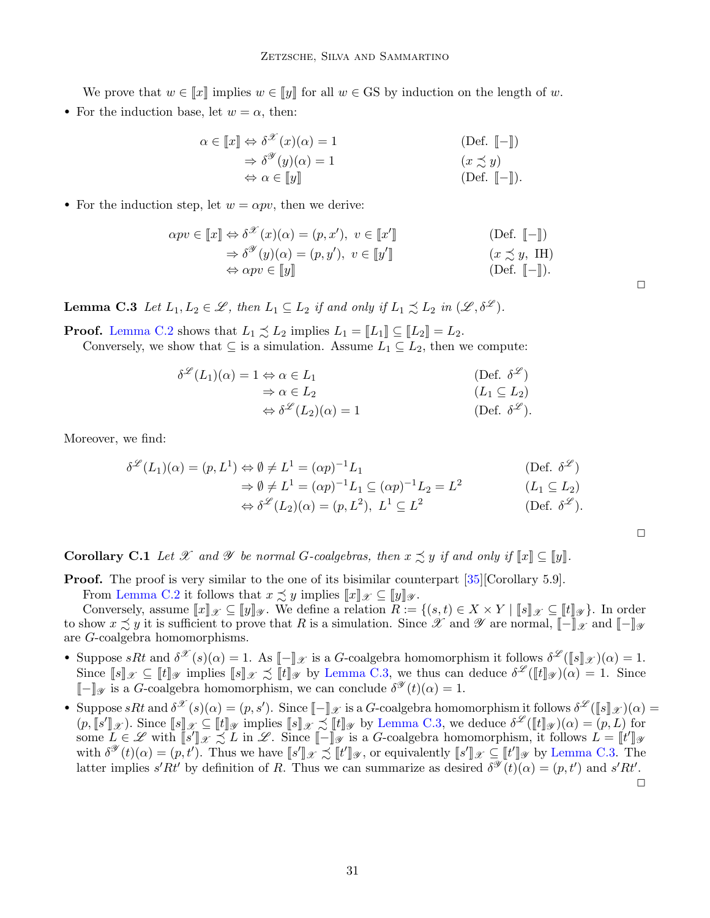We prove that $w \in [\![x]\!]$ implies $w \in [\![y]\!]$ for all $w \in \mathrm{GS}$ by induction on the length of $w$.

- For the induction base, let $w = \alpha$, then:

$$
\begin{aligned}
\alpha \in [\![x]\!] &\Leftrightarrow \delta^{\mathscr{X}}(x)(\alpha) = 1 && \text{(Def. } [\![-]\!]\text{)} \\
&\Rightarrow \delta^{\mathscr{Y}}(y)(\alpha) = 1 && (x \precsim y) \\
&\Leftrightarrow \alpha \in [\![y]\!] && \text{(Def. } [\![-]\!]\text{)}.
\end{aligned}
$$

- For the induction step, let $w = \alpha p v$, then we derive:

$$
\begin{aligned}
\alpha p v \in [\![x]\!] &\Leftrightarrow \delta^{\mathscr{X}}(x)(\alpha) = (p, x'),\ v \in [\![x']\!] && \text{(Def. } [\![-]\!]\text{)} \\
&\Rightarrow \delta^{\mathscr{Y}}(y)(\alpha) = (p, y'),\ v \in [\![y']\!] && (x \precsim y,\ \text{IH}) \\
&\Leftrightarrow \alpha p v \in [\![y]\!] && \text{(Def. } [\![-]\!]\text{)}.
\end{aligned}
$$

□

**Lemma C.3** *Let $L_1, L_2 \in \mathscr{L}$, then $L_1 \subseteq L_2$ if and only if $L_1 \precsim L_2$ in $(\mathscr{L}, \delta^{\mathscr{L}})$.*

**Proof.** Lemma C.2 shows that $L_1 \precsim L_2$ implies $L_1 = [\![L_1]\!] \subseteq [\![L_2]\!] = L_2$.

Conversely, we show that $\subseteq$ is a simulation. Assume $L_1 \subseteq L_2$, then we compute:

$$
\begin{aligned}
\delta^{\mathscr{L}}(L_1)(\alpha) = 1 &\Leftrightarrow \alpha \in L_1 && \text{(Def. } \delta^{\mathscr{L}}\text{)} \\
&\Rightarrow \alpha \in L_2 && (L_1 \subseteq L_2) \\
&\Leftrightarrow \delta^{\mathscr{L}}(L_2)(\alpha) = 1 && \text{(Def. } \delta^{\mathscr{L}}\text{)}.
\end{aligned}
$$

Moreover, we find:

$$
\begin{aligned}
\delta^{\mathscr{L}}(L_1)(\alpha) = (p, L^1) &\Leftrightarrow \emptyset \neq L^1 = (\alpha p)^{-1} L_1 && \text{(Def. } \delta^{\mathscr{L}}\text{)} \\
&\Rightarrow \emptyset \neq L^1 = (\alpha p)^{-1} L_1 \subseteq (\alpha p)^{-1} L_2 = L^2 && (L_1 \subseteq L_2) \\
&\Leftrightarrow \delta^{\mathscr{L}}(L_2)(\alpha) = (p, L^2),\ L^1 \subseteq L^2 && \text{(Def. } \delta^{\mathscr{L}}\text{)}.
\end{aligned}
$$

□

**Corollary C.1** *Let $\mathscr{X}$ and $\mathscr{Y}$ be normal $G$-coalgebras, then $x \precsim y$ if and only if $[\![x]\!] \subseteq [\![y]\!]$.*

**Proof.** The proof is very similar to the one of its bisimilar counterpart [35][Corollary 5.9].

From Lemma C.2 it follows that $x \precsim y$ implies $[\![x]\!]_{\mathscr{X}} \subseteq [\![y]\!]_{\mathscr{Y}}$.

Conversely, assume $[\![x]\!]_{\mathscr{X}} \subseteq [\![y]\!]_{\mathscr{Y}}$. We define a relation $R := \{(s, t) \in X \times Y \mid [\![s]\!]_{\mathscr{X}} \subseteq [\![t]\!]_{\mathscr{Y}}\}$. In order to show $x \precsim y$ it is sufficient to prove that $R$ is a simulation. Since $\mathscr{X}$ and $\mathscr{Y}$ are normal, $[\![-]\!]_{\mathscr{X}}$ and $[\![-]\!]_{\mathscr{Y}}$ are $G$-coalgebra homomorphisms.

- Suppose $sRt$ and $\delta^{\mathscr{X}}(s)(\alpha) = 1$. As $[\![-]\!]_{\mathscr{X}}$ is a $G$-coalgebra homomorphism it follows $\delta^{\mathscr{L}}([\![s]\!]_{\mathscr{X}})(\alpha) = 1$. Since $[\![s]\!]_{\mathscr{X}} \subseteq [\![t]\!]_{\mathscr{Y}}$ implies $[\![s]\!]_{\mathscr{X}} \precsim [\![t]\!]_{\mathscr{Y}}$ by Lemma C.3, we thus can deduce $\delta^{\mathscr{L}}([\![t]\!]_{\mathscr{Y}})(\alpha) = 1$. Since $[\![-]\!]_{\mathscr{Y}}$ is a $G$-coalgebra homomorphism, we can conclude $\delta^{\mathscr{Y}}(t)(\alpha) = 1$.
- Suppose $sRt$ and $\delta^{\mathscr{X}}(s)(\alpha) = (p, s')$. Since $[\![-]\!]_{\mathscr{X}}$ is a $G$-coalgebra homomorphism it follows $\delta^{\mathscr{L}}([\![s]\!]_{\mathscr{X}})(\alpha) = (p, [\![s']\!]_{\mathscr{X}})$. Since $[\![s]\!]_{\mathscr{X}} \subseteq [\![t]\!]_{\mathscr{Y}}$ implies $[\![s]\!]_{\mathscr{X}} \precsim [\![t]\!]_{\mathscr{Y}}$ by Lemma C.3, we deduce $\delta^{\mathscr{L}}([\![t]\!]_{\mathscr{Y}})(\alpha) = (p, L)$ for some $L \in \mathscr{L}$ with $[\![s']\!]_{\mathscr{X}} \precsim L$ in $\mathscr{L}$. Since $[\![-]\!]_{\mathscr{Y}}$ is a $G$-coalgebra homomorphism, it follows $L = [\![t']\!]_{\mathscr{Y}}$ with $\delta^{\mathscr{Y}}(t)(\alpha) = (p, t')$. Thus we have $[\![s']\!]_{\mathscr{X}} \precsim [\![t']\!]_{\mathscr{Y}}$, or equivalently $[\![s']\!]_{\mathscr{X}} \subseteq [\![t']\!]_{\mathscr{Y}}$ by Lemma C.3. The latter implies $s'Rt'$ by definition of $R$. Thus we can summarize as desired $\delta^{\mathscr{Y}}(t)(\alpha) = (p, t')$ and $s'Rt'$.

□